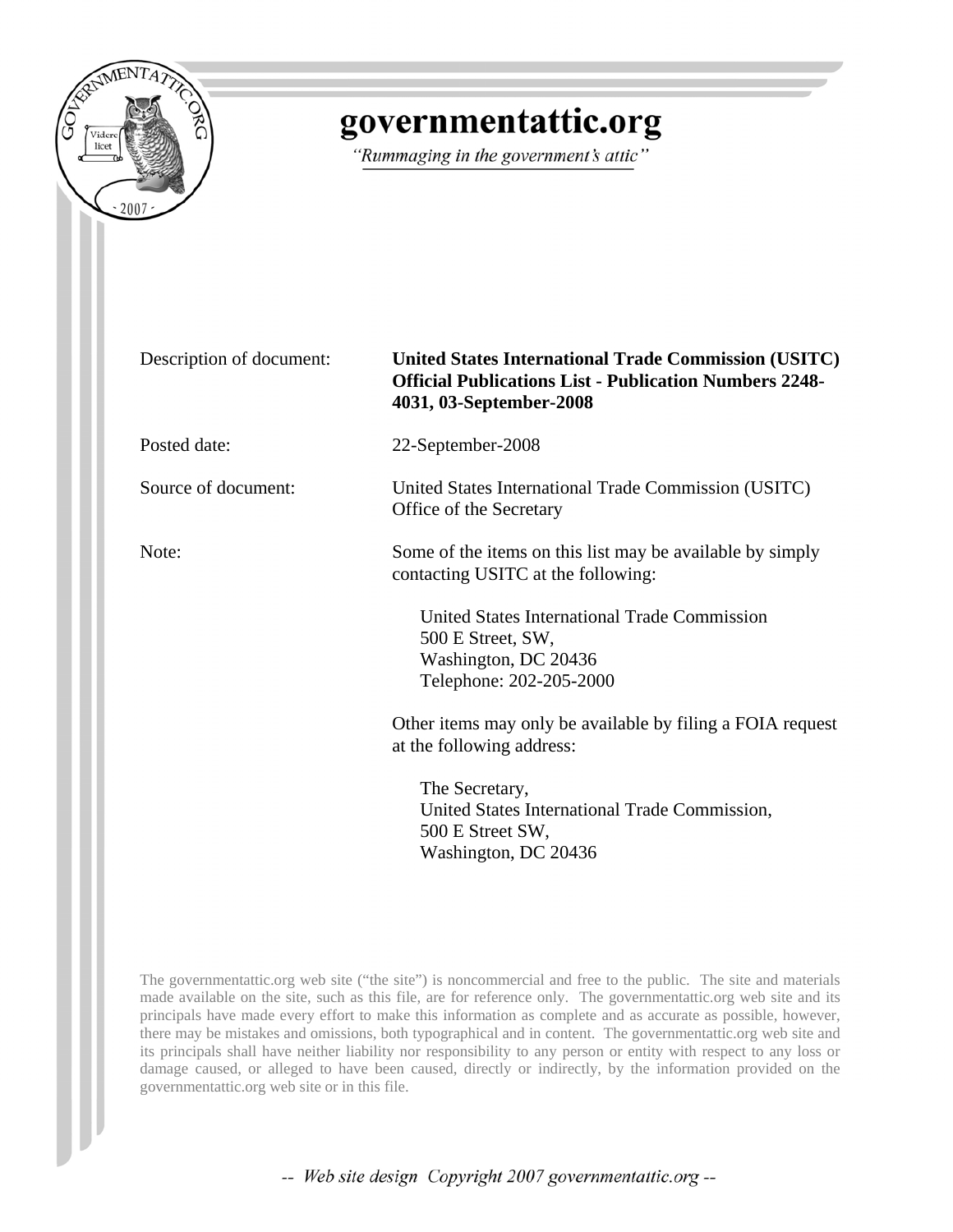# governmentattic.org

*"Rummaging in the government's attic"*

| | |
|---|---|
| Description of document: | **United States International Trade Commission (USITC) Official Publications List - Publication Numbers 2248-4031, 03-September-2008** |
| Posted date: | 22-September-2008 |
| Source of document: | United States International Trade Commission (USITC) Office of the Secretary |
| Note: | Some of the items on this list may be available by simply contacting USITC at the following: |

United States International Trade Commission
500 E Street, SW,
Washington, DC 20436
Telephone: 202-205-2000

Other items may only be available by filing a FOIA request at the following address:

The Secretary,
United States International Trade Commission,
500 E Street SW,
Washington, DC 20436

The governmentattic.org web site ("the site") is noncommercial and free to the public. The site and materials made available on the site, such as this file, are for reference only. The governmentattic.org web site and its principals have made every effort to make this information as complete and as accurate as possible, however, there may be mistakes and omissions, both typographical and in content. The governmentattic.org web site and its principals shall have neither liability nor responsibility to any person or entity with respect to any loss or damage caused, or alleged to have been caused, directly or indirectly, by the information provided on the governmentattic.org web site or in this file.

*-- Web site design Copyright 2007 governmentattic.org --*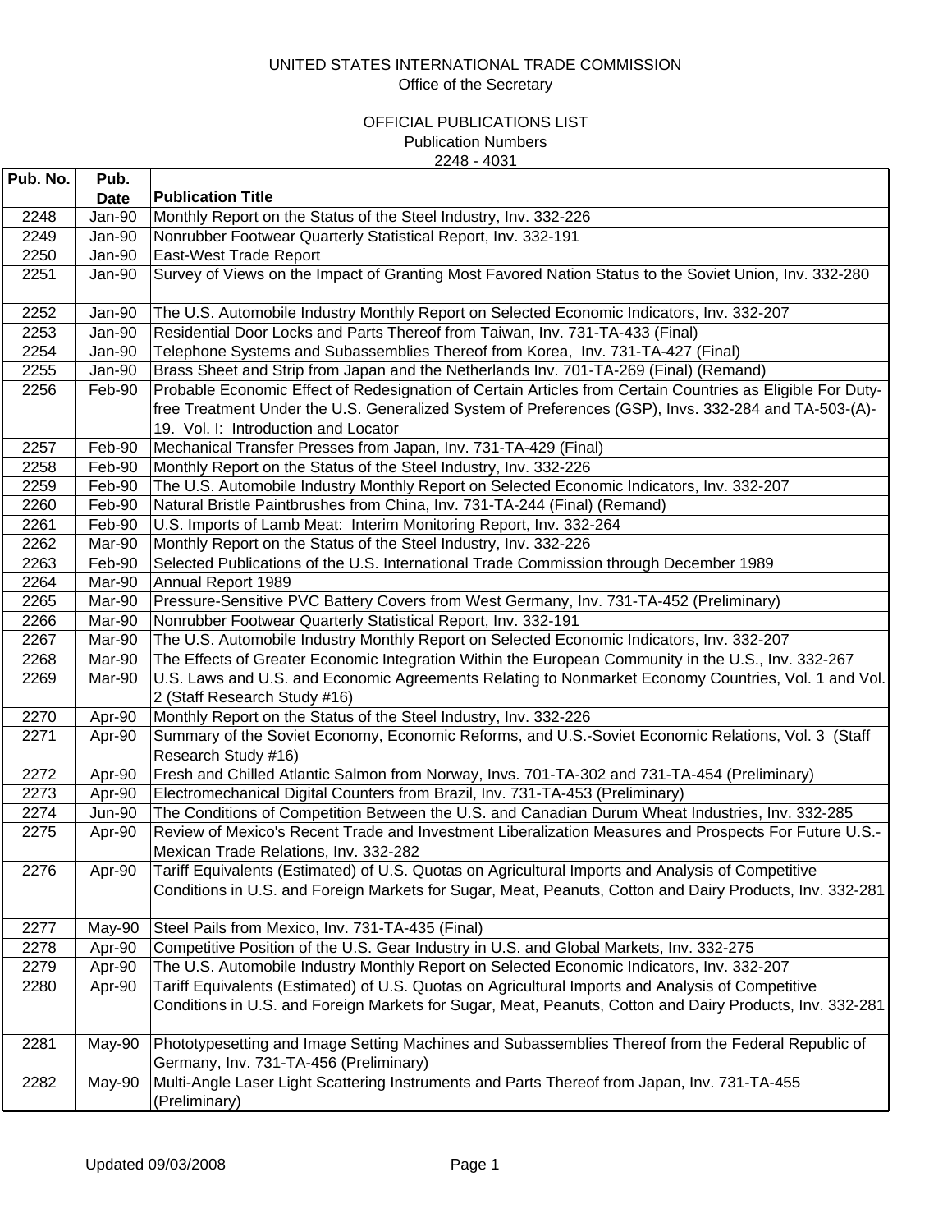UNITED STATES INTERNATIONAL TRADE COMMISSION
Office of the Secretary

OFFICIAL PUBLICATIONS LIST
Publication Numbers
2248 - 4031

| Pub. No. | Pub. Date | Publication Title |
|---|---|---|
| 2248 | Jan-90 | Monthly Report on the Status of the Steel Industry, Inv. 332-226 |
| 2249 | Jan-90 | Nonrubber Footwear Quarterly Statistical Report, Inv. 332-191 |
| 2250 | Jan-90 | East-West Trade Report |
| 2251 | Jan-90 | Survey of Views on the Impact of Granting Most Favored Nation Status to the Soviet Union, Inv. 332-280 |
| 2252 | Jan-90 | The U.S. Automobile Industry Monthly Report on Selected Economic Indicators, Inv. 332-207 |
| 2253 | Jan-90 | Residential Door Locks and Parts Thereof from Taiwan, Inv. 731-TA-433 (Final) |
| 2254 | Jan-90 | Telephone Systems and Subassemblies Thereof from Korea, Inv. 731-TA-427 (Final) |
| 2255 | Jan-90 | Brass Sheet and Strip from Japan and the Netherlands Inv. 701-TA-269 (Final) (Remand) |
| 2256 | Feb-90 | Probable Economic Effect of Redesignation of Certain Articles from Certain Countries as Eligible For Duty-free Treatment Under the U.S. Generalized System of Preferences (GSP), Invs. 332-284 and TA-503-(A)-19. Vol. I: Introduction and Locator |
| 2257 | Feb-90 | Mechanical Transfer Presses from Japan, Inv. 731-TA-429 (Final) |
| 2258 | Feb-90 | Monthly Report on the Status of the Steel Industry, Inv. 332-226 |
| 2259 | Feb-90 | The U.S. Automobile Industry Monthly Report on Selected Economic Indicators, Inv. 332-207 |
| 2260 | Feb-90 | Natural Bristle Paintbrushes from China, Inv. 731-TA-244 (Final) (Remand) |
| 2261 | Feb-90 | U.S. Imports of Lamb Meat: Interim Monitoring Report, Inv. 332-264 |
| 2262 | Mar-90 | Monthly Report on the Status of the Steel Industry, Inv. 332-226 |
| 2263 | Feb-90 | Selected Publications of the U.S. International Trade Commission through December 1989 |
| 2264 | Mar-90 | Annual Report 1989 |
| 2265 | Mar-90 | Pressure-Sensitive PVC Battery Covers from West Germany, Inv. 731-TA-452 (Preliminary) |
| 2266 | Mar-90 | Nonrubber Footwear Quarterly Statistical Report, Inv. 332-191 |
| 2267 | Mar-90 | The U.S. Automobile Industry Monthly Report on Selected Economic Indicators, Inv. 332-207 |
| 2268 | Mar-90 | The Effects of Greater Economic Integration Within the European Community in the U.S., Inv. 332-267 |
| 2269 | Mar-90 | U.S. Laws and U.S. and Economic Agreements Relating to Nonmarket Economy Countries, Vol. 1 and Vol. 2 (Staff Research Study #16) |
| 2270 | Apr-90 | Monthly Report on the Status of the Steel Industry, Inv. 332-226 |
| 2271 | Apr-90 | Summary of the Soviet Economy, Economic Reforms, and U.S.-Soviet Economic Relations, Vol. 3 (Staff Research Study #16) |
| 2272 | Apr-90 | Fresh and Chilled Atlantic Salmon from Norway, Invs. 701-TA-302 and 731-TA-454 (Preliminary) |
| 2273 | Apr-90 | Electromechanical Digital Counters from Brazil, Inv. 731-TA-453 (Preliminary) |
| 2274 | Jun-90 | The Conditions of Competition Between the U.S. and Canadian Durum Wheat Industries, Inv. 332-285 |
| 2275 | Apr-90 | Review of Mexico's Recent Trade and Investment Liberalization Measures and Prospects For Future U.S.-Mexican Trade Relations, Inv. 332-282 |
| 2276 | Apr-90 | Tariff Equivalents (Estimated) of U.S. Quotas on Agricultural Imports and Analysis of Competitive Conditions in U.S. and Foreign Markets for Sugar, Meat, Peanuts, Cotton and Dairy Products, Inv. 332-281 |
| 2277 | May-90 | Steel Pails from Mexico, Inv. 731-TA-435 (Final) |
| 2278 | Apr-90 | Competitive Position of the U.S. Gear Industry in U.S. and Global Markets, Inv. 332-275 |
| 2279 | Apr-90 | The U.S. Automobile Industry Monthly Report on Selected Economic Indicators, Inv. 332-207 |
| 2280 | Apr-90 | Tariff Equivalents (Estimated) of U.S. Quotas on Agricultural Imports and Analysis of Competitive Conditions in U.S. and Foreign Markets for Sugar, Meat, Peanuts, Cotton and Dairy Products, Inv. 332-281 |
| 2281 | May-90 | Phototypesetting and Image Setting Machines and Subassemblies Thereof from the Federal Republic of Germany, Inv. 731-TA-456 (Preliminary) |
| 2282 | May-90 | Multi-Angle Laser Light Scattering Instruments and Parts Thereof from Japan, Inv. 731-TA-455 (Preliminary) |

Updated 09/03/2008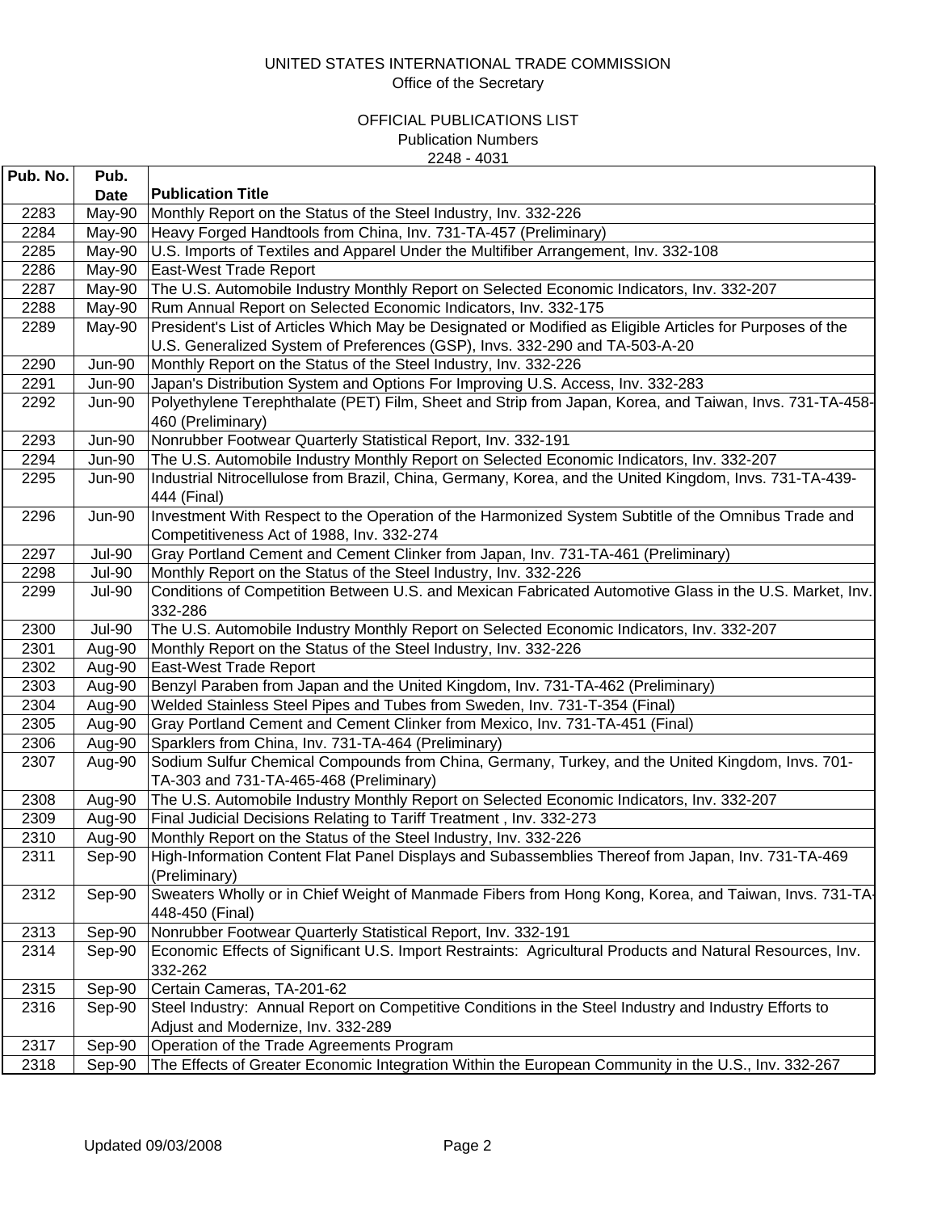UNITED STATES INTERNATIONAL TRADE COMMISSION
Office of the Secretary

OFFICIAL PUBLICATIONS LIST
Publication Numbers
2248 - 4031

| Pub. No. | Pub. Date | Publication Title |
|---|---|---|
| 2283 | May-90 | Monthly Report on the Status of the Steel Industry, Inv. 332-226 |
| 2284 | May-90 | Heavy Forged Handtools from China, Inv. 731-TA-457 (Preliminary) |
| 2285 | May-90 | U.S. Imports of Textiles and Apparel Under the Multifiber Arrangement, Inv. 332-108 |
| 2286 | May-90 | East-West Trade Report |
| 2287 | May-90 | The U.S. Automobile Industry Monthly Report on Selected Economic Indicators, Inv. 332-207 |
| 2288 | May-90 | Rum Annual Report on Selected Economic Indicators, Inv. 332-175 |
| 2289 | May-90 | President's List of Articles Which May be Designated or Modified as Eligible Articles for Purposes of the U.S. Generalized System of Preferences (GSP), Invs. 332-290 and TA-503-A-20 |
| 2290 | Jun-90 | Monthly Report on the Status of the Steel Industry, Inv. 332-226 |
| 2291 | Jun-90 | Japan's Distribution System and Options For Improving U.S. Access, Inv. 332-283 |
| 2292 | Jun-90 | Polyethylene Terephthalate (PET) Film, Sheet and Strip from Japan, Korea, and Taiwan, Invs. 731-TA-458-460 (Preliminary) |
| 2293 | Jun-90 | Nonrubber Footwear Quarterly Statistical Report, Inv. 332-191 |
| 2294 | Jun-90 | The U.S. Automobile Industry Monthly Report on Selected Economic Indicators, Inv. 332-207 |
| 2295 | Jun-90 | Industrial Nitrocellulose from Brazil, China, Germany, Korea, and the United Kingdom, Invs. 731-TA-439-444 (Final) |
| 2296 | Jun-90 | Investment With Respect to the Operation of the Harmonized System Subtitle of the Omnibus Trade and Competitiveness Act of 1988, Inv. 332-274 |
| 2297 | Jul-90 | Gray Portland Cement and Cement Clinker from Japan, Inv. 731-TA-461 (Preliminary) |
| 2298 | Jul-90 | Monthly Report on the Status of the Steel Industry, Inv. 332-226 |
| 2299 | Jul-90 | Conditions of Competition Between U.S. and Mexican Fabricated Automotive Glass in the U.S. Market, Inv. 332-286 |
| 2300 | Jul-90 | The U.S. Automobile Industry Monthly Report on Selected Economic Indicators, Inv. 332-207 |
| 2301 | Aug-90 | Monthly Report on the Status of the Steel Industry, Inv. 332-226 |
| 2302 | Aug-90 | East-West Trade Report |
| 2303 | Aug-90 | Benzyl Paraben from Japan and the United Kingdom, Inv. 731-TA-462 (Preliminary) |
| 2304 | Aug-90 | Welded Stainless Steel Pipes and Tubes from Sweden, Inv. 731-T-354 (Final) |
| 2305 | Aug-90 | Gray Portland Cement and Cement Clinker from Mexico, Inv. 731-TA-451 (Final) |
| 2306 | Aug-90 | Sparklers from China, Inv. 731-TA-464 (Preliminary) |
| 2307 | Aug-90 | Sodium Sulfur Chemical Compounds from China, Germany, Turkey, and the United Kingdom, Invs. 701-TA-303 and 731-TA-465-468 (Preliminary) |
| 2308 | Aug-90 | The U.S. Automobile Industry Monthly Report on Selected Economic Indicators, Inv. 332-207 |
| 2309 | Aug-90 | Final Judicial Decisions Relating to Tariff Treatment , Inv. 332-273 |
| 2310 | Aug-90 | Monthly Report on the Status of the Steel Industry, Inv. 332-226 |
| 2311 | Sep-90 | High-Information Content Flat Panel Displays and Subassemblies Thereof from Japan, Inv. 731-TA-469 (Preliminary) |
| 2312 | Sep-90 | Sweaters Wholly or in Chief Weight of Manmade Fibers from Hong Kong, Korea, and Taiwan, Invs. 731-TA-448-450 (Final) |
| 2313 | Sep-90 | Nonrubber Footwear Quarterly Statistical Report, Inv. 332-191 |
| 2314 | Sep-90 | Economic Effects of Significant U.S. Import Restraints: Agricultural Products and Natural Resources, Inv. 332-262 |
| 2315 | Sep-90 | Certain Cameras, TA-201-62 |
| 2316 | Sep-90 | Steel Industry: Annual Report on Competitive Conditions in the Steel Industry and Industry Efforts to Adjust and Modernize, Inv. 332-289 |
| 2317 | Sep-90 | Operation of the Trade Agreements Program |
| 2318 | Sep-90 | The Effects of Greater Economic Integration Within the European Community in the U.S., Inv. 332-267 |

Updated 09/03/2008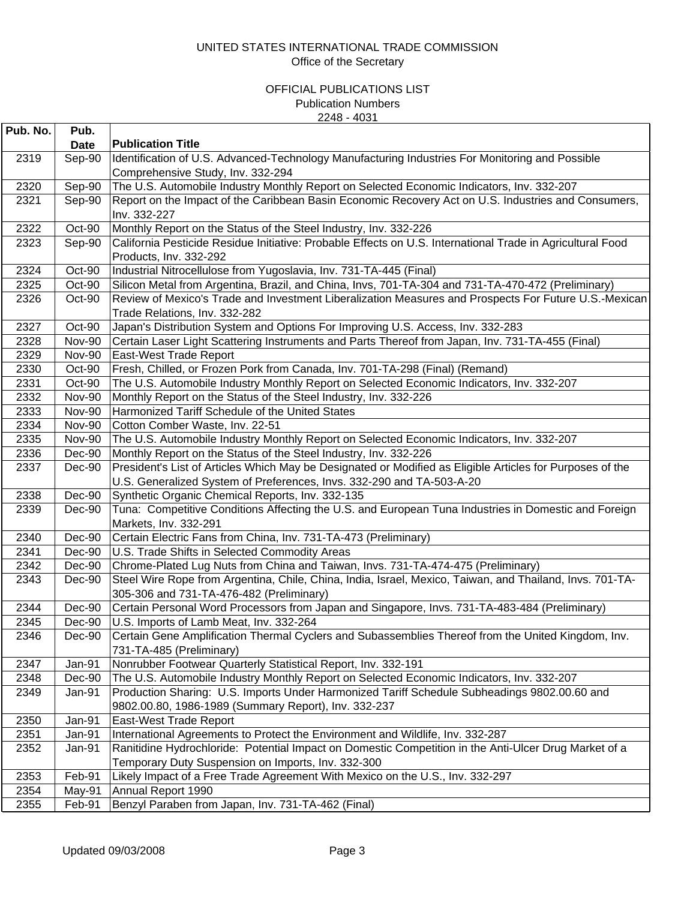UNITED STATES INTERNATIONAL TRADE COMMISSION
Office of the Secretary

OFFICIAL PUBLICATIONS LIST
Publication Numbers
2248 - 4031

| Pub. No. | Pub. Date | Publication Title |
|---|---|---|
| 2319 | Sep-90 | Identification of U.S. Advanced-Technology Manufacturing Industries For Monitoring and Possible Comprehensive Study, Inv. 332-294 |
| 2320 | Sep-90 | The U.S. Automobile Industry Monthly Report on Selected Economic Indicators, Inv. 332-207 |
| 2321 | Sep-90 | Report on the Impact of the Caribbean Basin Economic Recovery Act on U.S. Industries and Consumers, Inv. 332-227 |
| 2322 | Oct-90 | Monthly Report on the Status of the Steel Industry, Inv. 332-226 |
| 2323 | Sep-90 | California Pesticide Residue Initiative: Probable Effects on U.S. International Trade in Agricultural Food Products, Inv. 332-292 |
| 2324 | Oct-90 | Industrial Nitrocellulose from Yugoslavia, Inv. 731-TA-445 (Final) |
| 2325 | Oct-90 | Silicon Metal from Argentina, Brazil, and China, Invs, 701-TA-304 and 731-TA-470-472 (Preliminary) |
| 2326 | Oct-90 | Review of Mexico's Trade and Investment Liberalization Measures and Prospects For Future U.S.-Mexican Trade Relations, Inv. 332-282 |
| 2327 | Oct-90 | Japan's Distribution System and Options For Improving U.S. Access, Inv. 332-283 |
| 2328 | Nov-90 | Certain Laser Light Scattering Instruments and Parts Thereof from Japan, Inv. 731-TA-455 (Final) |
| 2329 | Nov-90 | East-West Trade Report |
| 2330 | Oct-90 | Fresh, Chilled, or Frozen Pork from Canada, Inv. 701-TA-298 (Final) (Remand) |
| 2331 | Oct-90 | The U.S. Automobile Industry Monthly Report on Selected Economic Indicators, Inv. 332-207 |
| 2332 | Nov-90 | Monthly Report on the Status of the Steel Industry, Inv. 332-226 |
| 2333 | Nov-90 | Harmonized Tariff Schedule of the United States |
| 2334 | Nov-90 | Cotton Comber Waste, Inv. 22-51 |
| 2335 | Nov-90 | The U.S. Automobile Industry Monthly Report on Selected Economic Indicators, Inv. 332-207 |
| 2336 | Dec-90 | Monthly Report on the Status of the Steel Industry, Inv. 332-226 |
| 2337 | Dec-90 | President's List of Articles Which May be Designated or Modified as Eligible Articles for Purposes of the U.S. Generalized System of Preferences, Invs. 332-290 and TA-503-A-20 |
| 2338 | Dec-90 | Synthetic Organic Chemical Reports, Inv. 332-135 |
| 2339 | Dec-90 | Tuna: Competitive Conditions Affecting the U.S. and European Tuna Industries in Domestic and Foreign Markets, Inv. 332-291 |
| 2340 | Dec-90 | Certain Electric Fans from China, Inv. 731-TA-473 (Preliminary) |
| 2341 | Dec-90 | U.S. Trade Shifts in Selected Commodity Areas |
| 2342 | Dec-90 | Chrome-Plated Lug Nuts from China and Taiwan, Invs. 731-TA-474-475 (Preliminary) |
| 2343 | Dec-90 | Steel Wire Rope from Argentina, Chile, China, India, Israel, Mexico, Taiwan, and Thailand, Invs. 701-TA-305-306 and 731-TA-476-482 (Preliminary) |
| 2344 | Dec-90 | Certain Personal Word Processors from Japan and Singapore, Invs. 731-TA-483-484 (Preliminary) |
| 2345 | Dec-90 | U.S. Imports of Lamb Meat, Inv. 332-264 |
| 2346 | Dec-90 | Certain Gene Amplification Thermal Cyclers and Subassemblies Thereof from the United Kingdom, Inv. 731-TA-485 (Preliminary) |
| 2347 | Jan-91 | Nonrubber Footwear Quarterly Statistical Report, Inv. 332-191 |
| 2348 | Dec-90 | The U.S. Automobile Industry Monthly Report on Selected Economic Indicators, Inv. 332-207 |
| 2349 | Jan-91 | Production Sharing: U.S. Imports Under Harmonized Tariff Schedule Subheadings 9802.00.60 and 9802.00.80, 1986-1989 (Summary Report), Inv. 332-237 |
| 2350 | Jan-91 | East-West Trade Report |
| 2351 | Jan-91 | International Agreements to Protect the Environment and Wildlife, Inv. 332-287 |
| 2352 | Jan-91 | Ranitidine Hydrochloride: Potential Impact on Domestic Competition in the Anti-Ulcer Drug Market of a Temporary Duty Suspension on Imports, Inv. 332-300 |
| 2353 | Feb-91 | Likely Impact of a Free Trade Agreement With Mexico on the U.S., Inv. 332-297 |
| 2354 | May-91 | Annual Report 1990 |
| 2355 | Feb-91 | Benzyl Paraben from Japan, Inv. 731-TA-462 (Final) |

Updated 09/03/2008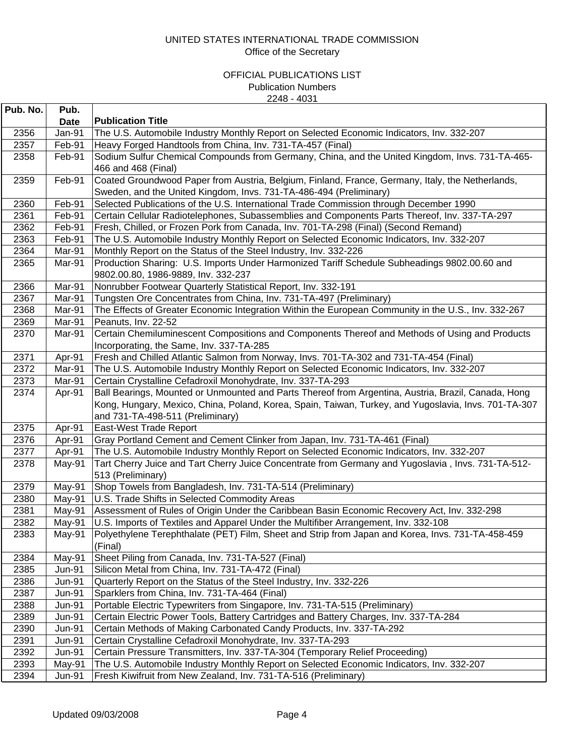UNITED STATES INTERNATIONAL TRADE COMMISSION
Office of the Secretary

OFFICIAL PUBLICATIONS LIST
Publication Numbers
2248 - 4031

| Pub. No. | Pub. Date | Publication Title |
|---|---|---|
| 2356 | Jan-91 | The U.S. Automobile Industry Monthly Report on Selected Economic Indicators, Inv. 332-207 |
| 2357 | Feb-91 | Heavy Forged Handtools from China, Inv. 731-TA-457 (Final) |
| 2358 | Feb-91 | Sodium Sulfur Chemical Compounds from Germany, China, and the United Kingdom, Invs. 731-TA-465-466 and 468 (Final) |
| 2359 | Feb-91 | Coated Groundwood Paper from Austria, Belgium, Finland, France, Germany, Italy, the Netherlands, Sweden, and the United Kingdom, Invs. 731-TA-486-494 (Preliminary) |
| 2360 | Feb-91 | Selected Publications of the U.S. International Trade Commission through December 1990 |
| 2361 | Feb-91 | Certain Cellular Radiotelephones, Subassemblies and Components Parts Thereof, Inv. 337-TA-297 |
| 2362 | Feb-91 | Fresh, Chilled, or Frozen Pork from Canada, Inv. 701-TA-298 (Final) (Second Remand) |
| 2363 | Feb-91 | The U.S. Automobile Industry Monthly Report on Selected Economic Indicators, Inv. 332-207 |
| 2364 | Mar-91 | Monthly Report on the Status of the Steel Industry, Inv. 332-226 |
| 2365 | Mar-91 | Production Sharing: U.S. Imports Under Harmonized Tariff Schedule Subheadings 9802.00.60 and 9802.00.80, 1986-9889, Inv. 332-237 |
| 2366 | Mar-91 | Nonrubber Footwear Quarterly Statistical Report, Inv. 332-191 |
| 2367 | Mar-91 | Tungsten Ore Concentrates from China, Inv. 731-TA-497 (Preliminary) |
| 2368 | Mar-91 | The Effects of Greater Economic Integration Within the European Community in the U.S., Inv. 332-267 |
| 2369 | Mar-91 | Peanuts, Inv. 22-52 |
| 2370 | Mar-91 | Certain Chemiluminescent Compositions and Components Thereof and Methods of Using and Products Incorporating, the Same, Inv. 337-TA-285 |
| 2371 | Apr-91 | Fresh and Chilled Atlantic Salmon from Norway, Invs. 701-TA-302 and 731-TA-454 (Final) |
| 2372 | Mar-91 | The U.S. Automobile Industry Monthly Report on Selected Economic Indicators, Inv. 332-207 |
| 2373 | Mar-91 | Certain Crystalline Cefadroxil Monohydrate, Inv. 337-TA-293 |
| 2374 | Apr-91 | Ball Bearings, Mounted or Unmounted and Parts Thereof from Argentina, Austria, Brazil, Canada, Hong Kong, Hungary, Mexico, China, Poland, Korea, Spain, Taiwan, Turkey, and Yugoslavia, Invs. 701-TA-307 and 731-TA-498-511 (Preliminary) |
| 2375 | Apr-91 | East-West Trade Report |
| 2376 | Apr-91 | Gray Portland Cement and Cement Clinker from Japan, Inv. 731-TA-461 (Final) |
| 2377 | Apr-91 | The U.S. Automobile Industry Monthly Report on Selected Economic Indicators, Inv. 332-207 |
| 2378 | May-91 | Tart Cherry Juice and Tart Cherry Juice Concentrate from Germany and Yugoslavia , Invs. 731-TA-512-513 (Preliminary) |
| 2379 | May-91 | Shop Towels from Bangladesh, Inv. 731-TA-514 (Preliminary) |
| 2380 | May-91 | U.S. Trade Shifts in Selected Commodity Areas |
| 2381 | May-91 | Assessment of Rules of Origin Under the Caribbean Basin Economic Recovery Act, Inv. 332-298 |
| 2382 | May-91 | U.S. Imports of Textiles and Apparel Under the Multifiber Arrangement, Inv. 332-108 |
| 2383 | May-91 | Polyethylene Terephthalate (PET) Film, Sheet and Strip from Japan and Korea, Invs. 731-TA-458-459 (Final) |
| 2384 | May-91 | Sheet Piling from Canada, Inv. 731-TA-527 (Final) |
| 2385 | Jun-91 | Silicon Metal from China, Inv. 731-TA-472 (Final) |
| 2386 | Jun-91 | Quarterly Report on the Status of the Steel Industry, Inv. 332-226 |
| 2387 | Jun-91 | Sparklers from China, Inv. 731-TA-464 (Final) |
| 2388 | Jun-91 | Portable Electric Typewriters from Singapore, Inv. 731-TA-515 (Preliminary) |
| 2389 | Jun-91 | Certain Electric Power Tools, Battery Cartridges and Battery Charges, Inv. 337-TA-284 |
| 2390 | Jun-91 | Certain Methods of Making Carbonated Candy Products, Inv. 337-TA-292 |
| 2391 | Jun-91 | Certain Crystalline Cefadroxil Monohydrate, Inv. 337-TA-293 |
| 2392 | Jun-91 | Certain Pressure Transmitters, Inv. 337-TA-304 (Temporary Relief Proceeding) |
| 2393 | May-91 | The U.S. Automobile Industry Monthly Report on Selected Economic Indicators, Inv. 332-207 |
| 2394 | Jun-91 | Fresh Kiwifruit from New Zealand, Inv. 731-TA-516 (Preliminary) |

Updated 09/03/2008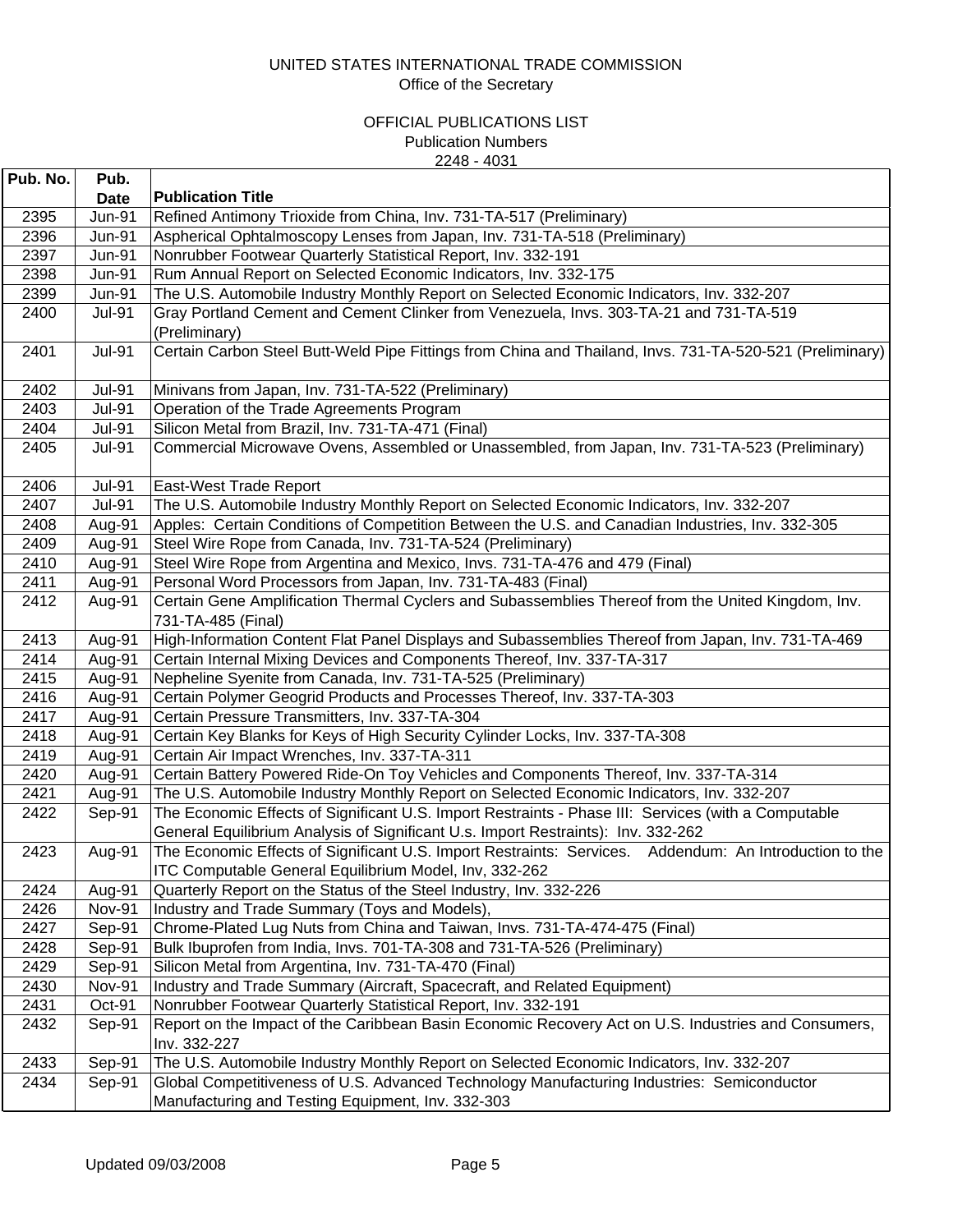UNITED STATES INTERNATIONAL TRADE COMMISSION
Office of the Secretary

OFFICIAL PUBLICATIONS LIST
Publication Numbers
2248 - 4031

| Pub. No. | Pub. Date | Publication Title |
|---|---|---|
| 2395 | Jun-91 | Refined Antimony Trioxide from China, Inv. 731-TA-517 (Preliminary) |
| 2396 | Jun-91 | Aspherical Ophtalmoscopy Lenses from Japan, Inv. 731-TA-518 (Preliminary) |
| 2397 | Jun-91 | Nonrubber Footwear Quarterly Statistical Report, Inv. 332-191 |
| 2398 | Jun-91 | Rum Annual Report on Selected Economic Indicators, Inv. 332-175 |
| 2399 | Jun-91 | The U.S. Automobile Industry Monthly Report on Selected Economic Indicators, Inv. 332-207 |
| 2400 | Jul-91 | Gray Portland Cement and Cement Clinker from Venezuela, Invs. 303-TA-21 and 731-TA-519 (Preliminary) |
| 2401 | Jul-91 | Certain Carbon Steel Butt-Weld Pipe Fittings from China and Thailand, Invs. 731-TA-520-521 (Preliminary) |
| 2402 | Jul-91 | Minivans from Japan, Inv. 731-TA-522 (Preliminary) |
| 2403 | Jul-91 | Operation of the Trade Agreements Program |
| 2404 | Jul-91 | Silicon Metal from Brazil, Inv. 731-TA-471 (Final) |
| 2405 | Jul-91 | Commercial Microwave Ovens, Assembled or Unassembled, from Japan, Inv. 731-TA-523 (Preliminary) |
| 2406 | Jul-91 | East-West Trade Report |
| 2407 | Jul-91 | The U.S. Automobile Industry Monthly Report on Selected Economic Indicators, Inv. 332-207 |
| 2408 | Aug-91 | Apples: Certain Conditions of Competition Between the U.S. and Canadian Industries, Inv. 332-305 |
| 2409 | Aug-91 | Steel Wire Rope from Canada, Inv. 731-TA-524 (Preliminary) |
| 2410 | Aug-91 | Steel Wire Rope from Argentina and Mexico, Invs. 731-TA-476 and 479 (Final) |
| 2411 | Aug-91 | Personal Word Processors from Japan, Inv. 731-TA-483 (Final) |
| 2412 | Aug-91 | Certain Gene Amplification Thermal Cyclers and Subassemblies Thereof from the United Kingdom, Inv. 731-TA-485 (Final) |
| 2413 | Aug-91 | High-Information Content Flat Panel Displays and Subassemblies Thereof from Japan, Inv. 731-TA-469 |
| 2414 | Aug-91 | Certain Internal Mixing Devices and Components Thereof, Inv. 337-TA-317 |
| 2415 | Aug-91 | Nepheline Syenite from Canada, Inv. 731-TA-525 (Preliminary) |
| 2416 | Aug-91 | Certain Polymer Geogrid Products and Processes Thereof, Inv. 337-TA-303 |
| 2417 | Aug-91 | Certain Pressure Transmitters, Inv. 337-TA-304 |
| 2418 | Aug-91 | Certain Key Blanks for Keys of High Security Cylinder Locks, Inv. 337-TA-308 |
| 2419 | Aug-91 | Certain Air Impact Wrenches, Inv. 337-TA-311 |
| 2420 | Aug-91 | Certain Battery Powered Ride-On Toy Vehicles and Components Thereof, Inv. 337-TA-314 |
| 2421 | Aug-91 | The U.S. Automobile Industry Monthly Report on Selected Economic Indicators, Inv. 332-207 |
| 2422 | Sep-91 | The Economic Effects of Significant U.S. Import Restraints - Phase III: Services (with a Computable General Equilibrium Analysis of Significant U.s. Import Restraints): Inv. 332-262 |
| 2423 | Aug-91 | The Economic Effects of Significant U.S. Import Restraints: Services. Addendum: An Introduction to the ITC Computable General Equilibrium Model, Inv, 332-262 |
| 2424 | Aug-91 | Quarterly Report on the Status of the Steel Industry, Inv. 332-226 |
| 2426 | Nov-91 | Industry and Trade Summary (Toys and Models), |
| 2427 | Sep-91 | Chrome-Plated Lug Nuts from China and Taiwan, Invs. 731-TA-474-475 (Final) |
| 2428 | Sep-91 | Bulk Ibuprofen from India, Invs. 701-TA-308 and 731-TA-526 (Preliminary) |
| 2429 | Sep-91 | Silicon Metal from Argentina, Inv. 731-TA-470 (Final) |
| 2430 | Nov-91 | Industry and Trade Summary (Aircraft, Spacecraft, and Related Equipment) |
| 2431 | Oct-91 | Nonrubber Footwear Quarterly Statistical Report, Inv. 332-191 |
| 2432 | Sep-91 | Report on the Impact of the Caribbean Basin Economic Recovery Act on U.S. Industries and Consumers, Inv. 332-227 |
| 2433 | Sep-91 | The U.S. Automobile Industry Monthly Report on Selected Economic Indicators, Inv. 332-207 |
| 2434 | Sep-91 | Global Competitiveness of U.S. Advanced Technology Manufacturing Industries: Semiconductor Manufacturing and Testing Equipment, Inv. 332-303 |

Updated 09/03/2008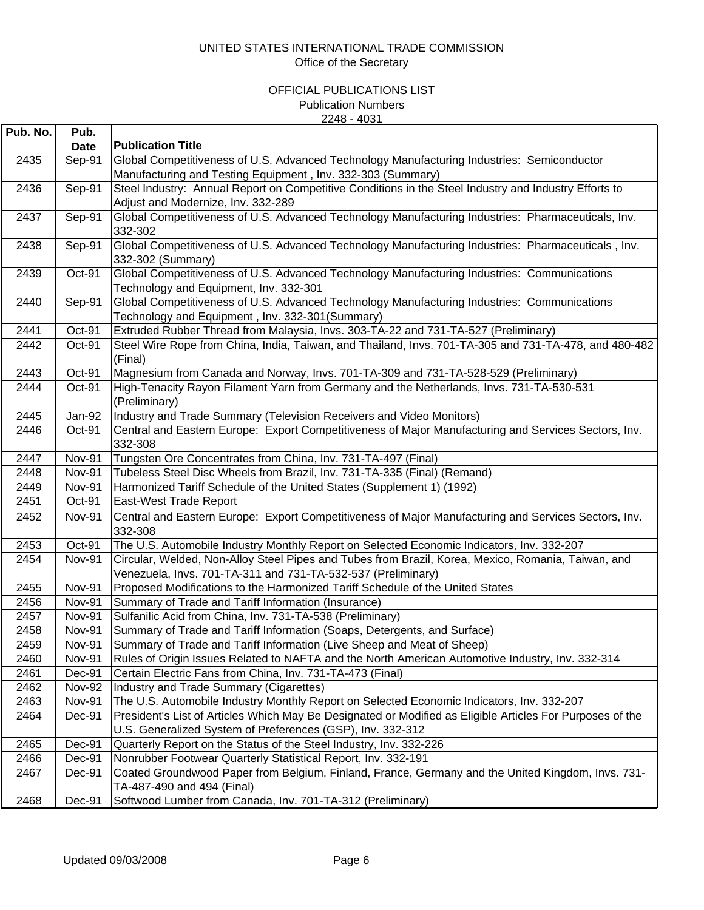UNITED STATES INTERNATIONAL TRADE COMMISSION
Office of the Secretary

OFFICIAL PUBLICATIONS LIST
Publication Numbers
2248 - 4031

| Pub. No. | Pub. Date | Publication Title |
|---|---|---|
| 2435 | Sep-91 | Global Competitiveness of U.S. Advanced Technology Manufacturing Industries: Semiconductor Manufacturing and Testing Equipment , Inv. 332-303 (Summary) |
| 2436 | Sep-91 | Steel Industry: Annual Report on Competitive Conditions in the Steel Industry and Industry Efforts to Adjust and Modernize, Inv. 332-289 |
| 2437 | Sep-91 | Global Competitiveness of U.S. Advanced Technology Manufacturing Industries: Pharmaceuticals, Inv. 332-302 |
| 2438 | Sep-91 | Global Competitiveness of U.S. Advanced Technology Manufacturing Industries: Pharmaceuticals , Inv. 332-302 (Summary) |
| 2439 | Oct-91 | Global Competitiveness of U.S. Advanced Technology Manufacturing Industries: Communications Technology and Equipment, Inv. 332-301 |
| 2440 | Sep-91 | Global Competitiveness of U.S. Advanced Technology Manufacturing Industries: Communications Technology and Equipment , Inv. 332-301(Summary) |
| 2441 | Oct-91 | Extruded Rubber Thread from Malaysia, Invs. 303-TA-22 and 731-TA-527 (Preliminary) |
| 2442 | Oct-91 | Steel Wire Rope from China, India, Taiwan, and Thailand, Invs. 701-TA-305 and 731-TA-478, and 480-482 (Final) |
| 2443 | Oct-91 | Magnesium from Canada and Norway, Invs. 701-TA-309 and 731-TA-528-529 (Preliminary) |
| 2444 | Oct-91 | High-Tenacity Rayon Filament Yarn from Germany and the Netherlands, Invs. 731-TA-530-531 (Preliminary) |
| 2445 | Jan-92 | Industry and Trade Summary (Television Receivers and Video Monitors) |
| 2446 | Oct-91 | Central and Eastern Europe: Export Competitiveness of Major Manufacturing and Services Sectors, Inv. 332-308 |
| 2447 | Nov-91 | Tungsten Ore Concentrates from China, Inv. 731-TA-497 (Final) |
| 2448 | Nov-91 | Tubeless Steel Disc Wheels from Brazil, Inv. 731-TA-335 (Final) (Remand) |
| 2449 | Nov-91 | Harmonized Tariff Schedule of the United States (Supplement 1) (1992) |
| 2451 | Oct-91 | East-West Trade Report |
| 2452 | Nov-91 | Central and Eastern Europe: Export Competitiveness of Major Manufacturing and Services Sectors, Inv. 332-308 |
| 2453 | Oct-91 | The U.S. Automobile Industry Monthly Report on Selected Economic Indicators, Inv. 332-207 |
| 2454 | Nov-91 | Circular, Welded, Non-Alloy Steel Pipes and Tubes from Brazil, Korea, Mexico, Romania, Taiwan, and Venezuela, Invs. 701-TA-311 and 731-TA-532-537 (Preliminary) |
| 2455 | Nov-91 | Proposed Modifications to the Harmonized Tariff Schedule of the United States |
| 2456 | Nov-91 | Summary of Trade and Tariff Information (Insurance) |
| 2457 | Nov-91 | Sulfanilic Acid from China, Inv. 731-TA-538 (Preliminary) |
| 2458 | Nov-91 | Summary of Trade and Tariff Information (Soaps, Detergents, and Surface) |
| 2459 | Nov-91 | Summary of Trade and Tariff Information (Live Sheep and Meat of Sheep) |
| 2460 | Nov-91 | Rules of Origin Issues Related to NAFTA and the North American Automotive Industry, Inv. 332-314 |
| 2461 | Dec-91 | Certain Electric Fans from China, Inv. 731-TA-473 (Final) |
| 2462 | Nov-92 | Industry and Trade Summary (Cigarettes) |
| 2463 | Nov-91 | The U.S. Automobile Industry Monthly Report on Selected Economic Indicators, Inv. 332-207 |
| 2464 | Dec-91 | President's List of Articles Which May Be Designated or Modified as Eligible Articles For Purposes of the U.S. Generalized System of Preferences (GSP), Inv. 332-312 |
| 2465 | Dec-91 | Quarterly Report on the Status of the Steel Industry, Inv. 332-226 |
| 2466 | Dec-91 | Nonrubber Footwear Quarterly Statistical Report, Inv. 332-191 |
| 2467 | Dec-91 | Coated Groundwood Paper from Belgium, Finland, France, Germany and the United Kingdom, Invs. 731-TA-487-490 and 494 (Final) |
| 2468 | Dec-91 | Softwood Lumber from Canada, Inv. 701-TA-312 (Preliminary) |

Updated 09/03/2008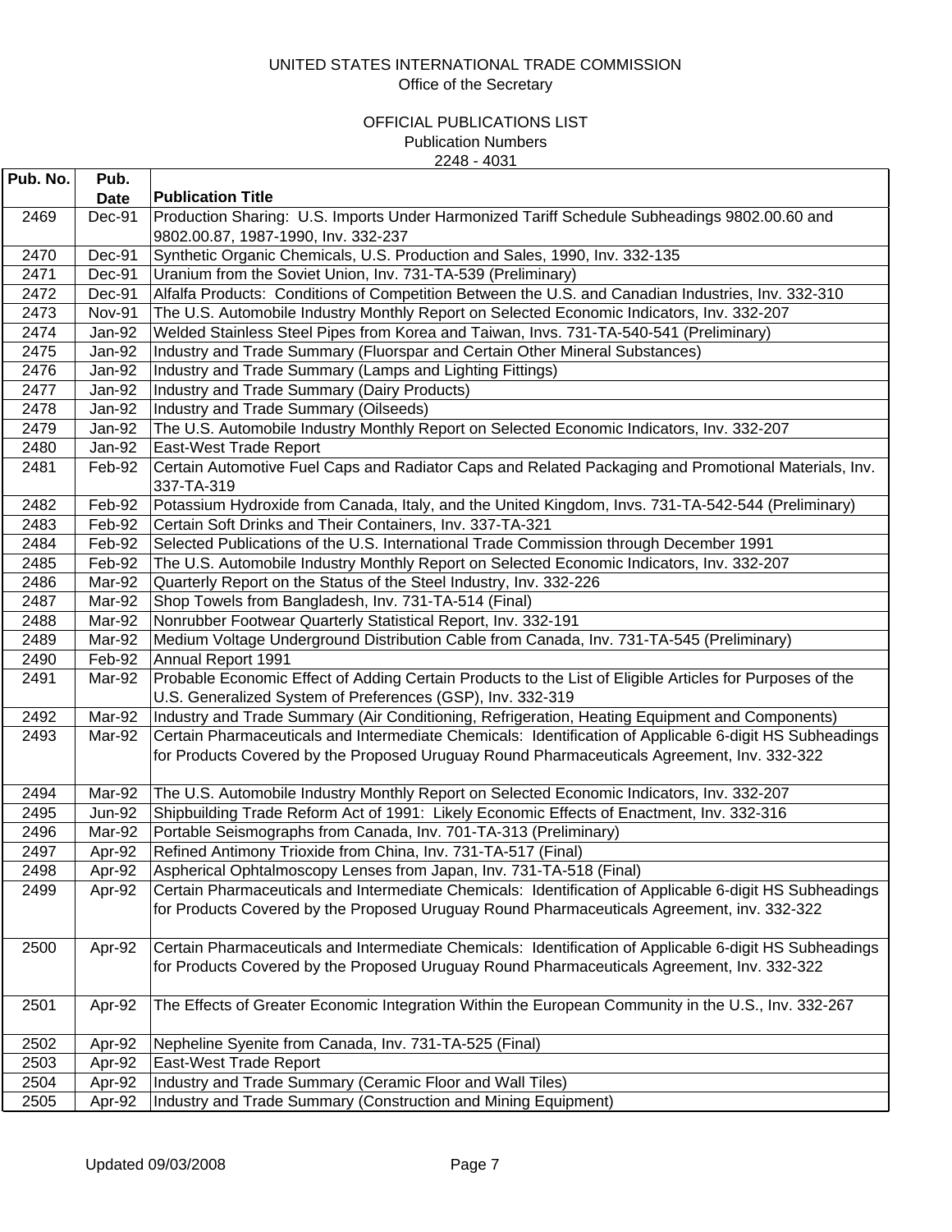UNITED STATES INTERNATIONAL TRADE COMMISSION
Office of the Secretary

OFFICIAL PUBLICATIONS LIST
Publication Numbers
2248 - 4031

| Pub. No. | Pub. Date | Publication Title |
|---|---|---|
| 2469 | Dec-91 | Production Sharing: U.S. Imports Under Harmonized Tariff Schedule Subheadings 9802.00.60 and 9802.00.87, 1987-1990, Inv. 332-237 |
| 2470 | Dec-91 | Synthetic Organic Chemicals, U.S. Production and Sales, 1990, Inv. 332-135 |
| 2471 | Dec-91 | Uranium from the Soviet Union, Inv. 731-TA-539 (Preliminary) |
| 2472 | Dec-91 | Alfalfa Products: Conditions of Competition Between the U.S. and Canadian Industries, Inv. 332-310 |
| 2473 | Nov-91 | The U.S. Automobile Industry Monthly Report on Selected Economic Indicators, Inv. 332-207 |
| 2474 | Jan-92 | Welded Stainless Steel Pipes from Korea and Taiwan, Invs. 731-TA-540-541 (Preliminary) |
| 2475 | Jan-92 | Industry and Trade Summary (Fluorspar and Certain Other Mineral Substances) |
| 2476 | Jan-92 | Industry and Trade Summary (Lamps and Lighting Fittings) |
| 2477 | Jan-92 | Industry and Trade Summary (Dairy Products) |
| 2478 | Jan-92 | Industry and Trade Summary (Oilseeds) |
| 2479 | Jan-92 | The U.S. Automobile Industry Monthly Report on Selected Economic Indicators, Inv. 332-207 |
| 2480 | Jan-92 | East-West Trade Report |
| 2481 | Feb-92 | Certain Automotive Fuel Caps and Radiator Caps and Related Packaging and Promotional Materials, Inv. 337-TA-319 |
| 2482 | Feb-92 | Potassium Hydroxide from Canada, Italy, and the United Kingdom, Invs. 731-TA-542-544 (Preliminary) |
| 2483 | Feb-92 | Certain Soft Drinks and Their Containers, Inv. 337-TA-321 |
| 2484 | Feb-92 | Selected Publications of the U.S. International Trade Commission through December 1991 |
| 2485 | Feb-92 | The U.S. Automobile Industry Monthly Report on Selected Economic Indicators, Inv. 332-207 |
| 2486 | Mar-92 | Quarterly Report on the Status of the Steel Industry, Inv. 332-226 |
| 2487 | Mar-92 | Shop Towels from Bangladesh, Inv. 731-TA-514 (Final) |
| 2488 | Mar-92 | Nonrubber Footwear Quarterly Statistical Report, Inv. 332-191 |
| 2489 | Mar-92 | Medium Voltage Underground Distribution Cable from Canada, Inv. 731-TA-545 (Preliminary) |
| 2490 | Feb-92 | Annual Report 1991 |
| 2491 | Mar-92 | Probable Economic Effect of Adding Certain Products to the List of Eligible Articles for Purposes of the U.S. Generalized System of Preferences (GSP), Inv. 332-319 |
| 2492 | Mar-92 | Industry and Trade Summary (Air Conditioning, Refrigeration, Heating Equipment and Components) |
| 2493 | Mar-92 | Certain Pharmaceuticals and Intermediate Chemicals: Identification of Applicable 6-digit HS Subheadings for Products Covered by the Proposed Uruguay Round Pharmaceuticals Agreement, Inv. 332-322 |
| 2494 | Mar-92 | The U.S. Automobile Industry Monthly Report on Selected Economic Indicators, Inv. 332-207 |
| 2495 | Jun-92 | Shipbuilding Trade Reform Act of 1991: Likely Economic Effects of Enactment, Inv. 332-316 |
| 2496 | Mar-92 | Portable Seismographs from Canada, Inv. 701-TA-313 (Preliminary) |
| 2497 | Apr-92 | Refined Antimony Trioxide from China, Inv. 731-TA-517 (Final) |
| 2498 | Apr-92 | Aspherical Ophtalmoscopy Lenses from Japan, Inv. 731-TA-518 (Final) |
| 2499 | Apr-92 | Certain Pharmaceuticals and Intermediate Chemicals: Identification of Applicable 6-digit HS Subheadings for Products Covered by the Proposed Uruguay Round Pharmaceuticals Agreement, inv. 332-322 |
| 2500 | Apr-92 | Certain Pharmaceuticals and Intermediate Chemicals: Identification of Applicable 6-digit HS Subheadings for Products Covered by the Proposed Uruguay Round Pharmaceuticals Agreement, Inv. 332-322 |
| 2501 | Apr-92 | The Effects of Greater Economic Integration Within the European Community in the U.S., Inv. 332-267 |
| 2502 | Apr-92 | Nepheline Syenite from Canada, Inv. 731-TA-525 (Final) |
| 2503 | Apr-92 | East-West Trade Report |
| 2504 | Apr-92 | Industry and Trade Summary (Ceramic Floor and Wall Tiles) |
| 2505 | Apr-92 | Industry and Trade Summary (Construction and Mining Equipment) |

Updated 09/03/2008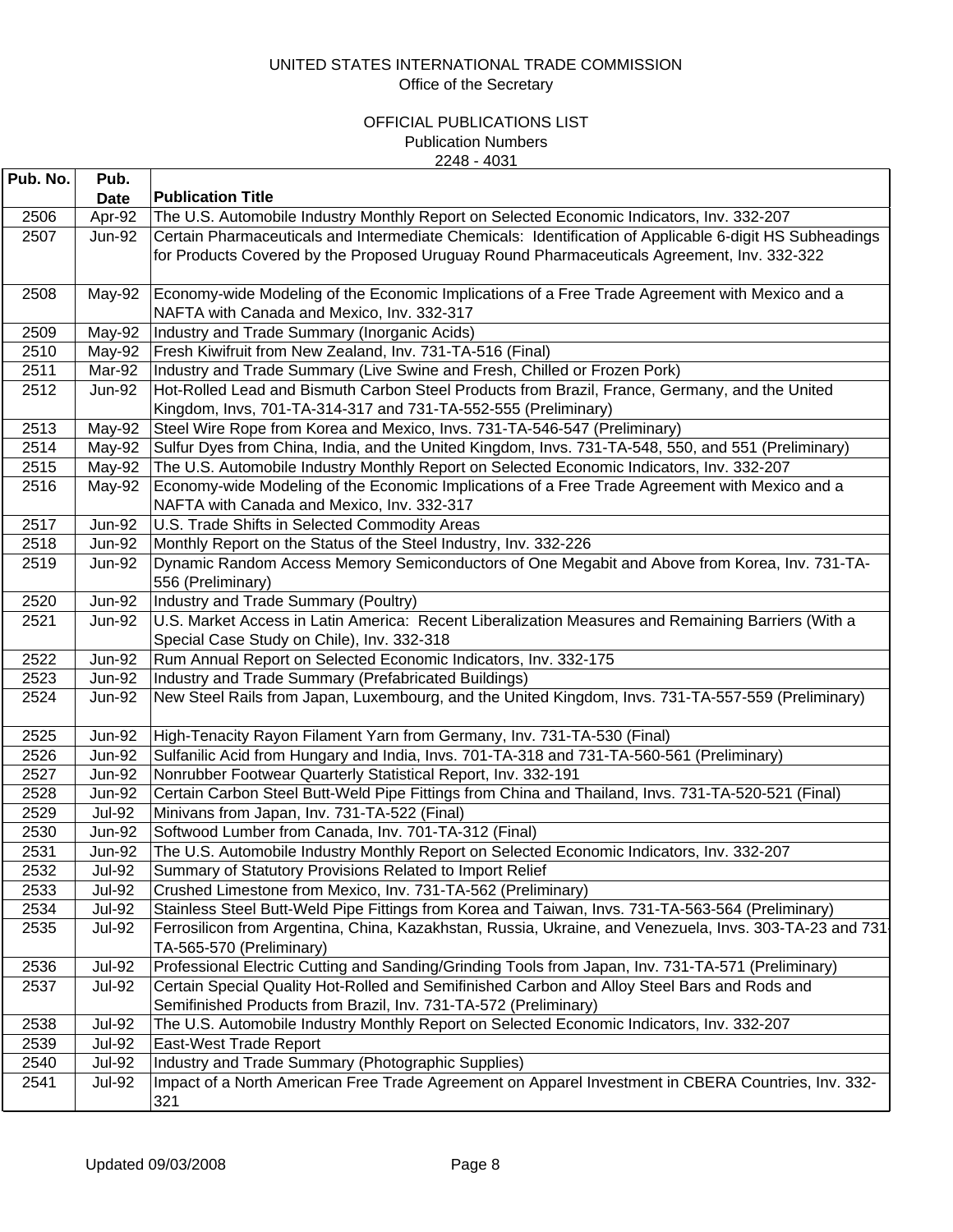UNITED STATES INTERNATIONAL TRADE COMMISSION
Office of the Secretary

OFFICIAL PUBLICATIONS LIST
Publication Numbers
2248 - 4031

| Pub. No. | Pub. Date | Publication Title |
|---|---|---|
| 2506 | Apr-92 | The U.S. Automobile Industry Monthly Report on Selected Economic Indicators, Inv. 332-207 |
| 2507 | Jun-92 | Certain Pharmaceuticals and Intermediate Chemicals: Identification of Applicable 6-digit HS Subheadings for Products Covered by the Proposed Uruguay Round Pharmaceuticals Agreement, Inv. 332-322 |
| 2508 | May-92 | Economy-wide Modeling of the Economic Implications of a Free Trade Agreement with Mexico and a NAFTA with Canada and Mexico, Inv. 332-317 |
| 2509 | May-92 | Industry and Trade Summary (Inorganic Acids) |
| 2510 | May-92 | Fresh Kiwifruit from New Zealand, Inv. 731-TA-516 (Final) |
| 2511 | Mar-92 | Industry and Trade Summary (Live Swine and Fresh, Chilled or Frozen Pork) |
| 2512 | Jun-92 | Hot-Rolled Lead and Bismuth Carbon Steel Products from Brazil, France, Germany, and the United Kingdom, Invs, 701-TA-314-317 and 731-TA-552-555 (Preliminary) |
| 2513 | May-92 | Steel Wire Rope from Korea and Mexico, Invs. 731-TA-546-547 (Preliminary) |
| 2514 | May-92 | Sulfur Dyes from China, India, and the United Kingdom, Invs. 731-TA-548, 550, and 551 (Preliminary) |
| 2515 | May-92 | The U.S. Automobile Industry Monthly Report on Selected Economic Indicators, Inv. 332-207 |
| 2516 | May-92 | Economy-wide Modeling of the Economic Implications of a Free Trade Agreement with Mexico and a NAFTA with Canada and Mexico, Inv. 332-317 |
| 2517 | Jun-92 | U.S. Trade Shifts in Selected Commodity Areas |
| 2518 | Jun-92 | Monthly Report on the Status of the Steel Industry, Inv. 332-226 |
| 2519 | Jun-92 | Dynamic Random Access Memory Semiconductors of One Megabit and Above from Korea, Inv. 731-TA-556 (Preliminary) |
| 2520 | Jun-92 | Industry and Trade Summary (Poultry) |
| 2521 | Jun-92 | U.S. Market Access in Latin America: Recent Liberalization Measures and Remaining Barriers (With a Special Case Study on Chile), Inv. 332-318 |
| 2522 | Jun-92 | Rum Annual Report on Selected Economic Indicators, Inv. 332-175 |
| 2523 | Jun-92 | Industry and Trade Summary (Prefabricated Buildings) |
| 2524 | Jun-92 | New Steel Rails from Japan, Luxembourg, and the United Kingdom, Invs. 731-TA-557-559 (Preliminary) |
| 2525 | Jun-92 | High-Tenacity Rayon Filament Yarn from Germany, Inv. 731-TA-530 (Final) |
| 2526 | Jun-92 | Sulfanilic Acid from Hungary and India, Invs. 701-TA-318 and 731-TA-560-561 (Preliminary) |
| 2527 | Jun-92 | Nonrubber Footwear Quarterly Statistical Report, Inv. 332-191 |
| 2528 | Jun-92 | Certain Carbon Steel Butt-Weld Pipe Fittings from China and Thailand, Invs. 731-TA-520-521 (Final) |
| 2529 | Jul-92 | Minivans from Japan, Inv. 731-TA-522 (Final) |
| 2530 | Jun-92 | Softwood Lumber from Canada, Inv. 701-TA-312 (Final) |
| 2531 | Jun-92 | The U.S. Automobile Industry Monthly Report on Selected Economic Indicators, Inv. 332-207 |
| 2532 | Jul-92 | Summary of Statutory Provisions Related to Import Relief |
| 2533 | Jul-92 | Crushed Limestone from Mexico, Inv. 731-TA-562 (Preliminary) |
| 2534 | Jul-92 | Stainless Steel Butt-Weld Pipe Fittings from Korea and Taiwan, Invs. 731-TA-563-564 (Preliminary) |
| 2535 | Jul-92 | Ferrosilicon from Argentina, China, Kazakhstan, Russia, Ukraine, and Venezuela, Invs. 303-TA-23 and 731-TA-565-570 (Preliminary) |
| 2536 | Jul-92 | Professional Electric Cutting and Sanding/Grinding Tools from Japan, Inv. 731-TA-571 (Preliminary) |
| 2537 | Jul-92 | Certain Special Quality Hot-Rolled and Semifinished Carbon and Alloy Steel Bars and Rods and Semifinished Products from Brazil, Inv. 731-TA-572 (Preliminary) |
| 2538 | Jul-92 | The U.S. Automobile Industry Monthly Report on Selected Economic Indicators, Inv. 332-207 |
| 2539 | Jul-92 | East-West Trade Report |
| 2540 | Jul-92 | Industry and Trade Summary (Photographic Supplies) |
| 2541 | Jul-92 | Impact of a North American Free Trade Agreement on Apparel Investment in CBERA Countries, Inv. 332-321 |

Updated 09/03/2008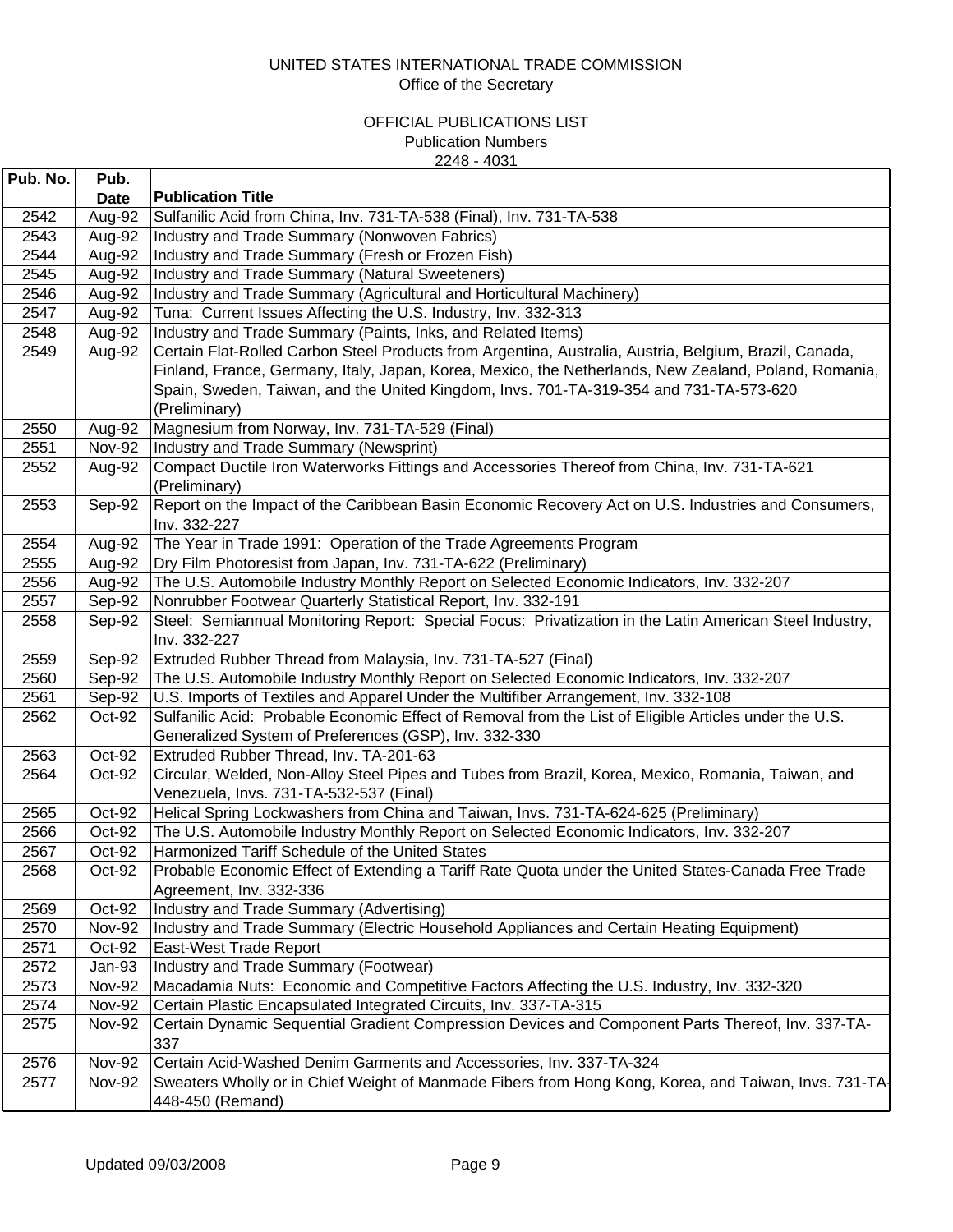UNITED STATES INTERNATIONAL TRADE COMMISSION
Office of the Secretary

OFFICIAL PUBLICATIONS LIST
Publication Numbers
2248 - 4031

| Pub. No. | Pub. Date | Publication Title |
|---|---|---|
| 2542 | Aug-92 | Sulfanilic Acid from China, Inv. 731-TA-538 (Final), Inv. 731-TA-538 |
| 2543 | Aug-92 | Industry and Trade Summary (Nonwoven Fabrics) |
| 2544 | Aug-92 | Industry and Trade Summary (Fresh or Frozen Fish) |
| 2545 | Aug-92 | Industry and Trade Summary (Natural Sweeteners) |
| 2546 | Aug-92 | Industry and Trade Summary (Agricultural and Horticultural Machinery) |
| 2547 | Aug-92 | Tuna: Current Issues Affecting the U.S. Industry, Inv. 332-313 |
| 2548 | Aug-92 | Industry and Trade Summary (Paints, Inks, and Related Items) |
| 2549 | Aug-92 | Certain Flat-Rolled Carbon Steel Products from Argentina, Australia, Austria, Belgium, Brazil, Canada, Finland, France, Germany, Italy, Japan, Korea, Mexico, the Netherlands, New Zealand, Poland, Romania, Spain, Sweden, Taiwan, and the United Kingdom, Invs. 701-TA-319-354 and 731-TA-573-620 (Preliminary) |
| 2550 | Aug-92 | Magnesium from Norway, Inv. 731-TA-529 (Final) |
| 2551 | Nov-92 | Industry and Trade Summary (Newsprint) |
| 2552 | Aug-92 | Compact Ductile Iron Waterworks Fittings and Accessories Thereof from China, Inv. 731-TA-621 (Preliminary) |
| 2553 | Sep-92 | Report on the Impact of the Caribbean Basin Economic Recovery Act on U.S. Industries and Consumers, Inv. 332-227 |
| 2554 | Aug-92 | The Year in Trade 1991: Operation of the Trade Agreements Program |
| 2555 | Aug-92 | Dry Film Photoresist from Japan, Inv. 731-TA-622 (Preliminary) |
| 2556 | Aug-92 | The U.S. Automobile Industry Monthly Report on Selected Economic Indicators, Inv. 332-207 |
| 2557 | Sep-92 | Nonrubber Footwear Quarterly Statistical Report, Inv. 332-191 |
| 2558 | Sep-92 | Steel: Semiannual Monitoring Report: Special Focus: Privatization in the Latin American Steel Industry, Inv. 332-227 |
| 2559 | Sep-92 | Extruded Rubber Thread from Malaysia, Inv. 731-TA-527 (Final) |
| 2560 | Sep-92 | The U.S. Automobile Industry Monthly Report on Selected Economic Indicators, Inv. 332-207 |
| 2561 | Sep-92 | U.S. Imports of Textiles and Apparel Under the Multifiber Arrangement, Inv. 332-108 |
| 2562 | Oct-92 | Sulfanilic Acid: Probable Economic Effect of Removal from the List of Eligible Articles under the U.S. Generalized System of Preferences (GSP), Inv. 332-330 |
| 2563 | Oct-92 | Extruded Rubber Thread, Inv. TA-201-63 |
| 2564 | Oct-92 | Circular, Welded, Non-Alloy Steel Pipes and Tubes from Brazil, Korea, Mexico, Romania, Taiwan, and Venezuela, Invs. 731-TA-532-537 (Final) |
| 2565 | Oct-92 | Helical Spring Lockwashers from China and Taiwan, Invs. 731-TA-624-625 (Preliminary) |
| 2566 | Oct-92 | The U.S. Automobile Industry Monthly Report on Selected Economic Indicators, Inv. 332-207 |
| 2567 | Oct-92 | Harmonized Tariff Schedule of the United States |
| 2568 | Oct-92 | Probable Economic Effect of Extending a Tariff Rate Quota under the United States-Canada Free Trade Agreement, Inv. 332-336 |
| 2569 | Oct-92 | Industry and Trade Summary (Advertising) |
| 2570 | Nov-92 | Industry and Trade Summary (Electric Household Appliances and Certain Heating Equipment) |
| 2571 | Oct-92 | East-West Trade Report |
| 2572 | Jan-93 | Industry and Trade Summary (Footwear) |
| 2573 | Nov-92 | Macadamia Nuts: Economic and Competitive Factors Affecting the U.S. Industry, Inv. 332-320 |
| 2574 | Nov-92 | Certain Plastic Encapsulated Integrated Circuits, Inv. 337-TA-315 |
| 2575 | Nov-92 | Certain Dynamic Sequential Gradient Compression Devices and Component Parts Thereof, Inv. 337-TA-337 |
| 2576 | Nov-92 | Certain Acid-Washed Denim Garments and Accessories, Inv. 337-TA-324 |
| 2577 | Nov-92 | Sweaters Wholly or in Chief Weight of Manmade Fibers from Hong Kong, Korea, and Taiwan, Invs. 731-TA-448-450 (Remand) |

Updated 09/03/2008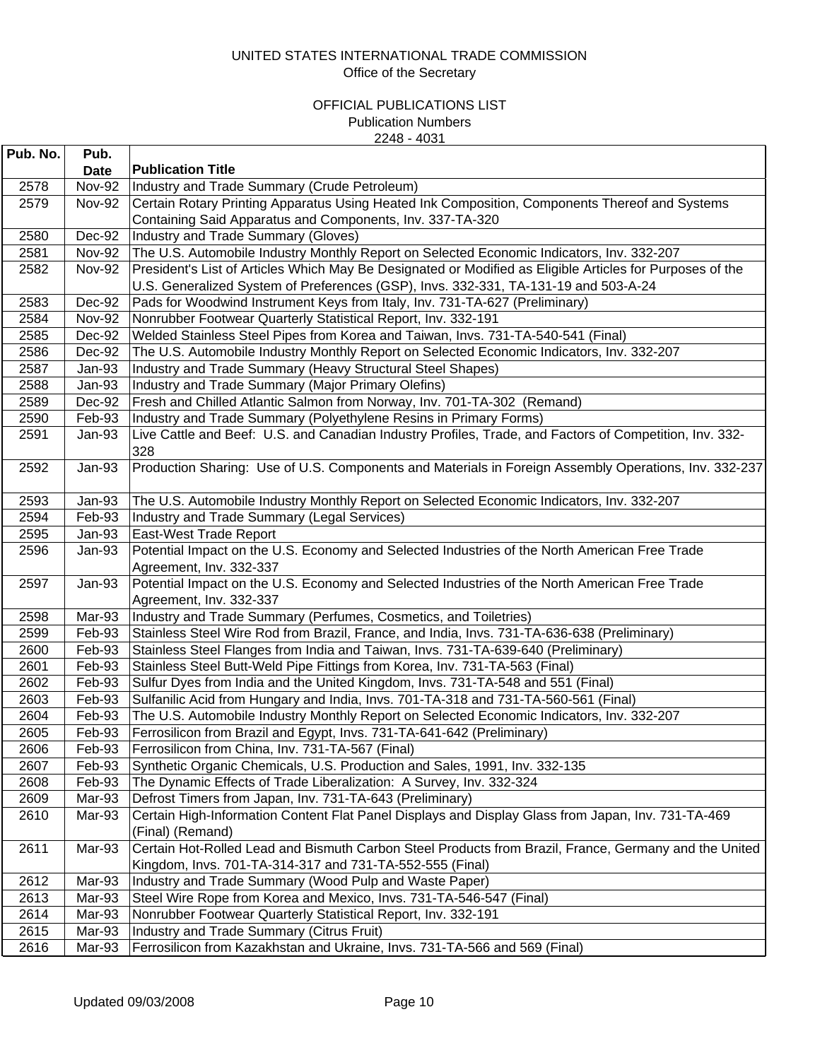UNITED STATES INTERNATIONAL TRADE COMMISSION
Office of the Secretary

OFFICIAL PUBLICATIONS LIST
Publication Numbers
2248 - 4031

| Pub. No. | Pub. Date | Publication Title |
|---|---|---|
| 2578 | Nov-92 | Industry and Trade Summary (Crude Petroleum) |
| 2579 | Nov-92 | Certain Rotary Printing Apparatus Using Heated Ink Composition, Components Thereof and Systems Containing Said Apparatus and Components, Inv. 337-TA-320 |
| 2580 | Dec-92 | Industry and Trade Summary (Gloves) |
| 2581 | Nov-92 | The U.S. Automobile Industry Monthly Report on Selected Economic Indicators, Inv. 332-207 |
| 2582 | Nov-92 | President's List of Articles Which May Be Designated or Modified as Eligible Articles for Purposes of the U.S. Generalized System of Preferences (GSP), Invs. 332-331, TA-131-19 and 503-A-24 |
| 2583 | Dec-92 | Pads for Woodwind Instrument Keys from Italy, Inv. 731-TA-627 (Preliminary) |
| 2584 | Nov-92 | Nonrubber Footwear Quarterly Statistical Report, Inv. 332-191 |
| 2585 | Dec-92 | Welded Stainless Steel Pipes from Korea and Taiwan, Invs. 731-TA-540-541 (Final) |
| 2586 | Dec-92 | The U.S. Automobile Industry Monthly Report on Selected Economic Indicators, Inv. 332-207 |
| 2587 | Jan-93 | Industry and Trade Summary (Heavy Structural Steel Shapes) |
| 2588 | Jan-93 | Industry and Trade Summary (Major Primary Olefins) |
| 2589 | Dec-92 | Fresh and Chilled Atlantic Salmon from Norway, Inv. 701-TA-302 (Remand) |
| 2590 | Feb-93 | Industry and Trade Summary (Polyethylene Resins in Primary Forms) |
| 2591 | Jan-93 | Live Cattle and Beef: U.S. and Canadian Industry Profiles, Trade, and Factors of Competition, Inv. 332-328 |
| 2592 | Jan-93 | Production Sharing: Use of U.S. Components and Materials in Foreign Assembly Operations, Inv. 332-237 |
| 2593 | Jan-93 | The U.S. Automobile Industry Monthly Report on Selected Economic Indicators, Inv. 332-207 |
| 2594 | Feb-93 | Industry and Trade Summary (Legal Services) |
| 2595 | Jan-93 | East-West Trade Report |
| 2596 | Jan-93 | Potential Impact on the U.S. Economy and Selected Industries of the North American Free Trade Agreement, Inv. 332-337 |
| 2597 | Jan-93 | Potential Impact on the U.S. Economy and Selected Industries of the North American Free Trade Agreement, Inv. 332-337 |
| 2598 | Mar-93 | Industry and Trade Summary (Perfumes, Cosmetics, and Toiletries) |
| 2599 | Feb-93 | Stainless Steel Wire Rod from Brazil, France, and India, Invs. 731-TA-636-638 (Preliminary) |
| 2600 | Feb-93 | Stainless Steel Flanges from India and Taiwan, Invs. 731-TA-639-640 (Preliminary) |
| 2601 | Feb-93 | Stainless Steel Butt-Weld Pipe Fittings from Korea, Inv. 731-TA-563 (Final) |
| 2602 | Feb-93 | Sulfur Dyes from India and the United Kingdom, Invs. 731-TA-548 and 551 (Final) |
| 2603 | Feb-93 | Sulfanilic Acid from Hungary and India, Invs. 701-TA-318 and 731-TA-560-561 (Final) |
| 2604 | Feb-93 | The U.S. Automobile Industry Monthly Report on Selected Economic Indicators, Inv. 332-207 |
| 2605 | Feb-93 | Ferrosilicon from Brazil and Egypt, Invs. 731-TA-641-642 (Preliminary) |
| 2606 | Feb-93 | Ferrosilicon from China, Inv. 731-TA-567 (Final) |
| 2607 | Feb-93 | Synthetic Organic Chemicals, U.S. Production and Sales, 1991, Inv. 332-135 |
| 2608 | Feb-93 | The Dynamic Effects of Trade Liberalization: A Survey, Inv. 332-324 |
| 2609 | Mar-93 | Defrost Timers from Japan, Inv. 731-TA-643 (Preliminary) |
| 2610 | Mar-93 | Certain High-Information Content Flat Panel Displays and Display Glass from Japan, Inv. 731-TA-469 (Final) (Remand) |
| 2611 | Mar-93 | Certain Hot-Rolled Lead and Bismuth Carbon Steel Products from Brazil, France, Germany and the United Kingdom, Invs. 701-TA-314-317 and 731-TA-552-555 (Final) |
| 2612 | Mar-93 | Industry and Trade Summary (Wood Pulp and Waste Paper) |
| 2613 | Mar-93 | Steel Wire Rope from Korea and Mexico, Invs. 731-TA-546-547 (Final) |
| 2614 | Mar-93 | Nonrubber Footwear Quarterly Statistical Report, Inv. 332-191 |
| 2615 | Mar-93 | Industry and Trade Summary (Citrus Fruit) |
| 2616 | Mar-93 | Ferrosilicon from Kazakhstan and Ukraine, Invs. 731-TA-566 and 569 (Final) |

Updated 09/03/2008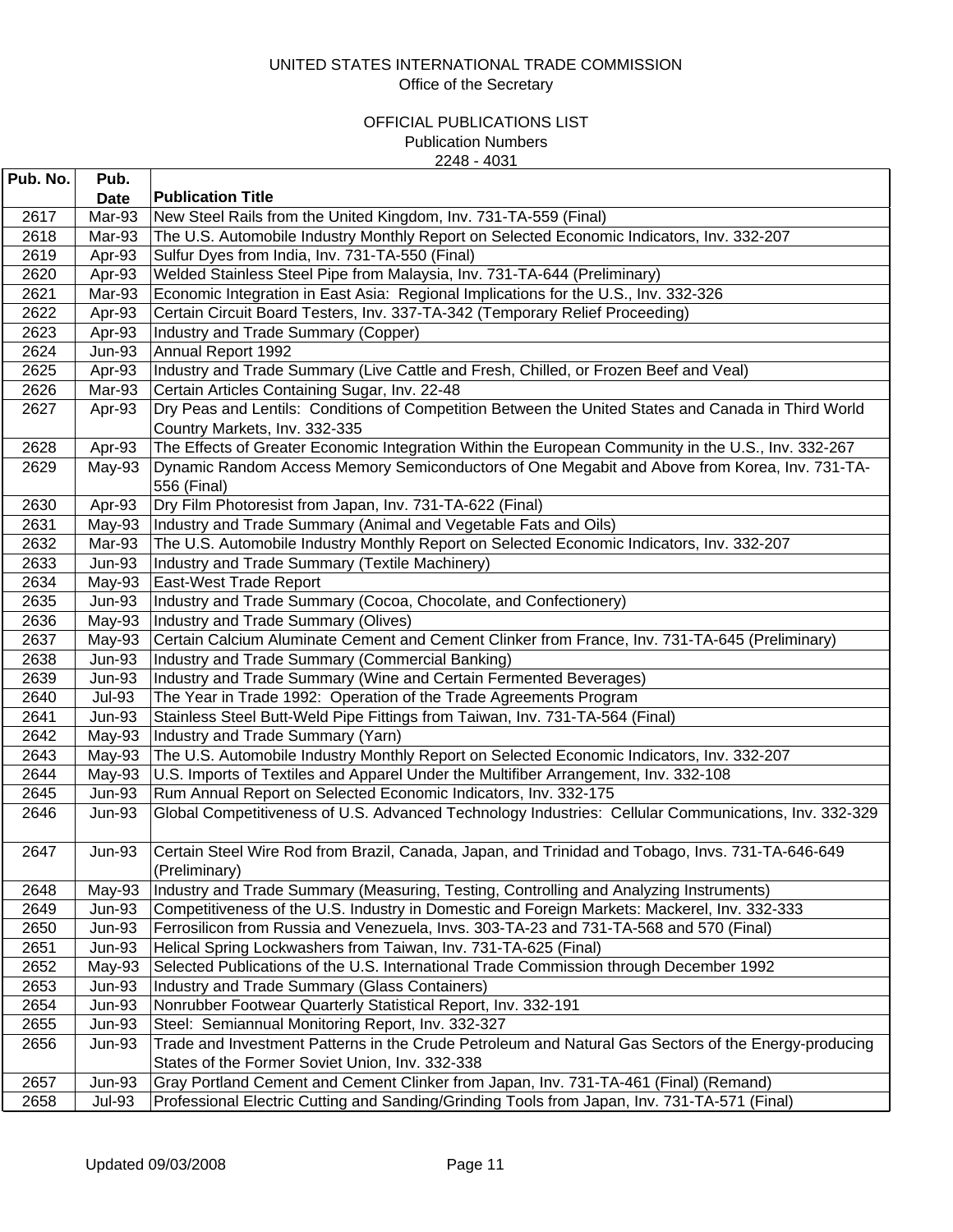UNITED STATES INTERNATIONAL TRADE COMMISSION
Office of the Secretary

OFFICIAL PUBLICATIONS LIST
Publication Numbers
2248 - 4031

| Pub. No. | Pub. Date | Publication Title |
|---|---|---|
| 2617 | Mar-93 | New Steel Rails from the United Kingdom, Inv. 731-TA-559 (Final) |
| 2618 | Mar-93 | The U.S. Automobile Industry Monthly Report on Selected Economic Indicators, Inv. 332-207 |
| 2619 | Apr-93 | Sulfur Dyes from India, Inv. 731-TA-550 (Final) |
| 2620 | Apr-93 | Welded Stainless Steel Pipe from Malaysia, Inv. 731-TA-644 (Preliminary) |
| 2621 | Mar-93 | Economic Integration in East Asia:  Regional Implications for the U.S., Inv. 332-326 |
| 2622 | Apr-93 | Certain Circuit Board Testers, Inv. 337-TA-342 (Temporary Relief Proceeding) |
| 2623 | Apr-93 | Industry and Trade Summary (Copper) |
| 2624 | Jun-93 | Annual Report 1992 |
| 2625 | Apr-93 | Industry and Trade Summary (Live Cattle and Fresh, Chilled, or Frozen Beef and Veal) |
| 2626 | Mar-93 | Certain Articles Containing Sugar, Inv. 22-48 |
| 2627 | Apr-93 | Dry Peas and Lentils:  Conditions of Competition Between the United States and Canada in Third World Country Markets, Inv. 332-335 |
| 2628 | Apr-93 | The Effects of Greater Economic Integration Within the European Community in the U.S., Inv. 332-267 |
| 2629 | May-93 | Dynamic Random Access Memory Semiconductors of One Megabit and Above from Korea, Inv. 731-TA-556 (Final) |
| 2630 | Apr-93 | Dry Film Photoresist from Japan, Inv. 731-TA-622 (Final) |
| 2631 | May-93 | Industry and Trade Summary (Animal and Vegetable Fats and Oils) |
| 2632 | Mar-93 | The U.S. Automobile Industry Monthly Report on Selected Economic Indicators, Inv. 332-207 |
| 2633 | Jun-93 | Industry and Trade Summary (Textile Machinery) |
| 2634 | May-93 | East-West Trade Report |
| 2635 | Jun-93 | Industry and Trade Summary (Cocoa, Chocolate, and Confectionery) |
| 2636 | May-93 | Industry and Trade Summary (Olives) |
| 2637 | May-93 | Certain Calcium Aluminate Cement and Cement Clinker from France, Inv. 731-TA-645 (Preliminary) |
| 2638 | Jun-93 | Industry and Trade Summary (Commercial Banking) |
| 2639 | Jun-93 | Industry and Trade Summary (Wine and Certain Fermented Beverages) |
| 2640 | Jul-93 | The Year in Trade 1992:  Operation of the Trade Agreements Program |
| 2641 | Jun-93 | Stainless Steel Butt-Weld Pipe Fittings from Taiwan, Inv. 731-TA-564 (Final) |
| 2642 | May-93 | Industry and Trade Summary (Yarn) |
| 2643 | May-93 | The U.S. Automobile Industry Monthly Report on Selected Economic Indicators, Inv. 332-207 |
| 2644 | May-93 | U.S. Imports of Textiles and Apparel Under the Multifiber Arrangement, Inv. 332-108 |
| 2645 | Jun-93 | Rum Annual Report on Selected Economic Indicators, Inv. 332-175 |
| 2646 | Jun-93 | Global Competitiveness of U.S. Advanced Technology Industries:  Cellular Communications, Inv. 332-329 |
| 2647 | Jun-93 | Certain Steel Wire Rod from Brazil, Canada, Japan, and Trinidad and Tobago, Invs. 731-TA-646-649 (Preliminary) |
| 2648 | May-93 | Industry and Trade Summary (Measuring, Testing, Controlling and Analyzing Instruments) |
| 2649 | Jun-93 | Competitiveness of the U.S. Industry in Domestic and Foreign Markets: Mackerel, Inv. 332-333 |
| 2650 | Jun-93 | Ferrosilicon from Russia and Venezuela, Invs. 303-TA-23 and 731-TA-568 and 570 (Final) |
| 2651 | Jun-93 | Helical Spring Lockwashers from Taiwan, Inv. 731-TA-625 (Final) |
| 2652 | May-93 | Selected Publications of the U.S. International Trade Commission through December 1992 |
| 2653 | Jun-93 | Industry and Trade Summary (Glass Containers) |
| 2654 | Jun-93 | Nonrubber Footwear Quarterly Statistical Report, Inv. 332-191 |
| 2655 | Jun-93 | Steel:  Semiannual Monitoring Report, Inv. 332-327 |
| 2656 | Jun-93 | Trade and Investment Patterns in the Crude Petroleum and Natural Gas Sectors of the Energy-producing States of the Former Soviet Union, Inv. 332-338 |
| 2657 | Jun-93 | Gray Portland Cement and Cement Clinker from Japan, Inv. 731-TA-461 (Final) (Remand) |
| 2658 | Jul-93 | Professional Electric Cutting and Sanding/Grinding Tools from Japan, Inv. 731-TA-571 (Final) |

Updated 09/03/2008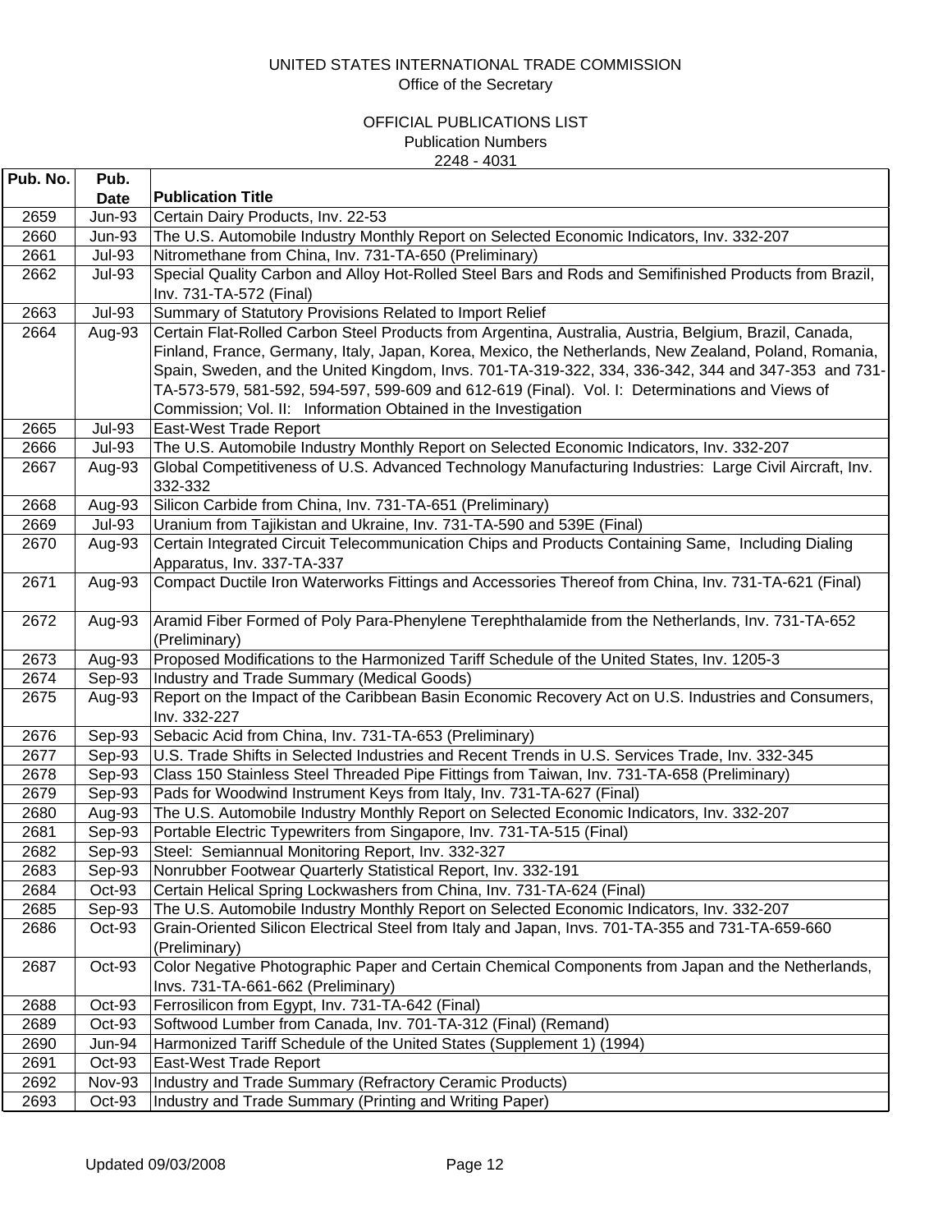UNITED STATES INTERNATIONAL TRADE COMMISSION
Office of the Secretary

OFFICIAL PUBLICATIONS LIST
Publication Numbers
2248 - 4031

| Pub. No. | Pub. Date | Publication Title |
|---|---|---|
| 2659 | Jun-93 | Certain Dairy Products, Inv. 22-53 |
| 2660 | Jun-93 | The U.S. Automobile Industry Monthly Report on Selected Economic Indicators, Inv. 332-207 |
| 2661 | Jul-93 | Nitromethane from China, Inv. 731-TA-650 (Preliminary) |
| 2662 | Jul-93 | Special Quality Carbon and Alloy Hot-Rolled Steel Bars and Rods and Semifinished Products from Brazil, Inv. 731-TA-572 (Final) |
| 2663 | Jul-93 | Summary of Statutory Provisions Related to Import Relief |
| 2664 | Aug-93 | Certain Flat-Rolled Carbon Steel Products from Argentina, Australia, Austria, Belgium, Brazil, Canada, Finland, France, Germany, Italy, Japan, Korea, Mexico, the Netherlands, New Zealand, Poland, Romania, Spain, Sweden, and the United Kingdom, Invs. 701-TA-319-322, 334, 336-342, 344 and 347-353 and 731-TA-573-579, 581-592, 594-597, 599-609 and 612-619 (Final). Vol. I: Determinations and Views of Commission; Vol. II: Information Obtained in the Investigation |
| 2665 | Jul-93 | East-West Trade Report |
| 2666 | Jul-93 | The U.S. Automobile Industry Monthly Report on Selected Economic Indicators, Inv. 332-207 |
| 2667 | Aug-93 | Global Competitiveness of U.S. Advanced Technology Manufacturing Industries: Large Civil Aircraft, Inv. 332-332 |
| 2668 | Aug-93 | Silicon Carbide from China, Inv. 731-TA-651 (Preliminary) |
| 2669 | Jul-93 | Uranium from Tajikistan and Ukraine, Inv. 731-TA-590 and 539E (Final) |
| 2670 | Aug-93 | Certain Integrated Circuit Telecommunication Chips and Products Containing Same, Including Dialing Apparatus, Inv. 337-TA-337 |
| 2671 | Aug-93 | Compact Ductile Iron Waterworks Fittings and Accessories Thereof from China, Inv. 731-TA-621 (Final) |
| 2672 | Aug-93 | Aramid Fiber Formed of Poly Para-Phenylene Terephthalamide from the Netherlands, Inv. 731-TA-652 (Preliminary) |
| 2673 | Aug-93 | Proposed Modifications to the Harmonized Tariff Schedule of the United States, Inv. 1205-3 |
| 2674 | Sep-93 | Industry and Trade Summary (Medical Goods) |
| 2675 | Aug-93 | Report on the Impact of the Caribbean Basin Economic Recovery Act on U.S. Industries and Consumers, Inv. 332-227 |
| 2676 | Sep-93 | Sebacic Acid from China, Inv. 731-TA-653 (Preliminary) |
| 2677 | Sep-93 | U.S. Trade Shifts in Selected Industries and Recent Trends in U.S. Services Trade, Inv. 332-345 |
| 2678 | Sep-93 | Class 150 Stainless Steel Threaded Pipe Fittings from Taiwan, Inv. 731-TA-658 (Preliminary) |
| 2679 | Sep-93 | Pads for Woodwind Instrument Keys from Italy, Inv. 731-TA-627 (Final) |
| 2680 | Aug-93 | The U.S. Automobile Industry Monthly Report on Selected Economic Indicators, Inv. 332-207 |
| 2681 | Sep-93 | Portable Electric Typewriters from Singapore, Inv. 731-TA-515 (Final) |
| 2682 | Sep-93 | Steel: Semiannual Monitoring Report, Inv. 332-327 |
| 2683 | Sep-93 | Nonrubber Footwear Quarterly Statistical Report, Inv. 332-191 |
| 2684 | Oct-93 | Certain Helical Spring Lockwashers from China, Inv. 731-TA-624 (Final) |
| 2685 | Sep-93 | The U.S. Automobile Industry Monthly Report on Selected Economic Indicators, Inv. 332-207 |
| 2686 | Oct-93 | Grain-Oriented Silicon Electrical Steel from Italy and Japan, Invs. 701-TA-355 and 731-TA-659-660 (Preliminary) |
| 2687 | Oct-93 | Color Negative Photographic Paper and Certain Chemical Components from Japan and the Netherlands, Invs. 731-TA-661-662 (Preliminary) |
| 2688 | Oct-93 | Ferrosilicon from Egypt, Inv. 731-TA-642 (Final) |
| 2689 | Oct-93 | Softwood Lumber from Canada, Inv. 701-TA-312 (Final) (Remand) |
| 2690 | Jun-94 | Harmonized Tariff Schedule of the United States (Supplement 1) (1994) |
| 2691 | Oct-93 | East-West Trade Report |
| 2692 | Nov-93 | Industry and Trade Summary (Refractory Ceramic Products) |
| 2693 | Oct-93 | Industry and Trade Summary (Printing and Writing Paper) |

Updated 09/03/2008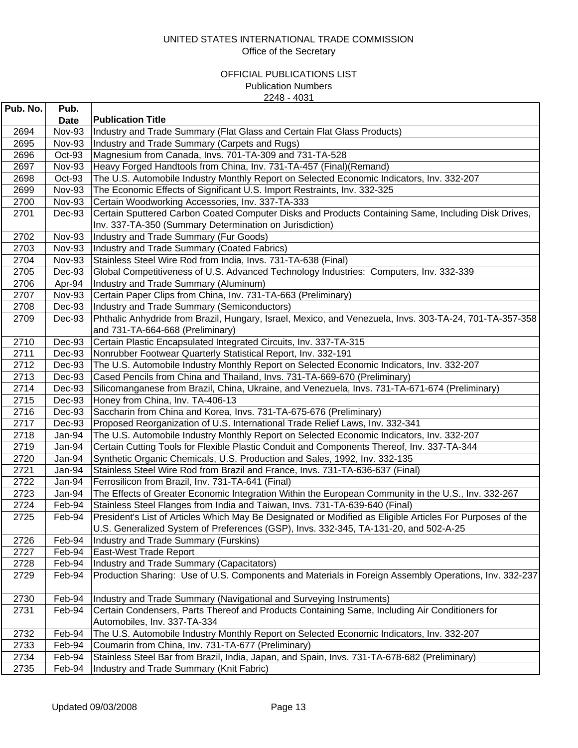UNITED STATES INTERNATIONAL TRADE COMMISSION
Office of the Secretary

OFFICIAL PUBLICATIONS LIST
Publication Numbers
2248 - 4031

| Pub. No. | Pub. Date | Publication Title |
|---|---|---|
| 2694 | Nov-93 | Industry and Trade Summary (Flat Glass and Certain Flat Glass Products) |
| 2695 | Nov-93 | Industry and Trade Summary (Carpets and Rugs) |
| 2696 | Oct-93 | Magnesium from Canada, Invs. 701-TA-309 and 731-TA-528 |
| 2697 | Nov-93 | Heavy Forged Handtools from China, Inv. 731-TA-457 (Final)(Remand) |
| 2698 | Oct-93 | The U.S. Automobile Industry Monthly Report on Selected Economic Indicators, Inv. 332-207 |
| 2699 | Nov-93 | The Economic Effects of Significant U.S. Import Restraints, Inv. 332-325 |
| 2700 | Nov-93 | Certain Woodworking Accessories, Inv. 337-TA-333 |
| 2701 | Dec-93 | Certain Sputtered Carbon Coated Computer Disks and Products Containing Same, Including Disk Drives, Inv. 337-TA-350 (Summary Determination on Jurisdiction) |
| 2702 | Nov-93 | Industry and Trade Summary (Fur Goods) |
| 2703 | Nov-93 | Industry and Trade Summary (Coated Fabrics) |
| 2704 | Nov-93 | Stainless Steel Wire Rod from India, Invs. 731-TA-638 (Final) |
| 2705 | Dec-93 | Global Competitiveness of U.S. Advanced Technology Industries: Computers, Inv. 332-339 |
| 2706 | Apr-94 | Industry and Trade Summary (Aluminum) |
| 2707 | Nov-93 | Certain Paper Clips from China, Inv. 731-TA-663 (Preliminary) |
| 2708 | Dec-93 | Industry and Trade Summary (Semiconductors) |
| 2709 | Dec-93 | Phthalic Anhydride from Brazil, Hungary, Israel, Mexico, and Venezuela, Invs. 303-TA-24, 701-TA-357-358 and 731-TA-664-668 (Preliminary) |
| 2710 | Dec-93 | Certain Plastic Encapsulated Integrated Circuits, Inv. 337-TA-315 |
| 2711 | Dec-93 | Nonrubber Footwear Quarterly Statistical Report, Inv. 332-191 |
| 2712 | Dec-93 | The U.S. Automobile Industry Monthly Report on Selected Economic Indicators, Inv. 332-207 |
| 2713 | Dec-93 | Cased Pencils from China and Thailand, Invs. 731-TA-669-670 (Preliminary) |
| 2714 | Dec-93 | Silicomanganese from Brazil, China, Ukraine, and Venezuela, Invs. 731-TA-671-674 (Preliminary) |
| 2715 | Dec-93 | Honey from China, Inv. TA-406-13 |
| 2716 | Dec-93 | Saccharin from China and Korea, Invs. 731-TA-675-676 (Preliminary) |
| 2717 | Dec-93 | Proposed Reorganization of U.S. International Trade Relief Laws, Inv. 332-341 |
| 2718 | Jan-94 | The U.S. Automobile Industry Monthly Report on Selected Economic Indicators, Inv. 332-207 |
| 2719 | Jan-94 | Certain Cutting Tools for Flexible Plastic Conduit and Components Thereof, Inv. 337-TA-344 |
| 2720 | Jan-94 | Synthetic Organic Chemicals, U.S. Production and Sales, 1992, Inv. 332-135 |
| 2721 | Jan-94 | Stainless Steel Wire Rod from Brazil and France, Invs. 731-TA-636-637 (Final) |
| 2722 | Jan-94 | Ferrosilicon from Brazil, Inv. 731-TA-641 (Final) |
| 2723 | Jan-94 | The Effects of Greater Economic Integration Within the European Community in the U.S., Inv. 332-267 |
| 2724 | Feb-94 | Stainless Steel Flanges from India and Taiwan, Invs. 731-TA-639-640 (Final) |
| 2725 | Feb-94 | President's List of Articles Which May Be Designated or Modified as Eligible Articles For Purposes of the U.S. Generalized System of Preferences (GSP), Invs. 332-345, TA-131-20, and 502-A-25 |
| 2726 | Feb-94 | Industry and Trade Summary (Furskins) |
| 2727 | Feb-94 | East-West Trade Report |
| 2728 | Feb-94 | Industry and Trade Summary (Capacitators) |
| 2729 | Feb-94 | Production Sharing: Use of U.S. Components and Materials in Foreign Assembly Operations, Inv. 332-237 |
| 2730 | Feb-94 | Industry and Trade Summary (Navigational and Surveying Instruments) |
| 2731 | Feb-94 | Certain Condensers, Parts Thereof and Products Containing Same, Including Air Conditioners for Automobiles, Inv. 337-TA-334 |
| 2732 | Feb-94 | The U.S. Automobile Industry Monthly Report on Selected Economic Indicators, Inv. 332-207 |
| 2733 | Feb-94 | Coumarin from China, Inv. 731-TA-677 (Preliminary) |
| 2734 | Feb-94 | Stainless Steel Bar from Brazil, India, Japan, and Spain, Invs. 731-TA-678-682 (Preliminary) |
| 2735 | Feb-94 | Industry and Trade Summary (Knit Fabric) |

Updated 09/03/2008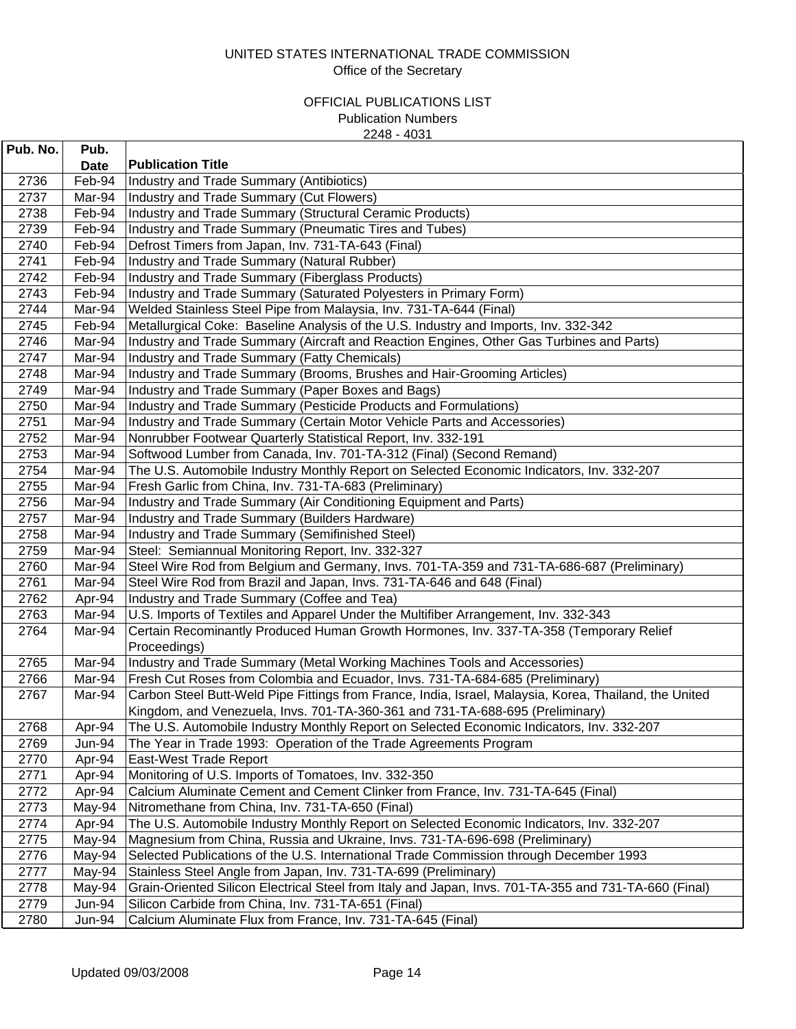UNITED STATES INTERNATIONAL TRADE COMMISSION
Office of the Secretary

OFFICIAL PUBLICATIONS LIST
Publication Numbers
2248 - 4031

| Pub. No. | Pub. Date | Publication Title |
|---|---|---|
| 2736 | Feb-94 | Industry and Trade Summary (Antibiotics) |
| 2737 | Mar-94 | Industry and Trade Summary (Cut Flowers) |
| 2738 | Feb-94 | Industry and Trade Summary (Structural Ceramic Products) |
| 2739 | Feb-94 | Industry and Trade Summary (Pneumatic Tires and Tubes) |
| 2740 | Feb-94 | Defrost Timers from Japan, Inv. 731-TA-643 (Final) |
| 2741 | Feb-94 | Industry and Trade Summary (Natural Rubber) |
| 2742 | Feb-94 | Industry and Trade Summary (Fiberglass Products) |
| 2743 | Feb-94 | Industry and Trade Summary (Saturated Polyesters in Primary Form) |
| 2744 | Mar-94 | Welded Stainless Steel Pipe from Malaysia, Inv. 731-TA-644 (Final) |
| 2745 | Feb-94 | Metallurgical Coke: Baseline Analysis of the U.S. Industry and Imports, Inv. 332-342 |
| 2746 | Mar-94 | Industry and Trade Summary (Aircraft and Reaction Engines, Other Gas Turbines and Parts) |
| 2747 | Mar-94 | Industry and Trade Summary (Fatty Chemicals) |
| 2748 | Mar-94 | Industry and Trade Summary (Brooms, Brushes and Hair-Grooming Articles) |
| 2749 | Mar-94 | Industry and Trade Summary (Paper Boxes and Bags) |
| 2750 | Mar-94 | Industry and Trade Summary (Pesticide Products and Formulations) |
| 2751 | Mar-94 | Industry and Trade Summary (Certain Motor Vehicle Parts and Accessories) |
| 2752 | Mar-94 | Nonrubber Footwear Quarterly Statistical Report, Inv. 332-191 |
| 2753 | Mar-94 | Softwood Lumber from Canada, Inv. 701-TA-312 (Final) (Second Remand) |
| 2754 | Mar-94 | The U.S. Automobile Industry Monthly Report on Selected Economic Indicators, Inv. 332-207 |
| 2755 | Mar-94 | Fresh Garlic from China, Inv. 731-TA-683 (Preliminary) |
| 2756 | Mar-94 | Industry and Trade Summary (Air Conditioning Equipment and Parts) |
| 2757 | Mar-94 | Industry and Trade Summary (Builders Hardware) |
| 2758 | Mar-94 | Industry and Trade Summary (Semifinished Steel) |
| 2759 | Mar-94 | Steel: Semiannual Monitoring Report, Inv. 332-327 |
| 2760 | Mar-94 | Steel Wire Rod from Belgium and Germany, Invs. 701-TA-359 and 731-TA-686-687 (Preliminary) |
| 2761 | Mar-94 | Steel Wire Rod from Brazil and Japan, Invs. 731-TA-646 and 648 (Final) |
| 2762 | Apr-94 | Industry and Trade Summary (Coffee and Tea) |
| 2763 | Mar-94 | U.S. Imports of Textiles and Apparel Under the Multifiber Arrangement, Inv. 332-343 |
| 2764 | Mar-94 | Certain Recominantly Produced Human Growth Hormones, Inv. 337-TA-358 (Temporary Relief Proceedings) |
| 2765 | Mar-94 | Industry and Trade Summary (Metal Working Machines Tools and Accessories) |
| 2766 | Mar-94 | Fresh Cut Roses from Colombia and Ecuador, Invs. 731-TA-684-685 (Preliminary) |
| 2767 | Mar-94 | Carbon Steel Butt-Weld Pipe Fittings from France, India, Israel, Malaysia, Korea, Thailand, the United Kingdom, and Venezuela, Invs. 701-TA-360-361 and 731-TA-688-695 (Preliminary) |
| 2768 | Apr-94 | The U.S. Automobile Industry Monthly Report on Selected Economic Indicators, Inv. 332-207 |
| 2769 | Jun-94 | The Year in Trade 1993: Operation of the Trade Agreements Program |
| 2770 | Apr-94 | East-West Trade Report |
| 2771 | Apr-94 | Monitoring of U.S. Imports of Tomatoes, Inv. 332-350 |
| 2772 | Apr-94 | Calcium Aluminate Cement and Cement Clinker from France, Inv. 731-TA-645 (Final) |
| 2773 | May-94 | Nitromethane from China, Inv. 731-TA-650 (Final) |
| 2774 | Apr-94 | The U.S. Automobile Industry Monthly Report on Selected Economic Indicators, Inv. 332-207 |
| 2775 | May-94 | Magnesium from China, Russia and Ukraine, Invs. 731-TA-696-698 (Preliminary) |
| 2776 | May-94 | Selected Publications of the U.S. International Trade Commission through December 1993 |
| 2777 | May-94 | Stainless Steel Angle from Japan, Inv. 731-TA-699 (Preliminary) |
| 2778 | May-94 | Grain-Oriented Silicon Electrical Steel from Italy and Japan, Invs. 701-TA-355 and 731-TA-660 (Final) |
| 2779 | Jun-94 | Silicon Carbide from China, Inv. 731-TA-651 (Final) |
| 2780 | Jun-94 | Calcium Aluminate Flux from France, Inv. 731-TA-645 (Final) |

Updated 09/03/2008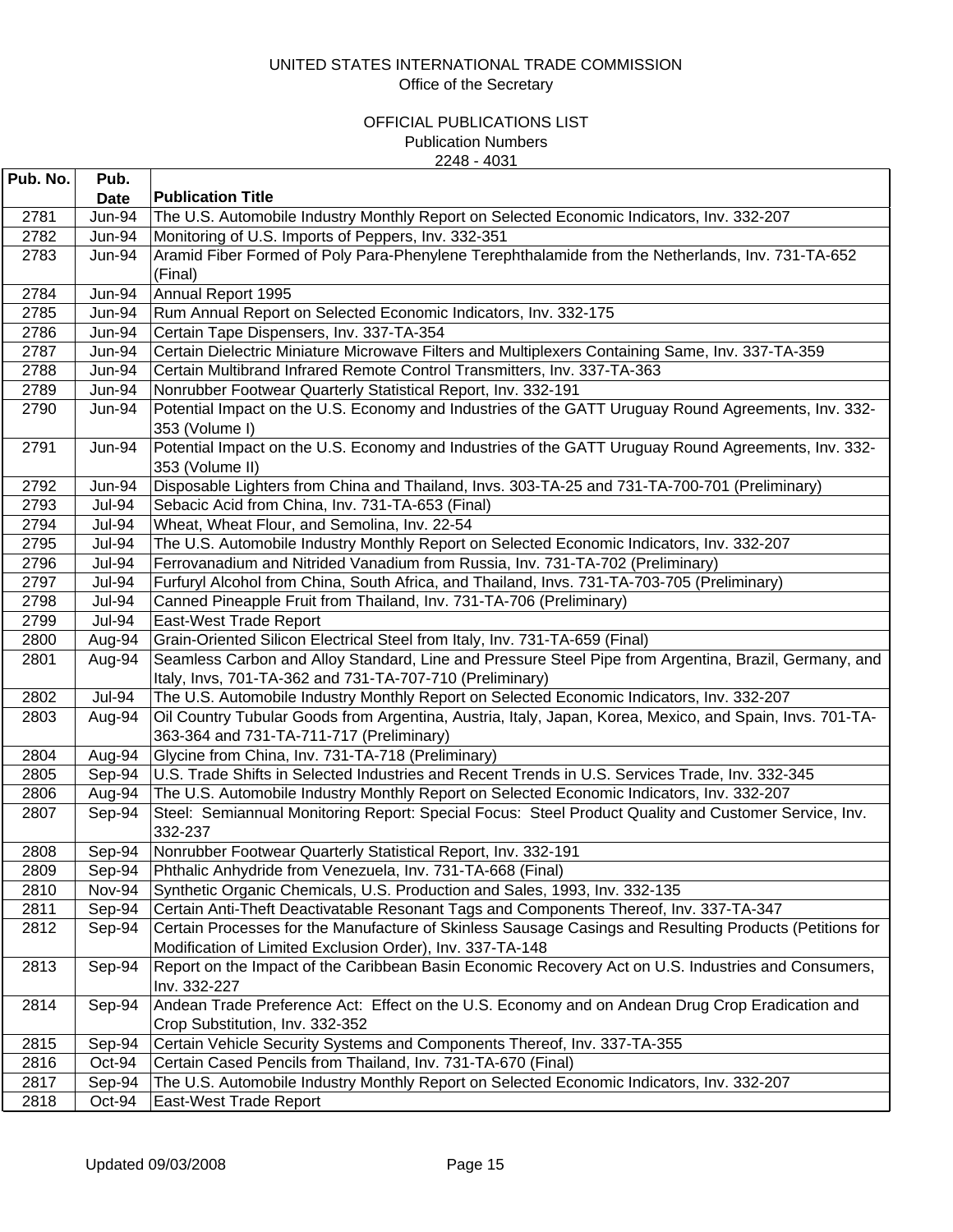UNITED STATES INTERNATIONAL TRADE COMMISSION
Office of the Secretary

OFFICIAL PUBLICATIONS LIST
Publication Numbers
2248 - 4031

| Pub. No. | Pub. Date | Publication Title |
|---|---|---|
| 2781 | Jun-94 | The U.S. Automobile Industry Monthly Report on Selected Economic Indicators, Inv. 332-207 |
| 2782 | Jun-94 | Monitoring of U.S. Imports of Peppers, Inv. 332-351 |
| 2783 | Jun-94 | Aramid Fiber Formed of Poly Para-Phenylene Terephthalamide from the Netherlands, Inv. 731-TA-652 (Final) |
| 2784 | Jun-94 | Annual Report 1995 |
| 2785 | Jun-94 | Rum Annual Report on Selected Economic Indicators, Inv. 332-175 |
| 2786 | Jun-94 | Certain Tape Dispensers, Inv. 337-TA-354 |
| 2787 | Jun-94 | Certain Dielectric Miniature Microwave Filters and Multiplexers Containing Same, Inv. 337-TA-359 |
| 2788 | Jun-94 | Certain Multibrand Infrared Remote Control Transmitters, Inv. 337-TA-363 |
| 2789 | Jun-94 | Nonrubber Footwear Quarterly Statistical Report, Inv. 332-191 |
| 2790 | Jun-94 | Potential Impact on the U.S. Economy and Industries of the GATT Uruguay Round Agreements, Inv. 332-353 (Volume I) |
| 2791 | Jun-94 | Potential Impact on the U.S. Economy and Industries of the GATT Uruguay Round Agreements, Inv. 332-353 (Volume II) |
| 2792 | Jun-94 | Disposable Lighters from China and Thailand, Invs. 303-TA-25 and 731-TA-700-701 (Preliminary) |
| 2793 | Jul-94 | Sebacic Acid from China, Inv. 731-TA-653 (Final) |
| 2794 | Jul-94 | Wheat, Wheat Flour, and Semolina, Inv. 22-54 |
| 2795 | Jul-94 | The U.S. Automobile Industry Monthly Report on Selected Economic Indicators, Inv. 332-207 |
| 2796 | Jul-94 | Ferrovanadium and Nitrided Vanadium from Russia, Inv. 731-TA-702 (Preliminary) |
| 2797 | Jul-94 | Furfuryl Alcohol from China, South Africa, and Thailand, Invs. 731-TA-703-705 (Preliminary) |
| 2798 | Jul-94 | Canned Pineapple Fruit from Thailand, Inv. 731-TA-706 (Preliminary) |
| 2799 | Jul-94 | East-West Trade Report |
| 2800 | Aug-94 | Grain-Oriented Silicon Electrical Steel from Italy, Inv. 731-TA-659 (Final) |
| 2801 | Aug-94 | Seamless Carbon and Alloy Standard, Line and Pressure Steel Pipe from Argentina, Brazil, Germany, and Italy, Invs, 701-TA-362 and 731-TA-707-710 (Preliminary) |
| 2802 | Jul-94 | The U.S. Automobile Industry Monthly Report on Selected Economic Indicators, Inv. 332-207 |
| 2803 | Aug-94 | Oil Country Tubular Goods from Argentina, Austria, Italy, Japan, Korea, Mexico, and Spain, Invs. 701-TA-363-364 and 731-TA-711-717 (Preliminary) |
| 2804 | Aug-94 | Glycine from China, Inv. 731-TA-718 (Preliminary) |
| 2805 | Sep-94 | U.S. Trade Shifts in Selected Industries and Recent Trends in U.S. Services Trade, Inv. 332-345 |
| 2806 | Aug-94 | The U.S. Automobile Industry Monthly Report on Selected Economic Indicators, Inv. 332-207 |
| 2807 | Sep-94 | Steel: Semiannual Monitoring Report: Special Focus: Steel Product Quality and Customer Service, Inv. 332-237 |
| 2808 | Sep-94 | Nonrubber Footwear Quarterly Statistical Report, Inv. 332-191 |
| 2809 | Sep-94 | Phthalic Anhydride from Venezuela, Inv. 731-TA-668 (Final) |
| 2810 | Nov-94 | Synthetic Organic Chemicals, U.S. Production and Sales, 1993, Inv. 332-135 |
| 2811 | Sep-94 | Certain Anti-Theft Deactivatable Resonant Tags and Components Thereof, Inv. 337-TA-347 |
| 2812 | Sep-94 | Certain Processes for the Manufacture of Skinless Sausage Casings and Resulting Products (Petitions for Modification of Limited Exclusion Order), Inv. 337-TA-148 |
| 2813 | Sep-94 | Report on the Impact of the Caribbean Basin Economic Recovery Act on U.S. Industries and Consumers, Inv. 332-227 |
| 2814 | Sep-94 | Andean Trade Preference Act: Effect on the U.S. Economy and on Andean Drug Crop Eradication and Crop Substitution, Inv. 332-352 |
| 2815 | Sep-94 | Certain Vehicle Security Systems and Components Thereof, Inv. 337-TA-355 |
| 2816 | Oct-94 | Certain Cased Pencils from Thailand, Inv. 731-TA-670 (Final) |
| 2817 | Sep-94 | The U.S. Automobile Industry Monthly Report on Selected Economic Indicators, Inv. 332-207 |
| 2818 | Oct-94 | East-West Trade Report |

Updated 09/03/2008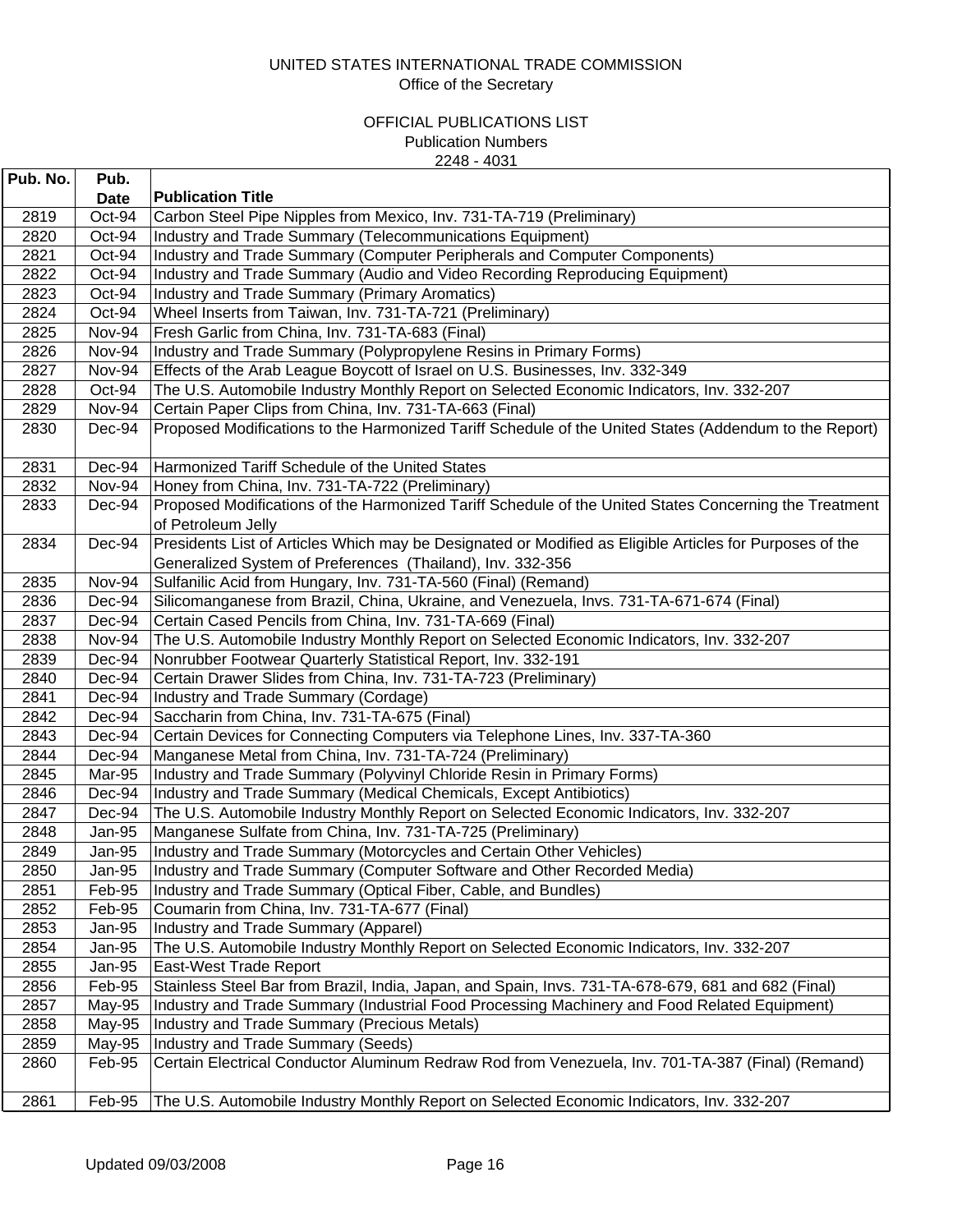UNITED STATES INTERNATIONAL TRADE COMMISSION
Office of the Secretary

OFFICIAL PUBLICATIONS LIST
Publication Numbers
2248 - 4031

| Pub. No. | Pub. Date | Publication Title |
|---|---|---|
| 2819 | Oct-94 | Carbon Steel Pipe Nipples from Mexico, Inv. 731-TA-719 (Preliminary) |
| 2820 | Oct-94 | Industry and Trade Summary (Telecommunications Equipment) |
| 2821 | Oct-94 | Industry and Trade Summary (Computer Peripherals and Computer Components) |
| 2822 | Oct-94 | Industry and Trade Summary (Audio and Video Recording Reproducing Equipment) |
| 2823 | Oct-94 | Industry and Trade Summary (Primary Aromatics) |
| 2824 | Oct-94 | Wheel Inserts from Taiwan, Inv. 731-TA-721 (Preliminary) |
| 2825 | Nov-94 | Fresh Garlic from China, Inv. 731-TA-683 (Final) |
| 2826 | Nov-94 | Industry and Trade Summary (Polypropylene Resins in Primary Forms) |
| 2827 | Nov-94 | Effects of the Arab League Boycott of Israel on U.S. Businesses, Inv. 332-349 |
| 2828 | Oct-94 | The U.S. Automobile Industry Monthly Report on Selected Economic Indicators, Inv. 332-207 |
| 2829 | Nov-94 | Certain Paper Clips from China, Inv. 731-TA-663 (Final) |
| 2830 | Dec-94 | Proposed Modifications to the Harmonized Tariff Schedule of the United States (Addendum to the Report) |
| 2831 | Dec-94 | Harmonized Tariff Schedule of the United States |
| 2832 | Nov-94 | Honey from China, Inv. 731-TA-722 (Preliminary) |
| 2833 | Dec-94 | Proposed Modifications of the Harmonized Tariff Schedule of the United States Concerning the Treatment of Petroleum Jelly |
| 2834 | Dec-94 | Presidents List of Articles Which may be Designated or Modified as Eligible Articles for Purposes of the Generalized System of Preferences (Thailand), Inv. 332-356 |
| 2835 | Nov-94 | Sulfanilic Acid from Hungary, Inv. 731-TA-560 (Final) (Remand) |
| 2836 | Dec-94 | Silicomanganese from Brazil, China, Ukraine, and Venezuela, Invs. 731-TA-671-674 (Final) |
| 2837 | Dec-94 | Certain Cased Pencils from China, Inv. 731-TA-669 (Final) |
| 2838 | Nov-94 | The U.S. Automobile Industry Monthly Report on Selected Economic Indicators, Inv. 332-207 |
| 2839 | Dec-94 | Nonrubber Footwear Quarterly Statistical Report, Inv. 332-191 |
| 2840 | Dec-94 | Certain Drawer Slides from China, Inv. 731-TA-723 (Preliminary) |
| 2841 | Dec-94 | Industry and Trade Summary (Cordage) |
| 2842 | Dec-94 | Saccharin from China, Inv. 731-TA-675 (Final) |
| 2843 | Dec-94 | Certain Devices for Connecting Computers via Telephone Lines, Inv. 337-TA-360 |
| 2844 | Dec-94 | Manganese Metal from China, Inv. 731-TA-724 (Preliminary) |
| 2845 | Mar-95 | Industry and Trade Summary (Polyvinyl Chloride Resin in Primary Forms) |
| 2846 | Dec-94 | Industry and Trade Summary (Medical Chemicals, Except Antibiotics) |
| 2847 | Dec-94 | The U.S. Automobile Industry Monthly Report on Selected Economic Indicators, Inv. 332-207 |
| 2848 | Jan-95 | Manganese Sulfate from China, Inv. 731-TA-725 (Preliminary) |
| 2849 | Jan-95 | Industry and Trade Summary (Motorcycles and Certain Other Vehicles) |
| 2850 | Jan-95 | Industry and Trade Summary (Computer Software and Other Recorded Media) |
| 2851 | Feb-95 | Industry and Trade Summary (Optical Fiber, Cable, and Bundles) |
| 2852 | Feb-95 | Coumarin from China, Inv. 731-TA-677 (Final) |
| 2853 | Jan-95 | Industry and Trade Summary (Apparel) |
| 2854 | Jan-95 | The U.S. Automobile Industry Monthly Report on Selected Economic Indicators, Inv. 332-207 |
| 2855 | Jan-95 | East-West Trade Report |
| 2856 | Feb-95 | Stainless Steel Bar from Brazil, India, Japan, and Spain, Invs. 731-TA-678-679, 681 and 682 (Final) |
| 2857 | May-95 | Industry and Trade Summary (Industrial Food Processing Machinery and Food Related Equipment) |
| 2858 | May-95 | Industry and Trade Summary (Precious Metals) |
| 2859 | May-95 | Industry and Trade Summary (Seeds) |
| 2860 | Feb-95 | Certain Electrical Conductor Aluminum Redraw Rod from Venezuela, Inv. 701-TA-387 (Final) (Remand) |
| 2861 | Feb-95 | The U.S. Automobile Industry Monthly Report on Selected Economic Indicators, Inv. 332-207 |

Updated 09/03/2008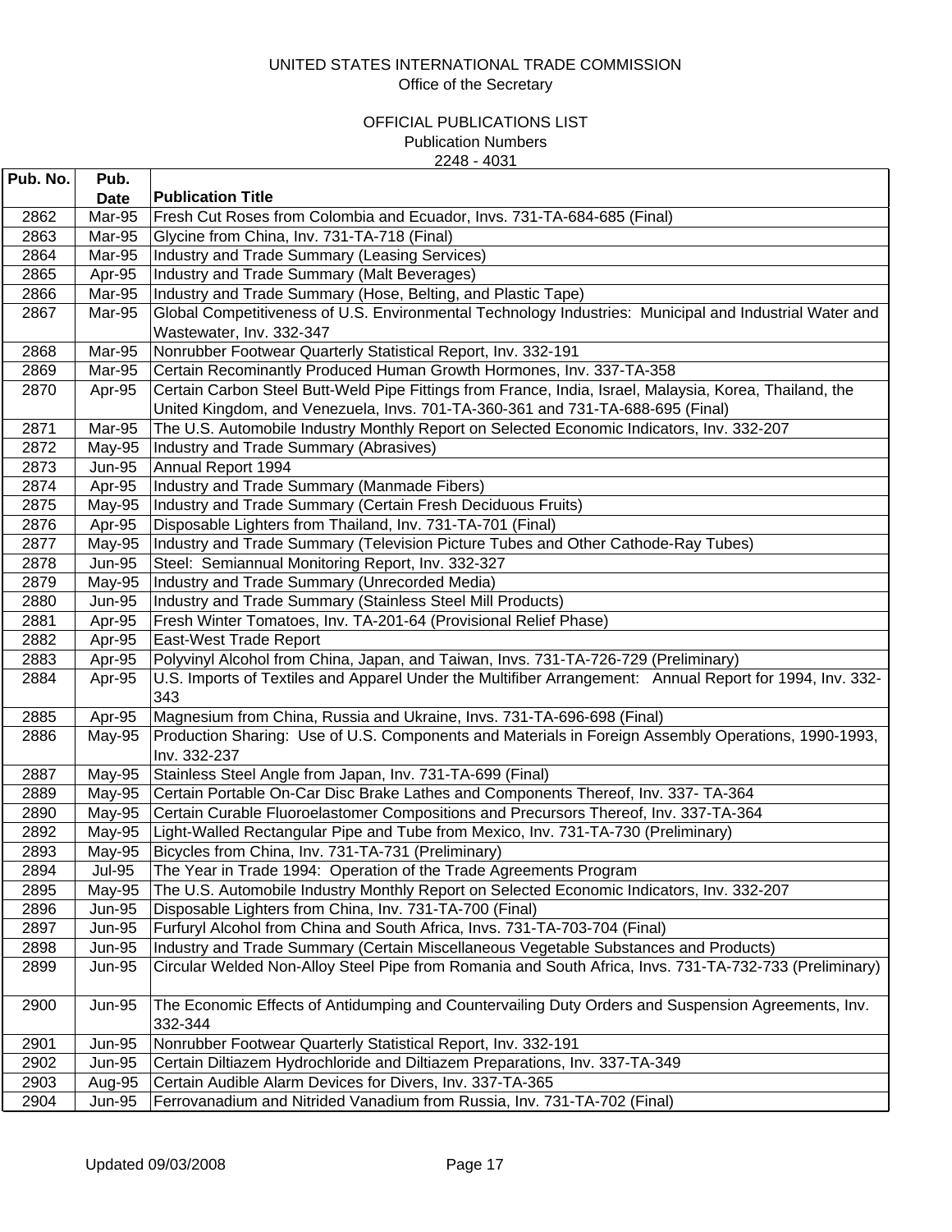UNITED STATES INTERNATIONAL TRADE COMMISSION
Office of the Secretary

OFFICIAL PUBLICATIONS LIST
Publication Numbers
2248 - 4031

| Pub. No. | Pub. Date | Publication Title |
|---|---|---|
| 2862 | Mar-95 | Fresh Cut Roses from Colombia and Ecuador, Invs. 731-TA-684-685 (Final) |
| 2863 | Mar-95 | Glycine from China, Inv. 731-TA-718 (Final) |
| 2864 | Mar-95 | Industry and Trade Summary (Leasing Services) |
| 2865 | Apr-95 | Industry and Trade Summary (Malt Beverages) |
| 2866 | Mar-95 | Industry and Trade Summary (Hose, Belting, and Plastic Tape) |
| 2867 | Mar-95 | Global Competitiveness of U.S. Environmental Technology Industries: Municipal and Industrial Water and Wastewater, Inv. 332-347 |
| 2868 | Mar-95 | Nonrubber Footwear Quarterly Statistical Report, Inv. 332-191 |
| 2869 | Mar-95 | Certain Recominantly Produced Human Growth Hormones, Inv. 337-TA-358 |
| 2870 | Apr-95 | Certain Carbon Steel Butt-Weld Pipe Fittings from France, India, Israel, Malaysia, Korea, Thailand, the United Kingdom, and Venezuela, Invs. 701-TA-360-361 and 731-TA-688-695 (Final) |
| 2871 | Mar-95 | The U.S. Automobile Industry Monthly Report on Selected Economic Indicators, Inv. 332-207 |
| 2872 | May-95 | Industry and Trade Summary (Abrasives) |
| 2873 | Jun-95 | Annual Report 1994 |
| 2874 | Apr-95 | Industry and Trade Summary (Manmade Fibers) |
| 2875 | May-95 | Industry and Trade Summary (Certain Fresh Deciduous Fruits) |
| 2876 | Apr-95 | Disposable Lighters from Thailand, Inv. 731-TA-701 (Final) |
| 2877 | May-95 | Industry and Trade Summary (Television Picture Tubes and Other Cathode-Ray Tubes) |
| 2878 | Jun-95 | Steel: Semiannual Monitoring Report, Inv. 332-327 |
| 2879 | May-95 | Industry and Trade Summary (Unrecorded Media) |
| 2880 | Jun-95 | Industry and Trade Summary (Stainless Steel Mill Products) |
| 2881 | Apr-95 | Fresh Winter Tomatoes, Inv. TA-201-64 (Provisional Relief Phase) |
| 2882 | Apr-95 | East-West Trade Report |
| 2883 | Apr-95 | Polyvinyl Alcohol from China, Japan, and Taiwan, Invs. 731-TA-726-729 (Preliminary) |
| 2884 | Apr-95 | U.S. Imports of Textiles and Apparel Under the Multifiber Arrangement: Annual Report for 1994, Inv. 332-343 |
| 2885 | Apr-95 | Magnesium from China, Russia and Ukraine, Invs. 731-TA-696-698 (Final) |
| 2886 | May-95 | Production Sharing: Use of U.S. Components and Materials in Foreign Assembly Operations, 1990-1993, Inv. 332-237 |
| 2887 | May-95 | Stainless Steel Angle from Japan, Inv. 731-TA-699 (Final) |
| 2889 | May-95 | Certain Portable On-Car Disc Brake Lathes and Components Thereof, Inv. 337- TA-364 |
| 2890 | May-95 | Certain Curable Fluoroelastomer Compositions and Precursors Thereof, Inv. 337-TA-364 |
| 2892 | May-95 | Light-Walled Rectangular Pipe and Tube from Mexico, Inv. 731-TA-730 (Preliminary) |
| 2893 | May-95 | Bicycles from China, Inv. 731-TA-731 (Preliminary) |
| 2894 | Jul-95 | The Year in Trade 1994: Operation of the Trade Agreements Program |
| 2895 | May-95 | The U.S. Automobile Industry Monthly Report on Selected Economic Indicators, Inv. 332-207 |
| 2896 | Jun-95 | Disposable Lighters from China, Inv. 731-TA-700 (Final) |
| 2897 | Jun-95 | Furfuryl Alcohol from China and South Africa, Invs. 731-TA-703-704 (Final) |
| 2898 | Jun-95 | Industry and Trade Summary (Certain Miscellaneous Vegetable Substances and Products) |
| 2899 | Jun-95 | Circular Welded Non-Alloy Steel Pipe from Romania and South Africa, Invs. 731-TA-732-733 (Preliminary) |
| 2900 | Jun-95 | The Economic Effects of Antidumping and Countervailing Duty Orders and Suspension Agreements, Inv. 332-344 |
| 2901 | Jun-95 | Nonrubber Footwear Quarterly Statistical Report, Inv. 332-191 |
| 2902 | Jun-95 | Certain Diltiazem Hydrochloride and Diltiazem Preparations, Inv. 337-TA-349 |
| 2903 | Aug-95 | Certain Audible Alarm Devices for Divers, Inv. 337-TA-365 |
| 2904 | Jun-95 | Ferrovanadium and Nitrided Vanadium from Russia, Inv. 731-TA-702 (Final) |

Updated 09/03/2008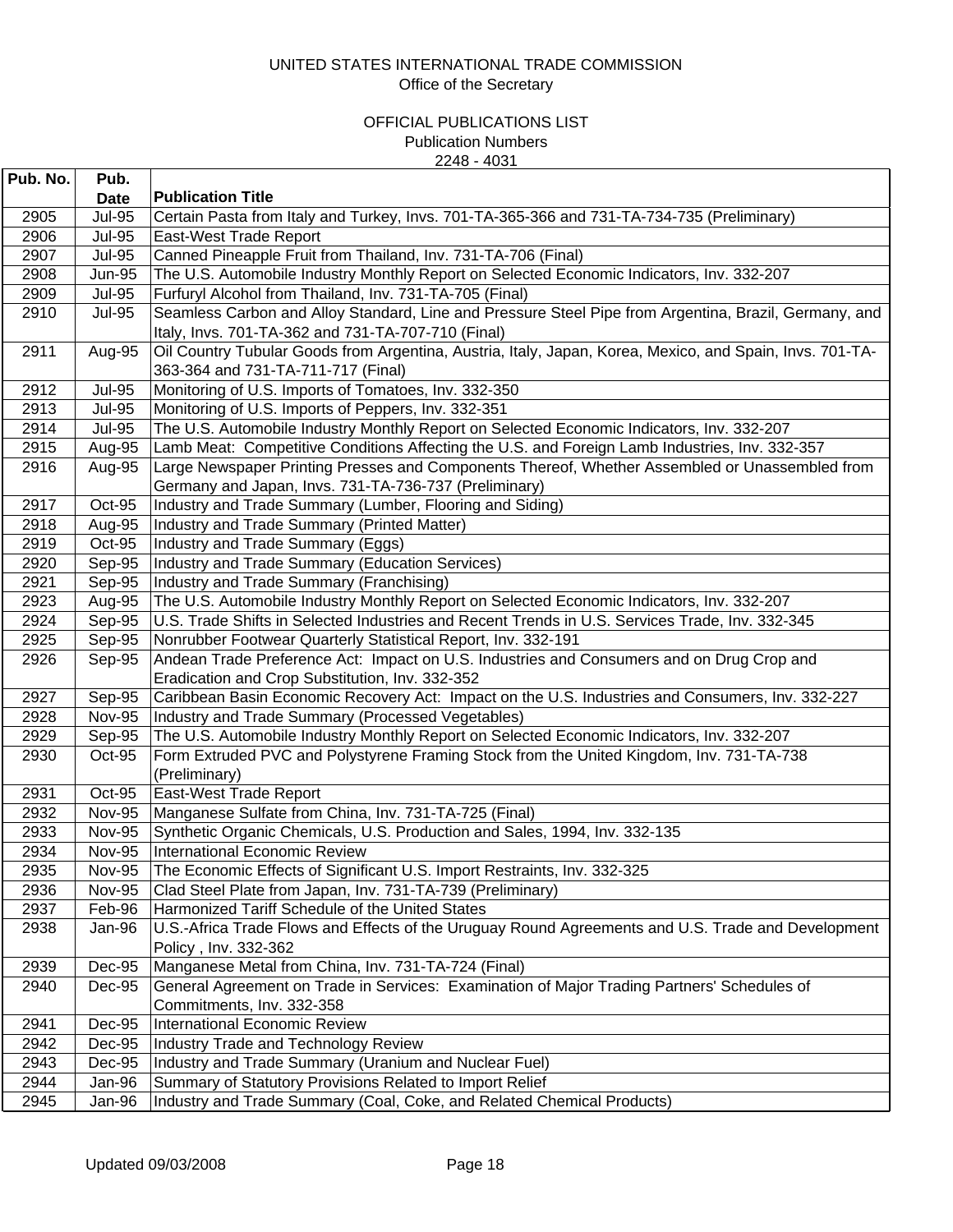UNITED STATES INTERNATIONAL TRADE COMMISSION
Office of the Secretary

OFFICIAL PUBLICATIONS LIST
Publication Numbers
2248 - 4031

| Pub. No. | Pub. Date | Publication Title |
|---|---|---|
| 2905 | Jul-95 | Certain Pasta from Italy and Turkey, Invs. 701-TA-365-366 and 731-TA-734-735 (Preliminary) |
| 2906 | Jul-95 | East-West Trade Report |
| 2907 | Jul-95 | Canned Pineapple Fruit from Thailand, Inv. 731-TA-706 (Final) |
| 2908 | Jun-95 | The U.S. Automobile Industry Monthly Report on Selected Economic Indicators, Inv. 332-207 |
| 2909 | Jul-95 | Furfuryl Alcohol from Thailand, Inv. 731-TA-705 (Final) |
| 2910 | Jul-95 | Seamless Carbon and Alloy Standard, Line and Pressure Steel Pipe from Argentina, Brazil, Germany, and Italy, Invs. 701-TA-362 and 731-TA-707-710 (Final) |
| 2911 | Aug-95 | Oil Country Tubular Goods from Argentina, Austria, Italy, Japan, Korea, Mexico, and Spain, Invs. 701-TA-363-364 and 731-TA-711-717 (Final) |
| 2912 | Jul-95 | Monitoring of U.S. Imports of Tomatoes, Inv. 332-350 |
| 2913 | Jul-95 | Monitoring of U.S. Imports of Peppers, Inv. 332-351 |
| 2914 | Jul-95 | The U.S. Automobile Industry Monthly Report on Selected Economic Indicators, Inv. 332-207 |
| 2915 | Aug-95 | Lamb Meat: Competitive Conditions Affecting the U.S. and Foreign Lamb Industries, Inv. 332-357 |
| 2916 | Aug-95 | Large Newspaper Printing Presses and Components Thereof, Whether Assembled or Unassembled from Germany and Japan, Invs. 731-TA-736-737 (Preliminary) |
| 2917 | Oct-95 | Industry and Trade Summary (Lumber, Flooring and Siding) |
| 2918 | Aug-95 | Industry and Trade Summary (Printed Matter) |
| 2919 | Oct-95 | Industry and Trade Summary (Eggs) |
| 2920 | Sep-95 | Industry and Trade Summary (Education Services) |
| 2921 | Sep-95 | Industry and Trade Summary (Franchising) |
| 2923 | Aug-95 | The U.S. Automobile Industry Monthly Report on Selected Economic Indicators, Inv. 332-207 |
| 2924 | Sep-95 | U.S. Trade Shifts in Selected Industries and Recent Trends in U.S. Services Trade, Inv. 332-345 |
| 2925 | Sep-95 | Nonrubber Footwear Quarterly Statistical Report, Inv. 332-191 |
| 2926 | Sep-95 | Andean Trade Preference Act: Impact on U.S. Industries and Consumers and on Drug Crop and Eradication and Crop Substitution, Inv. 332-352 |
| 2927 | Sep-95 | Caribbean Basin Economic Recovery Act: Impact on the U.S. Industries and Consumers, Inv. 332-227 |
| 2928 | Nov-95 | Industry and Trade Summary (Processed Vegetables) |
| 2929 | Sep-95 | The U.S. Automobile Industry Monthly Report on Selected Economic Indicators, Inv. 332-207 |
| 2930 | Oct-95 | Form Extruded PVC and Polystyrene Framing Stock from the United Kingdom, Inv. 731-TA-738 (Preliminary) |
| 2931 | Oct-95 | East-West Trade Report |
| 2932 | Nov-95 | Manganese Sulfate from China, Inv. 731-TA-725 (Final) |
| 2933 | Nov-95 | Synthetic Organic Chemicals, U.S. Production and Sales, 1994, Inv. 332-135 |
| 2934 | Nov-95 | International Economic Review |
| 2935 | Nov-95 | The Economic Effects of Significant U.S. Import Restraints, Inv. 332-325 |
| 2936 | Nov-95 | Clad Steel Plate from Japan, Inv. 731-TA-739 (Preliminary) |
| 2937 | Feb-96 | Harmonized Tariff Schedule of the United States |
| 2938 | Jan-96 | U.S.-Africa Trade Flows and Effects of the Uruguay Round Agreements and U.S. Trade and Development Policy , Inv. 332-362 |
| 2939 | Dec-95 | Manganese Metal from China, Inv. 731-TA-724 (Final) |
| 2940 | Dec-95 | General Agreement on Trade in Services: Examination of Major Trading Partners' Schedules of Commitments, Inv. 332-358 |
| 2941 | Dec-95 | International Economic Review |
| 2942 | Dec-95 | Industry Trade and Technology Review |
| 2943 | Dec-95 | Industry and Trade Summary (Uranium and Nuclear Fuel) |
| 2944 | Jan-96 | Summary of Statutory Provisions Related to Import Relief |
| 2945 | Jan-96 | Industry and Trade Summary (Coal, Coke, and Related Chemical Products) |

Updated 09/03/2008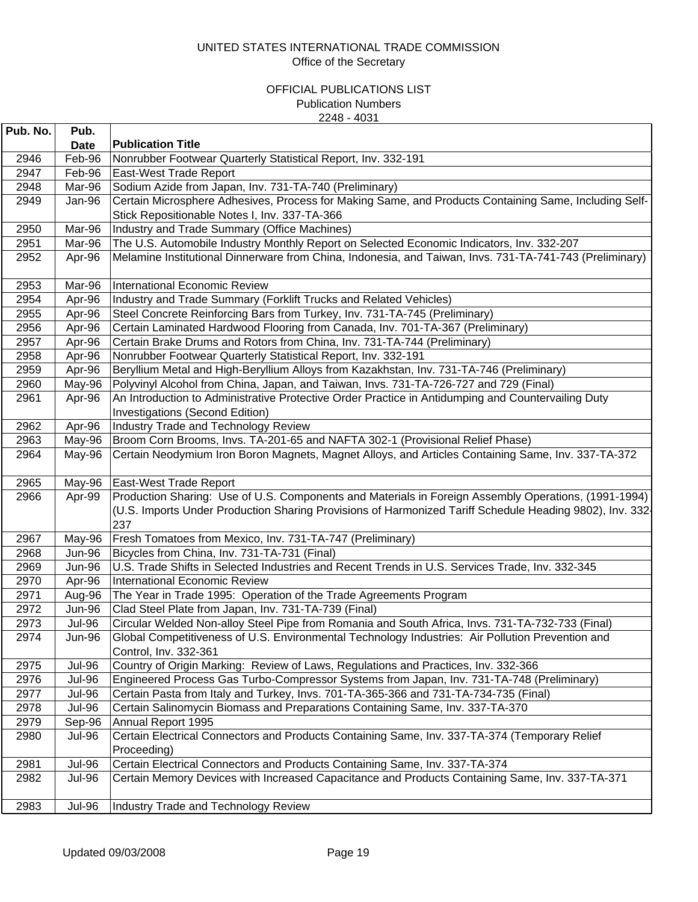UNITED STATES INTERNATIONAL TRADE COMMISSION
Office of the Secretary

OFFICIAL PUBLICATIONS LIST
Publication Numbers
2248 - 4031

| Pub. No. | Pub. Date | Publication Title |
|---|---|---|
| 2946 | Feb-96 | Nonrubber Footwear Quarterly Statistical Report, Inv. 332-191 |
| 2947 | Feb-96 | East-West Trade Report |
| 2948 | Mar-96 | Sodium Azide from Japan, Inv. 731-TA-740 (Preliminary) |
| 2949 | Jan-96 | Certain Microsphere Adhesives, Process for Making Same, and Products Containing Same, Including Self-Stick Repositionable Notes I, Inv. 337-TA-366 |
| 2950 | Mar-96 | Industry and Trade Summary (Office Machines) |
| 2951 | Mar-96 | The U.S. Automobile Industry Monthly Report on Selected Economic Indicators, Inv. 332-207 |
| 2952 | Apr-96 | Melamine Institutional Dinnerware from China, Indonesia, and Taiwan, Invs. 731-TA-741-743 (Preliminary) |
| 2953 | Mar-96 | International Economic Review |
| 2954 | Apr-96 | Industry and Trade Summary (Forklift Trucks and Related Vehicles) |
| 2955 | Apr-96 | Steel Concrete Reinforcing Bars from Turkey, Inv. 731-TA-745 (Preliminary) |
| 2956 | Apr-96 | Certain Laminated Hardwood Flooring from Canada, Inv. 701-TA-367 (Preliminary) |
| 2957 | Apr-96 | Certain Brake Drums and Rotors from China, Inv. 731-TA-744 (Preliminary) |
| 2958 | Apr-96 | Nonrubber Footwear Quarterly Statistical Report, Inv. 332-191 |
| 2959 | Apr-96 | Beryllium Metal and High-Beryllium Alloys from Kazakhstan, Inv. 731-TA-746 (Preliminary) |
| 2960 | May-96 | Polyvinyl Alcohol from China, Japan, and Taiwan, Invs. 731-TA-726-727 and 729 (Final) |
| 2961 | Apr-96 | An Introduction to Administrative Protective Order Practice in Antidumping and Countervailing Duty Investigations (Second Edition) |
| 2962 | Apr-96 | Industry Trade and Technology Review |
| 2963 | May-96 | Broom Corn Brooms, Invs. TA-201-65 and NAFTA 302-1 (Provisional Relief Phase) |
| 2964 | May-96 | Certain Neodymium Iron Boron Magnets, Magnet Alloys, and Articles Containing Same, Inv. 337-TA-372 |
| 2965 | May-96 | East-West Trade Report |
| 2966 | Apr-99 | Production Sharing: Use of U.S. Components and Materials in Foreign Assembly Operations, (1991-1994) (U.S. Imports Under Production Sharing Provisions of Harmonized Tariff Schedule Heading 9802), Inv. 332-237 |
| 2967 | May-96 | Fresh Tomatoes from Mexico, Inv. 731-TA-747 (Preliminary) |
| 2968 | Jun-96 | Bicycles from China, Inv. 731-TA-731 (Final) |
| 2969 | Jun-96 | U.S. Trade Shifts in Selected Industries and Recent Trends in U.S. Services Trade, Inv. 332-345 |
| 2970 | Apr-96 | International Economic Review |
| 2971 | Aug-96 | The Year in Trade 1995: Operation of the Trade Agreements Program |
| 2972 | Jun-96 | Clad Steel Plate from Japan, Inv. 731-TA-739 (Final) |
| 2973 | Jul-96 | Circular Welded Non-alloy Steel Pipe from Romania and South Africa, Invs. 731-TA-732-733 (Final) |
| 2974 | Jun-96 | Global Competitiveness of U.S. Environmental Technology Industries: Air Pollution Prevention and Control, Inv. 332-361 |
| 2975 | Jul-96 | Country of Origin Marking: Review of Laws, Regulations and Practices, Inv. 332-366 |
| 2976 | Jul-96 | Engineered Process Gas Turbo-Compressor Systems from Japan, Inv. 731-TA-748 (Preliminary) |
| 2977 | Jul-96 | Certain Pasta from Italy and Turkey, Invs. 701-TA-365-366 and 731-TA-734-735 (Final) |
| 2978 | Jul-96 | Certain Salinomycin Biomass and Preparations Containing Same, Inv. 337-TA-370 |
| 2979 | Sep-96 | Annual Report 1995 |
| 2980 | Jul-96 | Certain Electrical Connectors and Products Containing Same, Inv. 337-TA-374 (Temporary Relief Proceeding) |
| 2981 | Jul-96 | Certain Electrical Connectors and Products Containing Same, Inv. 337-TA-374 |
| 2982 | Jul-96 | Certain Memory Devices with Increased Capacitance and Products Containing Same, Inv. 337-TA-371 |
| 2983 | Jul-96 | Industry Trade and Technology Review |

Updated 09/03/2008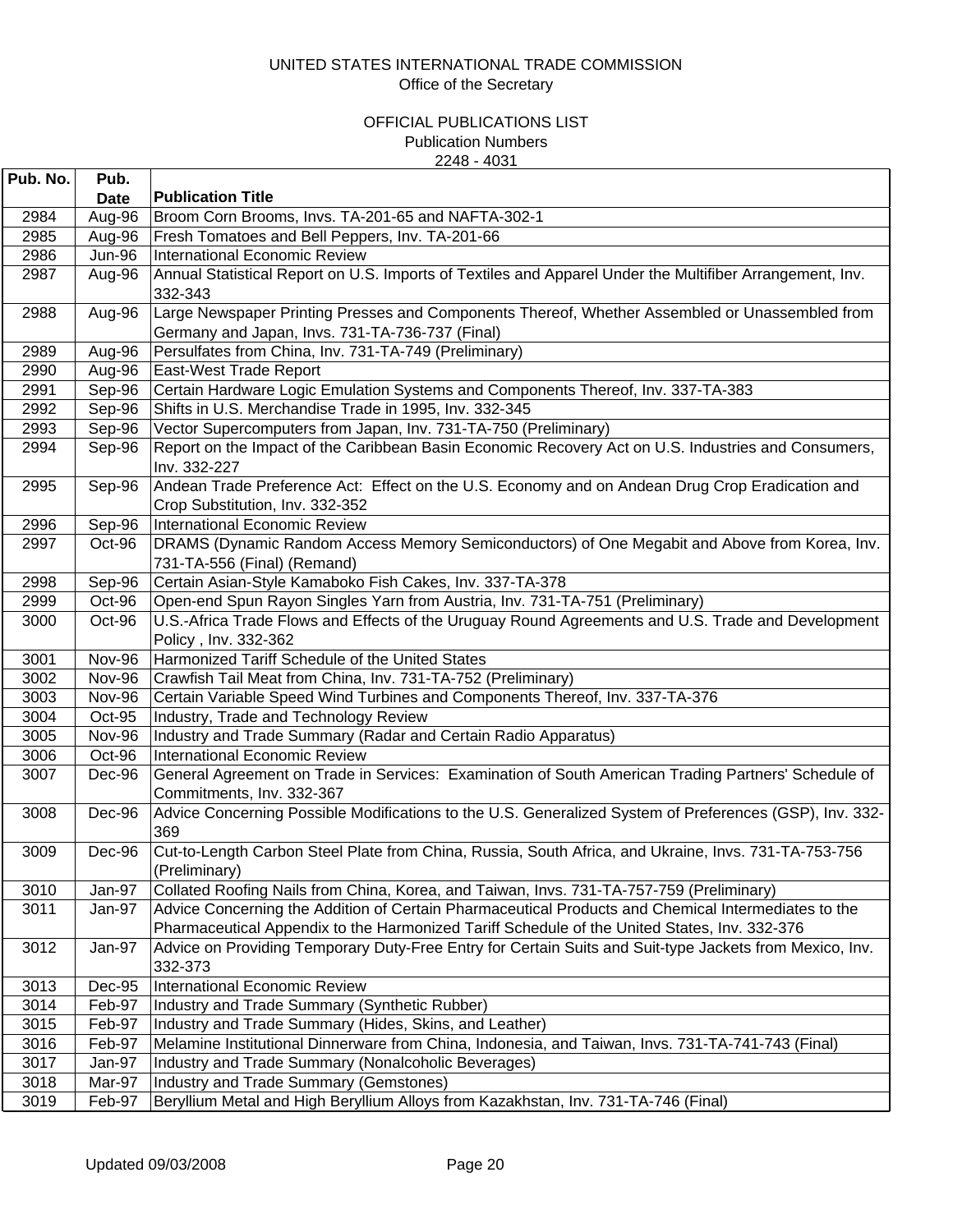UNITED STATES INTERNATIONAL TRADE COMMISSION
Office of the Secretary

OFFICIAL PUBLICATIONS LIST
Publication Numbers
2248 - 4031

| Pub. No. | Pub. Date | Publication Title |
|---|---|---|
| 2984 | Aug-96 | Broom Corn Brooms, Invs. TA-201-65 and NAFTA-302-1 |
| 2985 | Aug-96 | Fresh Tomatoes and Bell Peppers, Inv. TA-201-66 |
| 2986 | Jun-96 | International Economic Review |
| 2987 | Aug-96 | Annual Statistical Report on U.S. Imports of Textiles and Apparel Under the Multifiber Arrangement, Inv. 332-343 |
| 2988 | Aug-96 | Large Newspaper Printing Presses and Components Thereof, Whether Assembled or Unassembled from Germany and Japan, Invs. 731-TA-736-737 (Final) |
| 2989 | Aug-96 | Persulfates from China, Inv. 731-TA-749 (Preliminary) |
| 2990 | Aug-96 | East-West Trade Report |
| 2991 | Sep-96 | Certain Hardware Logic Emulation Systems and Components Thereof, Inv. 337-TA-383 |
| 2992 | Sep-96 | Shifts in U.S. Merchandise Trade in 1995, Inv. 332-345 |
| 2993 | Sep-96 | Vector Supercomputers from Japan, Inv. 731-TA-750 (Preliminary) |
| 2994 | Sep-96 | Report on the Impact of the Caribbean Basin Economic Recovery Act on U.S. Industries and Consumers, Inv. 332-227 |
| 2995 | Sep-96 | Andean Trade Preference Act:  Effect on the U.S. Economy and on Andean Drug Crop Eradication and Crop Substitution, Inv. 332-352 |
| 2996 | Sep-96 | International Economic Review |
| 2997 | Oct-96 | DRAMS (Dynamic Random Access Memory Semiconductors) of One Megabit and Above from Korea, Inv. 731-TA-556 (Final) (Remand) |
| 2998 | Sep-96 | Certain Asian-Style Kamaboko Fish Cakes, Inv. 337-TA-378 |
| 2999 | Oct-96 | Open-end Spun Rayon Singles Yarn from Austria, Inv. 731-TA-751 (Preliminary) |
| 3000 | Oct-96 | U.S.-Africa Trade Flows and Effects of the Uruguay Round Agreements and U.S. Trade and Development Policy , Inv. 332-362 |
| 3001 | Nov-96 | Harmonized Tariff Schedule of the United States |
| 3002 | Nov-96 | Crawfish Tail Meat from China, Inv. 731-TA-752 (Preliminary) |
| 3003 | Nov-96 | Certain Variable Speed Wind Turbines and Components Thereof, Inv. 337-TA-376 |
| 3004 | Oct-95 | Industry, Trade and Technology Review |
| 3005 | Nov-96 | Industry and Trade Summary (Radar and Certain Radio Apparatus) |
| 3006 | Oct-96 | International Economic Review |
| 3007 | Dec-96 | General Agreement on Trade in Services:  Examination of South American Trading Partners' Schedule of Commitments, Inv. 332-367 |
| 3008 | Dec-96 | Advice Concerning Possible Modifications to the U.S. Generalized System of Preferences (GSP), Inv. 332-369 |
| 3009 | Dec-96 | Cut-to-Length Carbon Steel Plate from China, Russia, South Africa, and Ukraine, Invs. 731-TA-753-756 (Preliminary) |
| 3010 | Jan-97 | Collated Roofing Nails from China, Korea, and Taiwan, Invs. 731-TA-757-759 (Preliminary) |
| 3011 | Jan-97 | Advice Concerning the Addition of Certain Pharmaceutical Products and Chemical Intermediates to the Pharmaceutical Appendix to the Harmonized Tariff Schedule of the United States, Inv. 332-376 |
| 3012 | Jan-97 | Advice on Providing Temporary Duty-Free Entry for Certain Suits and Suit-type Jackets from Mexico, Inv. 332-373 |
| 3013 | Dec-95 | International Economic Review |
| 3014 | Feb-97 | Industry and Trade Summary (Synthetic Rubber) |
| 3015 | Feb-97 | Industry and Trade Summary (Hides, Skins, and Leather) |
| 3016 | Feb-97 | Melamine Institutional Dinnerware from China, Indonesia, and Taiwan, Invs. 731-TA-741-743 (Final) |
| 3017 | Jan-97 | Industry and Trade Summary (Nonalcoholic Beverages) |
| 3018 | Mar-97 | Industry and Trade Summary (Gemstones) |
| 3019 | Feb-97 | Beryllium Metal and High Beryllium Alloys from Kazakhstan, Inv. 731-TA-746 (Final) |

Updated 09/03/2008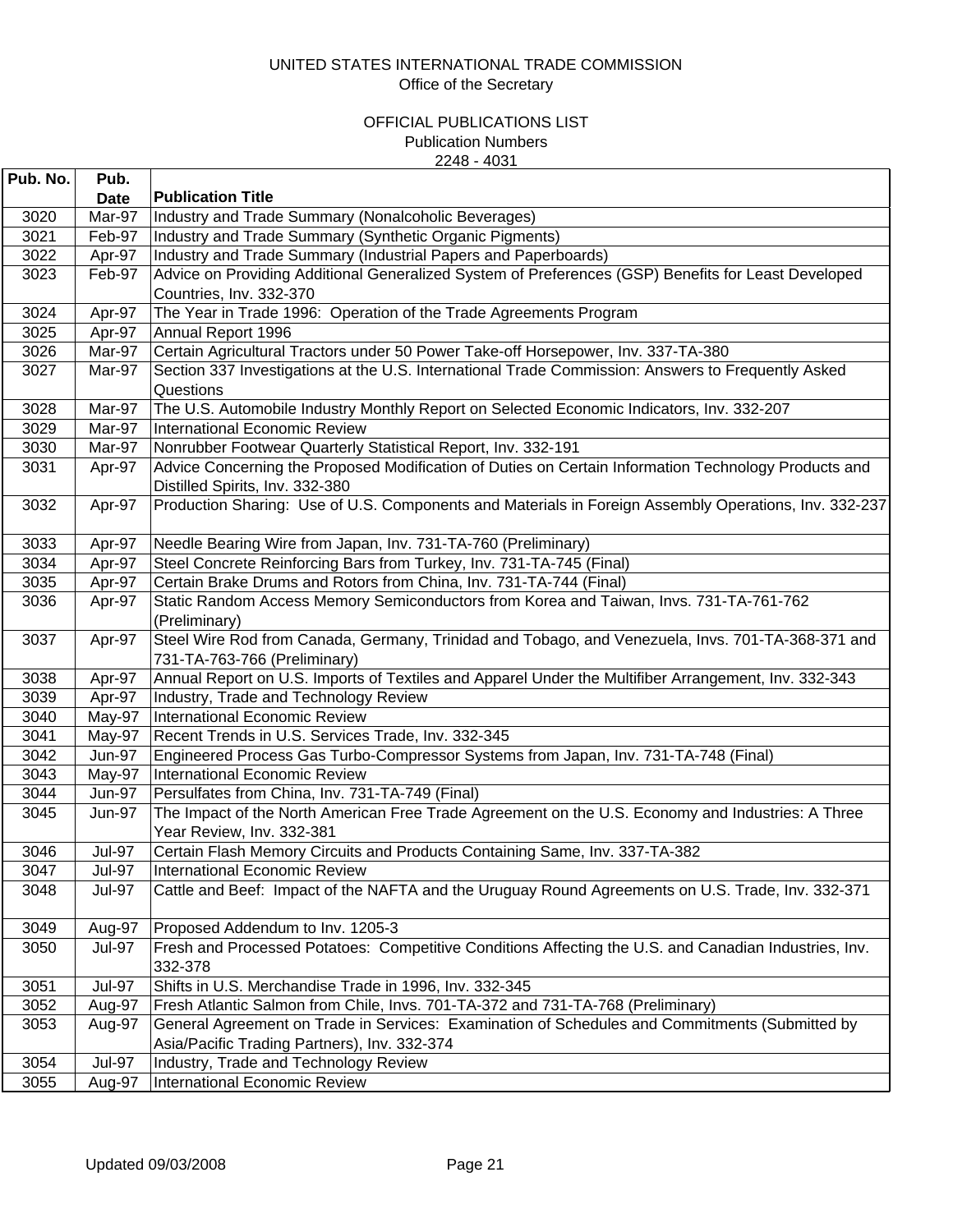UNITED STATES INTERNATIONAL TRADE COMMISSION
Office of the Secretary

OFFICIAL PUBLICATIONS LIST
Publication Numbers
2248 - 4031

| Pub. No. | Pub. Date | Publication Title |
|---|---|---|
| 3020 | Mar-97 | Industry and Trade Summary (Nonalcoholic Beverages) |
| 3021 | Feb-97 | Industry and Trade Summary (Synthetic Organic Pigments) |
| 3022 | Apr-97 | Industry and Trade Summary (Industrial Papers and Paperboards) |
| 3023 | Feb-97 | Advice on Providing Additional Generalized System of Preferences (GSP) Benefits for Least Developed Countries, Inv. 332-370 |
| 3024 | Apr-97 | The Year in Trade 1996: Operation of the Trade Agreements Program |
| 3025 | Apr-97 | Annual Report 1996 |
| 3026 | Mar-97 | Certain Agricultural Tractors under 50 Power Take-off Horsepower, Inv. 337-TA-380 |
| 3027 | Mar-97 | Section 337 Investigations at the U.S. International Trade Commission: Answers to Frequently Asked Questions |
| 3028 | Mar-97 | The U.S. Automobile Industry Monthly Report on Selected Economic Indicators, Inv. 332-207 |
| 3029 | Mar-97 | International Economic Review |
| 3030 | Mar-97 | Nonrubber Footwear Quarterly Statistical Report, Inv. 332-191 |
| 3031 | Apr-97 | Advice Concerning the Proposed Modification of Duties on Certain Information Technology Products and Distilled Spirits, Inv. 332-380 |
| 3032 | Apr-97 | Production Sharing: Use of U.S. Components and Materials in Foreign Assembly Operations, Inv. 332-237 |
| 3033 | Apr-97 | Needle Bearing Wire from Japan, Inv. 731-TA-760 (Preliminary) |
| 3034 | Apr-97 | Steel Concrete Reinforcing Bars from Turkey, Inv. 731-TA-745 (Final) |
| 3035 | Apr-97 | Certain Brake Drums and Rotors from China, Inv. 731-TA-744 (Final) |
| 3036 | Apr-97 | Static Random Access Memory Semiconductors from Korea and Taiwan, Invs. 731-TA-761-762 (Preliminary) |
| 3037 | Apr-97 | Steel Wire Rod from Canada, Germany, Trinidad and Tobago, and Venezuela, Invs. 701-TA-368-371 and 731-TA-763-766 (Preliminary) |
| 3038 | Apr-97 | Annual Report on U.S. Imports of Textiles and Apparel Under the Multifiber Arrangement, Inv. 332-343 |
| 3039 | Apr-97 | Industry, Trade and Technology Review |
| 3040 | May-97 | International Economic Review |
| 3041 | May-97 | Recent Trends in U.S. Services Trade, Inv. 332-345 |
| 3042 | Jun-97 | Engineered Process Gas Turbo-Compressor Systems from Japan, Inv. 731-TA-748 (Final) |
| 3043 | May-97 | International Economic Review |
| 3044 | Jun-97 | Persulfates from China, Inv. 731-TA-749 (Final) |
| 3045 | Jun-97 | The Impact of the North American Free Trade Agreement on the U.S. Economy and Industries: A Three Year Review, Inv. 332-381 |
| 3046 | Jul-97 | Certain Flash Memory Circuits and Products Containing Same, Inv. 337-TA-382 |
| 3047 | Jul-97 | International Economic Review |
| 3048 | Jul-97 | Cattle and Beef: Impact of the NAFTA and the Uruguay Round Agreements on U.S. Trade, Inv. 332-371 |
| 3049 | Aug-97 | Proposed Addendum to Inv. 1205-3 |
| 3050 | Jul-97 | Fresh and Processed Potatoes: Competitive Conditions Affecting the U.S. and Canadian Industries, Inv. 332-378 |
| 3051 | Jul-97 | Shifts in U.S. Merchandise Trade in 1996, Inv. 332-345 |
| 3052 | Aug-97 | Fresh Atlantic Salmon from Chile, Invs. 701-TA-372 and 731-TA-768 (Preliminary) |
| 3053 | Aug-97 | General Agreement on Trade in Services: Examination of Schedules and Commitments (Submitted by Asia/Pacific Trading Partners), Inv. 332-374 |
| 3054 | Jul-97 | Industry, Trade and Technology Review |
| 3055 | Aug-97 | International Economic Review |

Updated 09/03/2008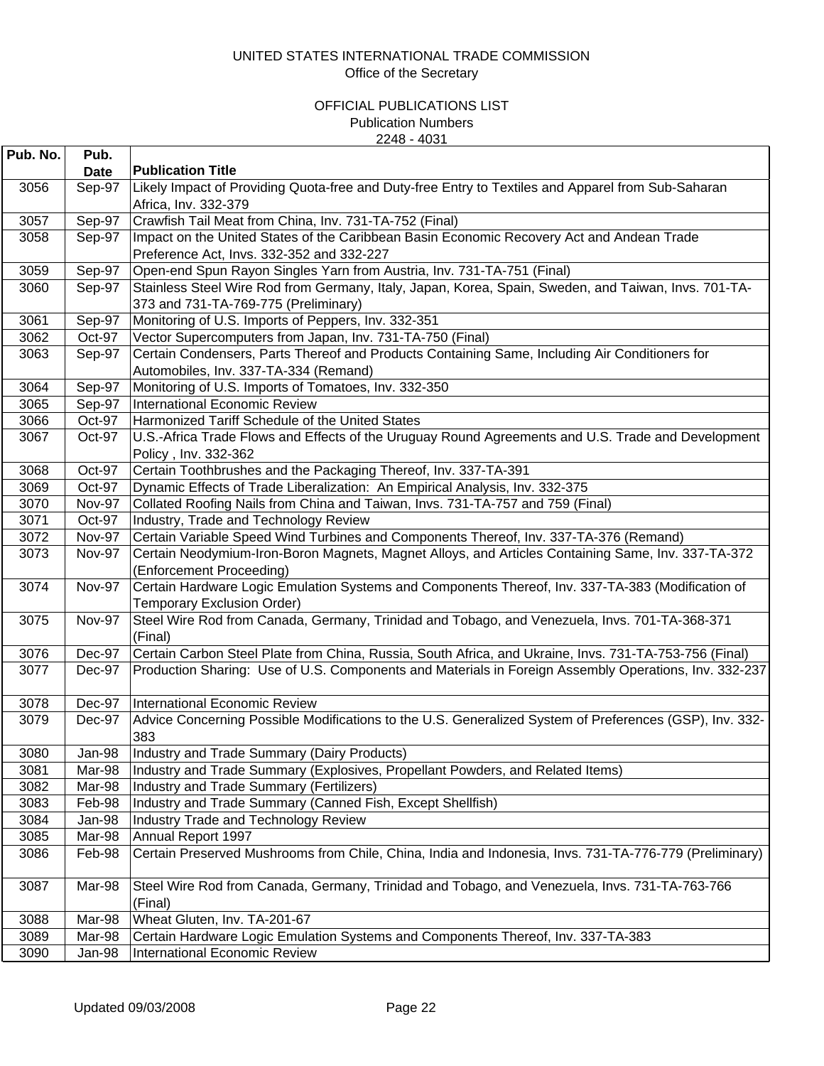UNITED STATES INTERNATIONAL TRADE COMMISSION
Office of the Secretary

OFFICIAL PUBLICATIONS LIST
Publication Numbers
2248 - 4031

| Pub. No. | Pub. Date | Publication Title |
|---|---|---|
| 3056 | Sep-97 | Likely Impact of Providing Quota-free and Duty-free Entry to Textiles and Apparel from Sub-Saharan Africa, Inv. 332-379 |
| 3057 | Sep-97 | Crawfish Tail Meat from China, Inv. 731-TA-752 (Final) |
| 3058 | Sep-97 | Impact on the United States of the Caribbean Basin Economic Recovery Act and Andean Trade Preference Act, Invs. 332-352 and 332-227 |
| 3059 | Sep-97 | Open-end Spun Rayon Singles Yarn from Austria, Inv. 731-TA-751 (Final) |
| 3060 | Sep-97 | Stainless Steel Wire Rod from Germany, Italy, Japan, Korea, Spain, Sweden, and Taiwan, Invs. 701-TA-373 and 731-TA-769-775 (Preliminary) |
| 3061 | Sep-97 | Monitoring of U.S. Imports of Peppers, Inv. 332-351 |
| 3062 | Oct-97 | Vector Supercomputers from Japan, Inv. 731-TA-750 (Final) |
| 3063 | Sep-97 | Certain Condensers, Parts Thereof and Products Containing Same, Including Air Conditioners for Automobiles, Inv. 337-TA-334 (Remand) |
| 3064 | Sep-97 | Monitoring of U.S. Imports of Tomatoes, Inv. 332-350 |
| 3065 | Sep-97 | International Economic Review |
| 3066 | Oct-97 | Harmonized Tariff Schedule of the United States |
| 3067 | Oct-97 | U.S.-Africa Trade Flows and Effects of the Uruguay Round Agreements and U.S. Trade and Development Policy , Inv. 332-362 |
| 3068 | Oct-97 | Certain Toothbrushes and the Packaging Thereof, Inv. 337-TA-391 |
| 3069 | Oct-97 | Dynamic Effects of Trade Liberalization: An Empirical Analysis, Inv. 332-375 |
| 3070 | Nov-97 | Collated Roofing Nails from China and Taiwan, Invs. 731-TA-757 and 759 (Final) |
| 3071 | Oct-97 | Industry, Trade and Technology Review |
| 3072 | Nov-97 | Certain Variable Speed Wind Turbines and Components Thereof, Inv. 337-TA-376 (Remand) |
| 3073 | Nov-97 | Certain Neodymium-Iron-Boron Magnets, Magnet Alloys, and Articles Containing Same, Inv. 337-TA-372 (Enforcement Proceeding) |
| 3074 | Nov-97 | Certain Hardware Logic Emulation Systems and Components Thereof, Inv. 337-TA-383 (Modification of Temporary Exclusion Order) |
| 3075 | Nov-97 | Steel Wire Rod from Canada, Germany, Trinidad and Tobago, and Venezuela, Invs. 701-TA-368-371 (Final) |
| 3076 | Dec-97 | Certain Carbon Steel Plate from China, Russia, South Africa, and Ukraine, Invs. 731-TA-753-756 (Final) |
| 3077 | Dec-97 | Production Sharing: Use of U.S. Components and Materials in Foreign Assembly Operations, Inv. 332-237 |
| 3078 | Dec-97 | International Economic Review |
| 3079 | Dec-97 | Advice Concerning Possible Modifications to the U.S. Generalized System of Preferences (GSP), Inv. 332-383 |
| 3080 | Jan-98 | Industry and Trade Summary (Dairy Products) |
| 3081 | Mar-98 | Industry and Trade Summary (Explosives, Propellant Powders, and Related Items) |
| 3082 | Mar-98 | Industry and Trade Summary (Fertilizers) |
| 3083 | Feb-98 | Industry and Trade Summary (Canned Fish, Except Shellfish) |
| 3084 | Jan-98 | Industry Trade and Technology Review |
| 3085 | Mar-98 | Annual Report 1997 |
| 3086 | Feb-98 | Certain Preserved Mushrooms from Chile, China, India and Indonesia, Invs. 731-TA-776-779 (Preliminary) |
| 3087 | Mar-98 | Steel Wire Rod from Canada, Germany, Trinidad and Tobago, and Venezuela, Invs. 731-TA-763-766 (Final) |
| 3088 | Mar-98 | Wheat Gluten, Inv. TA-201-67 |
| 3089 | Mar-98 | Certain Hardware Logic Emulation Systems and Components Thereof, Inv. 337-TA-383 |
| 3090 | Jan-98 | International Economic Review |

Updated 09/03/2008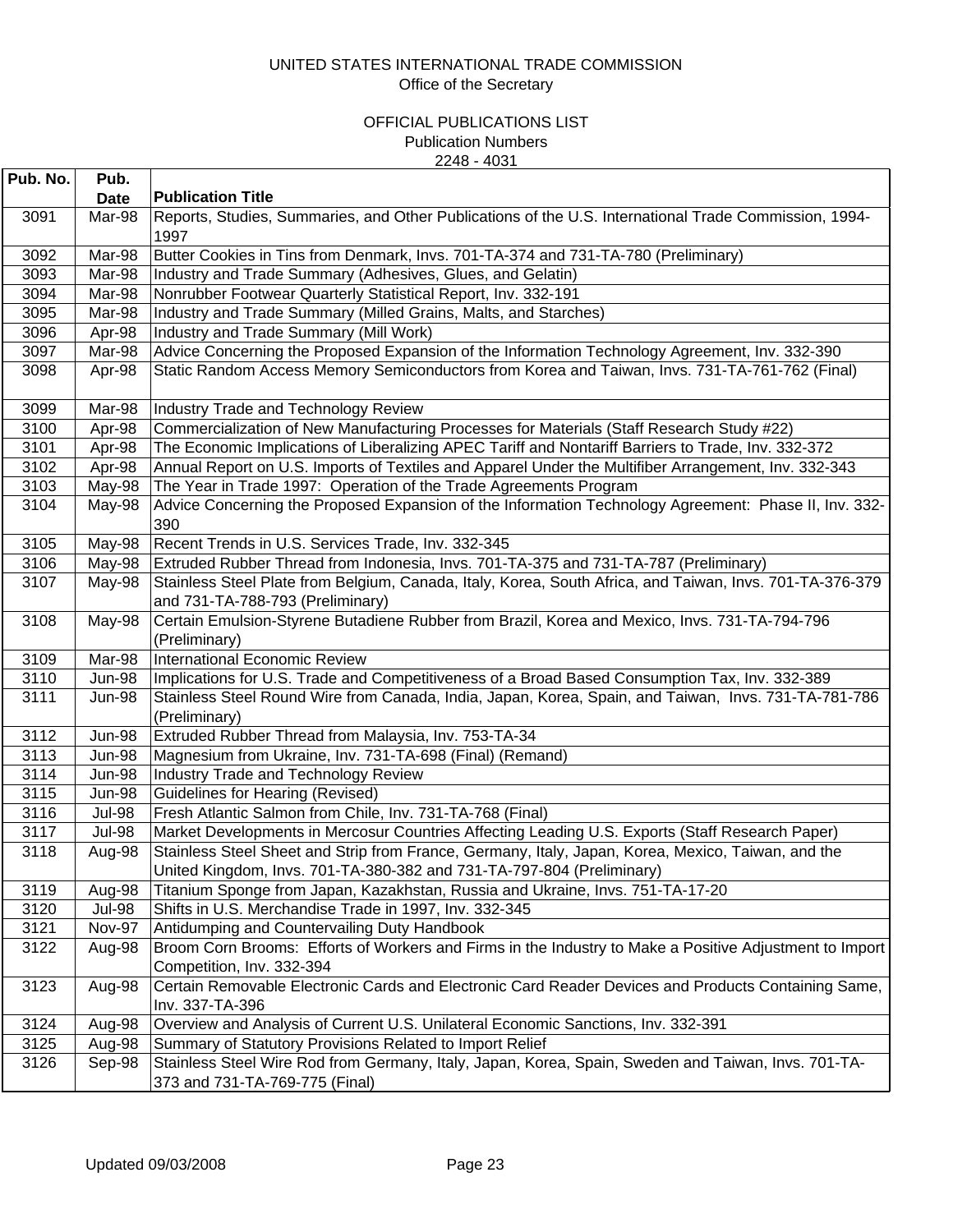UNITED STATES INTERNATIONAL TRADE COMMISSION
Office of the Secretary

OFFICIAL PUBLICATIONS LIST
Publication Numbers
2248 - 4031

| Pub. No. | Pub. Date | Publication Title |
|---|---|---|
| 3091 | Mar-98 | Reports, Studies, Summaries, and Other Publications of the U.S. International Trade Commission, 1994-1997 |
| 3092 | Mar-98 | Butter Cookies in Tins from Denmark, Invs. 701-TA-374 and 731-TA-780 (Preliminary) |
| 3093 | Mar-98 | Industry and Trade Summary (Adhesives, Glues, and Gelatin) |
| 3094 | Mar-98 | Nonrubber Footwear Quarterly Statistical Report, Inv. 332-191 |
| 3095 | Mar-98 | Industry and Trade Summary (Milled Grains, Malts, and Starches) |
| 3096 | Apr-98 | Industry and Trade Summary (Mill Work) |
| 3097 | Mar-98 | Advice Concerning the Proposed Expansion of the Information Technology Agreement, Inv. 332-390 |
| 3098 | Apr-98 | Static Random Access Memory Semiconductors from Korea and Taiwan, Invs. 731-TA-761-762 (Final) |
| 3099 | Mar-98 | Industry Trade and Technology Review |
| 3100 | Apr-98 | Commercialization of New Manufacturing Processes for Materials (Staff Research Study #22) |
| 3101 | Apr-98 | The Economic Implications of Liberalizing APEC Tariff and Nontariff Barriers to Trade, Inv. 332-372 |
| 3102 | Apr-98 | Annual Report on U.S. Imports of Textiles and Apparel Under the Multifiber Arrangement, Inv. 332-343 |
| 3103 | May-98 | The Year in Trade 1997: Operation of the Trade Agreements Program |
| 3104 | May-98 | Advice Concerning the Proposed Expansion of the Information Technology Agreement: Phase II, Inv. 332-390 |
| 3105 | May-98 | Recent Trends in U.S. Services Trade, Inv. 332-345 |
| 3106 | May-98 | Extruded Rubber Thread from Indonesia, Invs. 701-TA-375 and 731-TA-787 (Preliminary) |
| 3107 | May-98 | Stainless Steel Plate from Belgium, Canada, Italy, Korea, South Africa, and Taiwan, Invs. 701-TA-376-379 and 731-TA-788-793 (Preliminary) |
| 3108 | May-98 | Certain Emulsion-Styrene Butadiene Rubber from Brazil, Korea and Mexico, Invs. 731-TA-794-796 (Preliminary) |
| 3109 | Mar-98 | International Economic Review |
| 3110 | Jun-98 | Implications for U.S. Trade and Competitiveness of a Broad Based Consumption Tax, Inv. 332-389 |
| 3111 | Jun-98 | Stainless Steel Round Wire from Canada, India, Japan, Korea, Spain, and Taiwan, Invs. 731-TA-781-786 (Preliminary) |
| 3112 | Jun-98 | Extruded Rubber Thread from Malaysia, Inv. 753-TA-34 |
| 3113 | Jun-98 | Magnesium from Ukraine, Inv. 731-TA-698 (Final) (Remand) |
| 3114 | Jun-98 | Industry Trade and Technology Review |
| 3115 | Jun-98 | Guidelines for Hearing (Revised) |
| 3116 | Jul-98 | Fresh Atlantic Salmon from Chile, Inv. 731-TA-768 (Final) |
| 3117 | Jul-98 | Market Developments in Mercosur Countries Affecting Leading U.S. Exports (Staff Research Paper) |
| 3118 | Aug-98 | Stainless Steel Sheet and Strip from France, Germany, Italy, Japan, Korea, Mexico, Taiwan, and the United Kingdom, Invs. 701-TA-380-382 and 731-TA-797-804 (Preliminary) |
| 3119 | Aug-98 | Titanium Sponge from Japan, Kazakhstan, Russia and Ukraine, Invs. 751-TA-17-20 |
| 3120 | Jul-98 | Shifts in U.S. Merchandise Trade in 1997, Inv. 332-345 |
| 3121 | Nov-97 | Antidumping and Countervailing Duty Handbook |
| 3122 | Aug-98 | Broom Corn Brooms: Efforts of Workers and Firms in the Industry to Make a Positive Adjustment to Import Competition, Inv. 332-394 |
| 3123 | Aug-98 | Certain Removable Electronic Cards and Electronic Card Reader Devices and Products Containing Same, Inv. 337-TA-396 |
| 3124 | Aug-98 | Overview and Analysis of Current U.S. Unilateral Economic Sanctions, Inv. 332-391 |
| 3125 | Aug-98 | Summary of Statutory Provisions Related to Import Relief |
| 3126 | Sep-98 | Stainless Steel Wire Rod from Germany, Italy, Japan, Korea, Spain, Sweden and Taiwan, Invs. 701-TA-373 and 731-TA-769-775 (Final) |

Updated 09/03/2008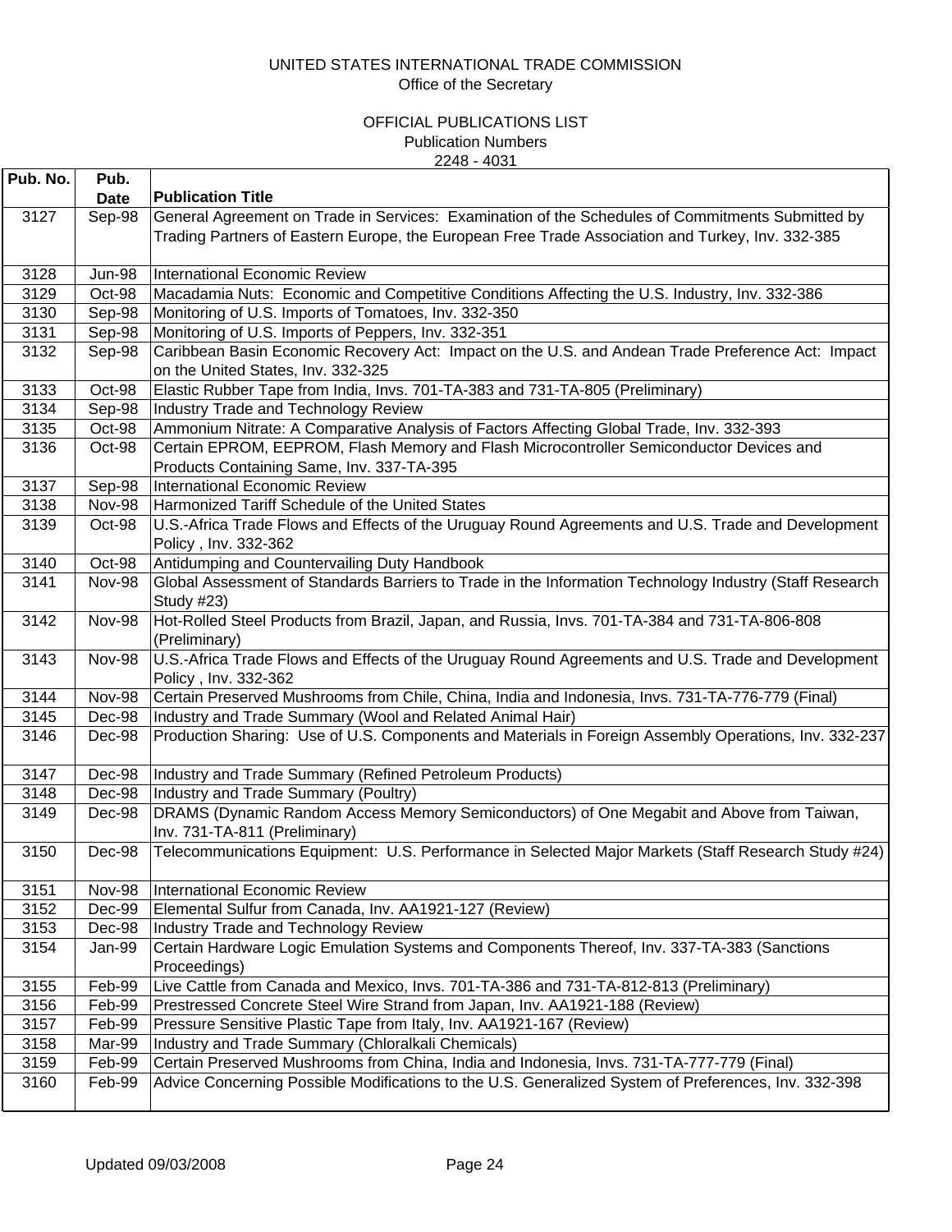UNITED STATES INTERNATIONAL TRADE COMMISSION
Office of the Secretary

OFFICIAL PUBLICATIONS LIST
Publication Numbers
2248 - 4031

| Pub. No. | Pub. Date | Publication Title |
|---|---|---|
| 3127 | Sep-98 | General Agreement on Trade in Services: Examination of the Schedules of Commitments Submitted by Trading Partners of Eastern Europe, the European Free Trade Association and Turkey, Inv. 332-385 |
| 3128 | Jun-98 | International Economic Review |
| 3129 | Oct-98 | Macadamia Nuts: Economic and Competitive Conditions Affecting the U.S. Industry, Inv. 332-386 |
| 3130 | Sep-98 | Monitoring of U.S. Imports of Tomatoes, Inv. 332-350 |
| 3131 | Sep-98 | Monitoring of U.S. Imports of Peppers, Inv. 332-351 |
| 3132 | Sep-98 | Caribbean Basin Economic Recovery Act: Impact on the U.S. and Andean Trade Preference Act: Impact on the United States, Inv. 332-325 |
| 3133 | Oct-98 | Elastic Rubber Tape from India, Invs. 701-TA-383 and 731-TA-805 (Preliminary) |
| 3134 | Sep-98 | Industry Trade and Technology Review |
| 3135 | Oct-98 | Ammonium Nitrate: A Comparative Analysis of Factors Affecting Global Trade, Inv. 332-393 |
| 3136 | Oct-98 | Certain EPROM, EEPROM, Flash Memory and Flash Microcontroller Semiconductor Devices and Products Containing Same, Inv. 337-TA-395 |
| 3137 | Sep-98 | International Economic Review |
| 3138 | Nov-98 | Harmonized Tariff Schedule of the United States |
| 3139 | Oct-98 | U.S.-Africa Trade Flows and Effects of the Uruguay Round Agreements and U.S. Trade and Development Policy , Inv. 332-362 |
| 3140 | Oct-98 | Antidumping and Countervailing Duty Handbook |
| 3141 | Nov-98 | Global Assessment of Standards Barriers to Trade in the Information Technology Industry (Staff Research Study #23) |
| 3142 | Nov-98 | Hot-Rolled Steel Products from Brazil, Japan, and Russia, Invs. 701-TA-384 and 731-TA-806-808 (Preliminary) |
| 3143 | Nov-98 | U.S.-Africa Trade Flows and Effects of the Uruguay Round Agreements and U.S. Trade and Development Policy , Inv. 332-362 |
| 3144 | Nov-98 | Certain Preserved Mushrooms from Chile, China, India and Indonesia, Invs. 731-TA-776-779 (Final) |
| 3145 | Dec-98 | Industry and Trade Summary (Wool and Related Animal Hair) |
| 3146 | Dec-98 | Production Sharing: Use of U.S. Components and Materials in Foreign Assembly Operations, Inv. 332-237 |
| 3147 | Dec-98 | Industry and Trade Summary (Refined Petroleum Products) |
| 3148 | Dec-98 | Industry and Trade Summary (Poultry) |
| 3149 | Dec-98 | DRAMS (Dynamic Random Access Memory Semiconductors) of One Megabit and Above from Taiwan, Inv. 731-TA-811 (Preliminary) |
| 3150 | Dec-98 | Telecommunications Equipment: U.S. Performance in Selected Major Markets (Staff Research Study #24) |
| 3151 | Nov-98 | International Economic Review |
| 3152 | Dec-99 | Elemental Sulfur from Canada, Inv. AA1921-127 (Review) |
| 3153 | Dec-98 | Industry Trade and Technology Review |
| 3154 | Jan-99 | Certain Hardware Logic Emulation Systems and Components Thereof, Inv. 337-TA-383 (Sanctions Proceedings) |
| 3155 | Feb-99 | Live Cattle from Canada and Mexico, Invs. 701-TA-386 and 731-TA-812-813 (Preliminary) |
| 3156 | Feb-99 | Prestressed Concrete Steel Wire Strand from Japan, Inv. AA1921-188 (Review) |
| 3157 | Feb-99 | Pressure Sensitive Plastic Tape from Italy, Inv. AA1921-167 (Review) |
| 3158 | Mar-99 | Industry and Trade Summary (Chloralkali Chemicals) |
| 3159 | Feb-99 | Certain Preserved Mushrooms from China, India and Indonesia, Invs. 731-TA-777-779 (Final) |
| 3160 | Feb-99 | Advice Concerning Possible Modifications to the U.S. Generalized System of Preferences, Inv. 332-398 |

Updated 09/03/2008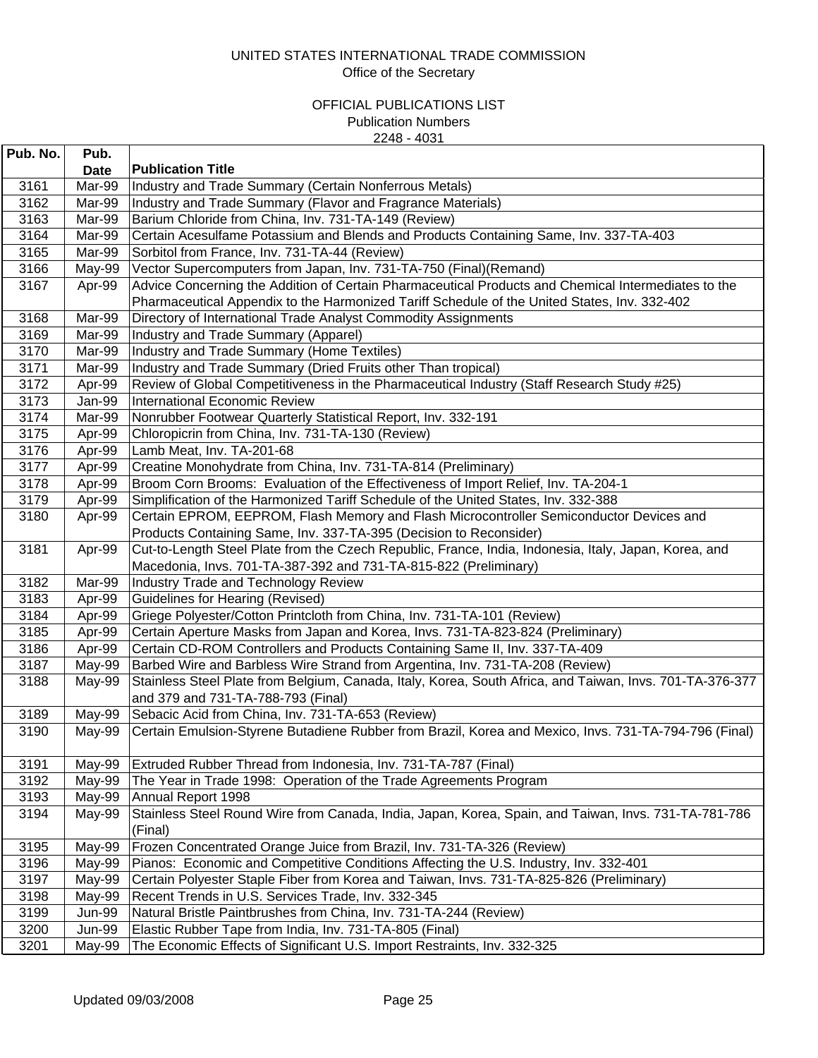UNITED STATES INTERNATIONAL TRADE COMMISSION
Office of the Secretary

OFFICIAL PUBLICATIONS LIST
Publication Numbers
2248 - 4031

| Pub. No. | Pub. Date | Publication Title |
|---|---|---|
| 3161 | Mar-99 | Industry and Trade Summary (Certain Nonferrous Metals) |
| 3162 | Mar-99 | Industry and Trade Summary (Flavor and Fragrance Materials) |
| 3163 | Mar-99 | Barium Chloride from China, Inv. 731-TA-149 (Review) |
| 3164 | Mar-99 | Certain Acesulfame Potassium and Blends and Products Containing Same, Inv. 337-TA-403 |
| 3165 | Mar-99 | Sorbitol from France, Inv. 731-TA-44 (Review) |
| 3166 | May-99 | Vector Supercomputers from Japan, Inv. 731-TA-750 (Final)(Remand) |
| 3167 | Apr-99 | Advice Concerning the Addition of Certain Pharmaceutical Products and Chemical Intermediates to the Pharmaceutical Appendix to the Harmonized Tariff Schedule of the United States, Inv. 332-402 |
| 3168 | Mar-99 | Directory of International Trade Analyst Commodity Assignments |
| 3169 | Mar-99 | Industry and Trade Summary (Apparel) |
| 3170 | Mar-99 | Industry and Trade Summary (Home Textiles) |
| 3171 | Mar-99 | Industry and Trade Summary (Dried Fruits other Than tropical) |
| 3172 | Apr-99 | Review of Global Competitiveness in the Pharmaceutical Industry (Staff Research Study #25) |
| 3173 | Jan-99 | International Economic Review |
| 3174 | Mar-99 | Nonrubber Footwear Quarterly Statistical Report, Inv. 332-191 |
| 3175 | Apr-99 | Chloropicrin from China, Inv. 731-TA-130 (Review) |
| 3176 | Apr-99 | Lamb Meat, Inv. TA-201-68 |
| 3177 | Apr-99 | Creatine Monohydrate from China, Inv. 731-TA-814 (Preliminary) |
| 3178 | Apr-99 | Broom Corn Brooms: Evaluation of the Effectiveness of Import Relief, Inv. TA-204-1 |
| 3179 | Apr-99 | Simplification of the Harmonized Tariff Schedule of the United States, Inv. 332-388 |
| 3180 | Apr-99 | Certain EPROM, EEPROM, Flash Memory and Flash Microcontroller Semiconductor Devices and Products Containing Same, Inv. 337-TA-395 (Decision to Reconsider) |
| 3181 | Apr-99 | Cut-to-Length Steel Plate from the Czech Republic, France, India, Indonesia, Italy, Japan, Korea, and Macedonia, Invs. 701-TA-387-392 and 731-TA-815-822 (Preliminary) |
| 3182 | Mar-99 | Industry Trade and Technology Review |
| 3183 | Apr-99 | Guidelines for Hearing (Revised) |
| 3184 | Apr-99 | Griege Polyester/Cotton Printcloth from China, Inv. 731-TA-101 (Review) |
| 3185 | Apr-99 | Certain Aperture Masks from Japan and Korea, Invs. 731-TA-823-824 (Preliminary) |
| 3186 | Apr-99 | Certain CD-ROM Controllers and Products Containing Same II, Inv. 337-TA-409 |
| 3187 | May-99 | Barbed Wire and Barbless Wire Strand from Argentina, Inv. 731-TA-208 (Review) |
| 3188 | May-99 | Stainless Steel Plate from Belgium, Canada, Italy, Korea, South Africa, and Taiwan, Invs. 701-TA-376-377 and 379 and 731-TA-788-793 (Final) |
| 3189 | May-99 | Sebacic Acid from China, Inv. 731-TA-653 (Review) |
| 3190 | May-99 | Certain Emulsion-Styrene Butadiene Rubber from Brazil, Korea and Mexico, Invs. 731-TA-794-796 (Final) |
| 3191 | May-99 | Extruded Rubber Thread from Indonesia, Inv. 731-TA-787 (Final) |
| 3192 | May-99 | The Year in Trade 1998: Operation of the Trade Agreements Program |
| 3193 | May-99 | Annual Report 1998 |
| 3194 | May-99 | Stainless Steel Round Wire from Canada, India, Japan, Korea, Spain, and Taiwan, Invs. 731-TA-781-786 (Final) |
| 3195 | May-99 | Frozen Concentrated Orange Juice from Brazil, Inv. 731-TA-326 (Review) |
| 3196 | May-99 | Pianos: Economic and Competitive Conditions Affecting the U.S. Industry, Inv. 332-401 |
| 3197 | May-99 | Certain Polyester Staple Fiber from Korea and Taiwan, Invs. 731-TA-825-826 (Preliminary) |
| 3198 | May-99 | Recent Trends in U.S. Services Trade, Inv. 332-345 |
| 3199 | Jun-99 | Natural Bristle Paintbrushes from China, Inv. 731-TA-244 (Review) |
| 3200 | Jun-99 | Elastic Rubber Tape from India, Inv. 731-TA-805 (Final) |
| 3201 | May-99 | The Economic Effects of Significant U.S. Import Restraints, Inv. 332-325 |

Updated 09/03/2008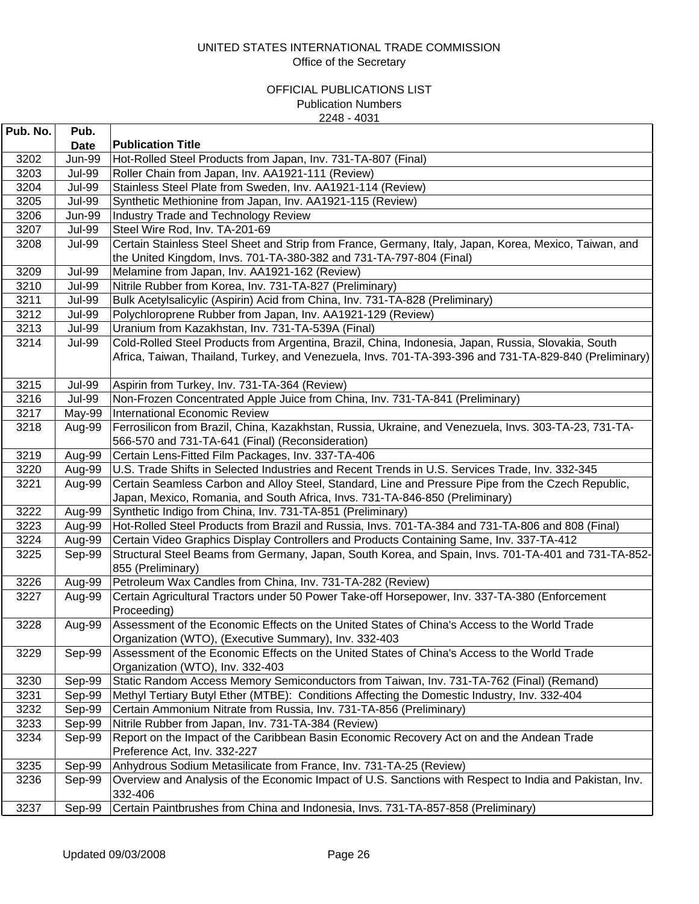UNITED STATES INTERNATIONAL TRADE COMMISSION
Office of the Secretary

OFFICIAL PUBLICATIONS LIST
Publication Numbers
2248 - 4031

| Pub. No. | Pub. Date | Publication Title |
|---|---|---|
| 3202 | Jun-99 | Hot-Rolled Steel Products from Japan, Inv. 731-TA-807 (Final) |
| 3203 | Jul-99 | Roller Chain from Japan, Inv. AA1921-111 (Review) |
| 3204 | Jul-99 | Stainless Steel Plate from Sweden, Inv. AA1921-114 (Review) |
| 3205 | Jul-99 | Synthetic Methionine from Japan, Inv. AA1921-115 (Review) |
| 3206 | Jun-99 | Industry Trade and Technology Review |
| 3207 | Jul-99 | Steel Wire Rod, Inv. TA-201-69 |
| 3208 | Jul-99 | Certain Stainless Steel Sheet and Strip from France, Germany, Italy, Japan, Korea, Mexico, Taiwan, and the United Kingdom, Invs. 701-TA-380-382 and 731-TA-797-804 (Final) |
| 3209 | Jul-99 | Melamine from Japan, Inv. AA1921-162 (Review) |
| 3210 | Jul-99 | Nitrile Rubber from Korea, Inv. 731-TA-827 (Preliminary) |
| 3211 | Jul-99 | Bulk Acetylsalicylic (Aspirin) Acid from China, Inv. 731-TA-828 (Preliminary) |
| 3212 | Jul-99 | Polychloroprene Rubber from Japan, Inv. AA1921-129 (Review) |
| 3213 | Jul-99 | Uranium from Kazakhstan, Inv. 731-TA-539A (Final) |
| 3214 | Jul-99 | Cold-Rolled Steel Products from Argentina, Brazil, China, Indonesia, Japan, Russia, Slovakia, South Africa, Taiwan, Thailand, Turkey, and Venezuela, Invs. 701-TA-393-396 and 731-TA-829-840 (Preliminary) |
| 3215 | Jul-99 | Aspirin from Turkey, Inv. 731-TA-364 (Review) |
| 3216 | Jul-99 | Non-Frozen Concentrated Apple Juice from China, Inv. 731-TA-841 (Preliminary) |
| 3217 | May-99 | International Economic Review |
| 3218 | Aug-99 | Ferrosilicon from Brazil, China, Kazakhstan, Russia, Ukraine, and Venezuela, Invs. 303-TA-23, 731-TA-566-570 and 731-TA-641 (Final) (Reconsideration) |
| 3219 | Aug-99 | Certain Lens-Fitted Film Packages, Inv. 337-TA-406 |
| 3220 | Aug-99 | U.S. Trade Shifts in Selected Industries and Recent Trends in U.S. Services Trade, Inv. 332-345 |
| 3221 | Aug-99 | Certain Seamless Carbon and Alloy Steel, Standard, Line and Pressure Pipe from the Czech Republic, Japan, Mexico, Romania, and South Africa, Invs. 731-TA-846-850 (Preliminary) |
| 3222 | Aug-99 | Synthetic Indigo from China, Inv. 731-TA-851 (Preliminary) |
| 3223 | Aug-99 | Hot-Rolled Steel Products from Brazil and Russia, Invs. 701-TA-384 and 731-TA-806 and 808 (Final) |
| 3224 | Aug-99 | Certain Video Graphics Display Controllers and Products Containing Same, Inv. 337-TA-412 |
| 3225 | Sep-99 | Structural Steel Beams from Germany, Japan, South Korea, and Spain, Invs. 701-TA-401 and 731-TA-852-855 (Preliminary) |
| 3226 | Aug-99 | Petroleum Wax Candles from China, Inv. 731-TA-282 (Review) |
| 3227 | Aug-99 | Certain Agricultural Tractors under 50 Power Take-off Horsepower, Inv. 337-TA-380 (Enforcement Proceeding) |
| 3228 | Aug-99 | Assessment of the Economic Effects on the United States of China's Access to the World Trade Organization (WTO), (Executive Summary), Inv. 332-403 |
| 3229 | Sep-99 | Assessment of the Economic Effects on the United States of China's Access to the World Trade Organization (WTO), Inv. 332-403 |
| 3230 | Sep-99 | Static Random Access Memory Semiconductors from Taiwan, Inv. 731-TA-762 (Final) (Remand) |
| 3231 | Sep-99 | Methyl Tertiary Butyl Ether (MTBE): Conditions Affecting the Domestic Industry, Inv. 332-404 |
| 3232 | Sep-99 | Certain Ammonium Nitrate from Russia, Inv. 731-TA-856 (Preliminary) |
| 3233 | Sep-99 | Nitrile Rubber from Japan, Inv. 731-TA-384 (Review) |
| 3234 | Sep-99 | Report on the Impact of the Caribbean Basin Economic Recovery Act on and the Andean Trade Preference Act, Inv. 332-227 |
| 3235 | Sep-99 | Anhydrous Sodium Metasilicate from France, Inv. 731-TA-25 (Review) |
| 3236 | Sep-99 | Overview and Analysis of the Economic Impact of U.S. Sanctions with Respect to India and Pakistan, Inv. 332-406 |
| 3237 | Sep-99 | Certain Paintbrushes from China and Indonesia, Invs. 731-TA-857-858 (Preliminary) |

Updated 09/03/2008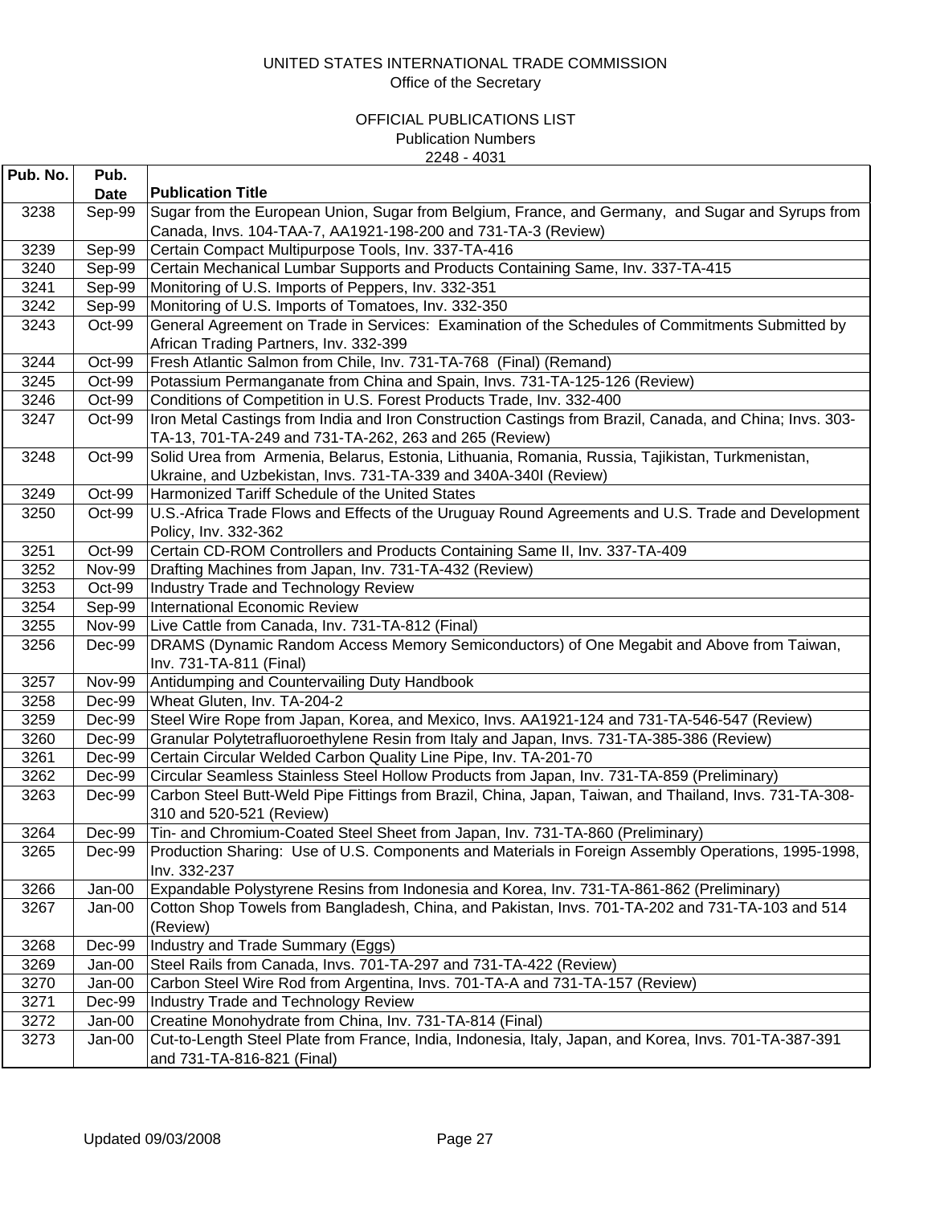UNITED STATES INTERNATIONAL TRADE COMMISSION
Office of the Secretary

OFFICIAL PUBLICATIONS LIST
Publication Numbers
2248 - 4031

| Pub. No. | Pub. Date | Publication Title |
|---|---|---|
| 3238 | Sep-99 | Sugar from the European Union, Sugar from Belgium, France, and Germany, and Sugar and Syrups from Canada, Invs. 104-TAA-7, AA1921-198-200 and 731-TA-3 (Review) |
| 3239 | Sep-99 | Certain Compact Multipurpose Tools, Inv. 337-TA-416 |
| 3240 | Sep-99 | Certain Mechanical Lumbar Supports and Products Containing Same, Inv. 337-TA-415 |
| 3241 | Sep-99 | Monitoring of U.S. Imports of Peppers, Inv. 332-351 |
| 3242 | Sep-99 | Monitoring of U.S. Imports of Tomatoes, Inv. 332-350 |
| 3243 | Oct-99 | General Agreement on Trade in Services: Examination of the Schedules of Commitments Submitted by African Trading Partners, Inv. 332-399 |
| 3244 | Oct-99 | Fresh Atlantic Salmon from Chile, Inv. 731-TA-768 (Final) (Remand) |
| 3245 | Oct-99 | Potassium Permanganate from China and Spain, Invs. 731-TA-125-126 (Review) |
| 3246 | Oct-99 | Conditions of Competition in U.S. Forest Products Trade, Inv. 332-400 |
| 3247 | Oct-99 | Iron Metal Castings from India and Iron Construction Castings from Brazil, Canada, and China; Invs. 303-TA-13, 701-TA-249 and 731-TA-262, 263 and 265 (Review) |
| 3248 | Oct-99 | Solid Urea from Armenia, Belarus, Estonia, Lithuania, Romania, Russia, Tajikistan, Turkmenistan, Ukraine, and Uzbekistan, Invs. 731-TA-339 and 340A-340I (Review) |
| 3249 | Oct-99 | Harmonized Tariff Schedule of the United States |
| 3250 | Oct-99 | U.S.-Africa Trade Flows and Effects of the Uruguay Round Agreements and U.S. Trade and Development Policy, Inv. 332-362 |
| 3251 | Oct-99 | Certain CD-ROM Controllers and Products Containing Same II, Inv. 337-TA-409 |
| 3252 | Nov-99 | Drafting Machines from Japan, Inv. 731-TA-432 (Review) |
| 3253 | Oct-99 | Industry Trade and Technology Review |
| 3254 | Sep-99 | International Economic Review |
| 3255 | Nov-99 | Live Cattle from Canada, Inv. 731-TA-812 (Final) |
| 3256 | Dec-99 | DRAMS (Dynamic Random Access Memory Semiconductors) of One Megabit and Above from Taiwan, Inv. 731-TA-811 (Final) |
| 3257 | Nov-99 | Antidumping and Countervailing Duty Handbook |
| 3258 | Dec-99 | Wheat Gluten, Inv. TA-204-2 |
| 3259 | Dec-99 | Steel Wire Rope from Japan, Korea, and Mexico, Invs. AA1921-124 and 731-TA-546-547 (Review) |
| 3260 | Dec-99 | Granular Polytetrafluoroethylene Resin from Italy and Japan, Invs. 731-TA-385-386 (Review) |
| 3261 | Dec-99 | Certain Circular Welded Carbon Quality Line Pipe, Inv. TA-201-70 |
| 3262 | Dec-99 | Circular Seamless Stainless Steel Hollow Products from Japan, Inv. 731-TA-859 (Preliminary) |
| 3263 | Dec-99 | Carbon Steel Butt-Weld Pipe Fittings from Brazil, China, Japan, Taiwan, and Thailand, Invs. 731-TA-308-310 and 520-521 (Review) |
| 3264 | Dec-99 | Tin- and Chromium-Coated Steel Sheet from Japan, Inv. 731-TA-860 (Preliminary) |
| 3265 | Dec-99 | Production Sharing: Use of U.S. Components and Materials in Foreign Assembly Operations, 1995-1998, Inv. 332-237 |
| 3266 | Jan-00 | Expandable Polystyrene Resins from Indonesia and Korea, Inv. 731-TA-861-862 (Preliminary) |
| 3267 | Jan-00 | Cotton Shop Towels from Bangladesh, China, and Pakistan, Invs. 701-TA-202 and 731-TA-103 and 514 (Review) |
| 3268 | Dec-99 | Industry and Trade Summary (Eggs) |
| 3269 | Jan-00 | Steel Rails from Canada, Invs. 701-TA-297 and 731-TA-422 (Review) |
| 3270 | Jan-00 | Carbon Steel Wire Rod from Argentina, Invs. 701-TA-A and 731-TA-157 (Review) |
| 3271 | Dec-99 | Industry Trade and Technology Review |
| 3272 | Jan-00 | Creatine Monohydrate from China, Inv. 731-TA-814 (Final) |
| 3273 | Jan-00 | Cut-to-Length Steel Plate from France, India, Indonesia, Italy, Japan, and Korea, Invs. 701-TA-387-391 and 731-TA-816-821 (Final) |

Updated 09/03/2008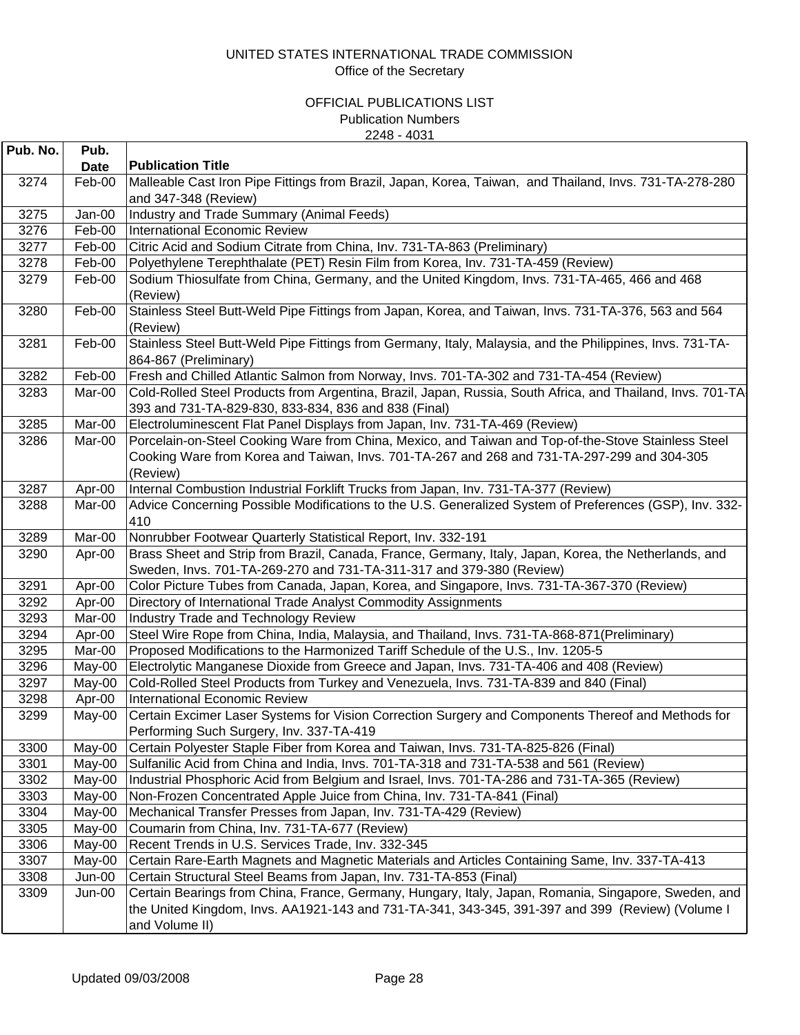UNITED STATES INTERNATIONAL TRADE COMMISSION
Office of the Secretary

OFFICIAL PUBLICATIONS LIST
Publication Numbers
2248 - 4031

| Pub. No. | Pub. Date | Publication Title |
|---|---|---|
| 3274 | Feb-00 | Malleable Cast Iron Pipe Fittings from Brazil, Japan, Korea, Taiwan, and Thailand, Invs. 731-TA-278-280 and 347-348 (Review) |
| 3275 | Jan-00 | Industry and Trade Summary (Animal Feeds) |
| 3276 | Feb-00 | International Economic Review |
| 3277 | Feb-00 | Citric Acid and Sodium Citrate from China, Inv. 731-TA-863 (Preliminary) |
| 3278 | Feb-00 | Polyethylene Terephthalate (PET) Resin Film from Korea, Inv. 731-TA-459 (Review) |
| 3279 | Feb-00 | Sodium Thiosulfate from China, Germany, and the United Kingdom, Invs. 731-TA-465, 466 and 468 (Review) |
| 3280 | Feb-00 | Stainless Steel Butt-Weld Pipe Fittings from Japan, Korea, and Taiwan, Invs. 731-TA-376, 563 and 564 (Review) |
| 3281 | Feb-00 | Stainless Steel Butt-Weld Pipe Fittings from Germany, Italy, Malaysia, and the Philippines, Invs. 731-TA-864-867 (Preliminary) |
| 3282 | Feb-00 | Fresh and Chilled Atlantic Salmon from Norway, Invs. 701-TA-302 and 731-TA-454 (Review) |
| 3283 | Mar-00 | Cold-Rolled Steel Products from Argentina, Brazil, Japan, Russia, South Africa, and Thailand, Invs. 701-TA-393 and 731-TA-829-830, 833-834, 836 and 838 (Final) |
| 3285 | Mar-00 | Electroluminescent Flat Panel Displays from Japan, Inv. 731-TA-469 (Review) |
| 3286 | Mar-00 | Porcelain-on-Steel Cooking Ware from China, Mexico, and Taiwan and Top-of-the-Stove Stainless Steel Cooking Ware from Korea and Taiwan, Invs. 701-TA-267 and 268 and 731-TA-297-299 and 304-305 (Review) |
| 3287 | Apr-00 | Internal Combustion Industrial Forklift Trucks from Japan, Inv. 731-TA-377 (Review) |
| 3288 | Mar-00 | Advice Concerning Possible Modifications to the U.S. Generalized System of Preferences (GSP), Inv. 332-410 |
| 3289 | Mar-00 | Nonrubber Footwear Quarterly Statistical Report, Inv. 332-191 |
| 3290 | Apr-00 | Brass Sheet and Strip from Brazil, Canada, France, Germany, Italy, Japan, Korea, the Netherlands, and Sweden, Invs. 701-TA-269-270 and 731-TA-311-317 and 379-380 (Review) |
| 3291 | Apr-00 | Color Picture Tubes from Canada, Japan, Korea, and Singapore, Invs. 731-TA-367-370 (Review) |
| 3292 | Apr-00 | Directory of International Trade Analyst Commodity Assignments |
| 3293 | Mar-00 | Industry Trade and Technology Review |
| 3294 | Apr-00 | Steel Wire Rope from China, India, Malaysia, and Thailand, Invs. 731-TA-868-871(Preliminary) |
| 3295 | Mar-00 | Proposed Modifications to the Harmonized Tariff Schedule of the U.S., Inv. 1205-5 |
| 3296 | May-00 | Electrolytic Manganese Dioxide from Greece and Japan, Invs. 731-TA-406 and 408 (Review) |
| 3297 | May-00 | Cold-Rolled Steel Products from Turkey and Venezuela, Invs. 731-TA-839 and 840 (Final) |
| 3298 | Apr-00 | International Economic Review |
| 3299 | May-00 | Certain Excimer Laser Systems for Vision Correction Surgery and Components Thereof and Methods for Performing Such Surgery, Inv. 337-TA-419 |
| 3300 | May-00 | Certain Polyester Staple Fiber from Korea and Taiwan, Invs. 731-TA-825-826 (Final) |
| 3301 | May-00 | Sulfanilic Acid from China and India, Invs. 701-TA-318 and 731-TA-538 and 561 (Review) |
| 3302 | May-00 | Industrial Phosphoric Acid from Belgium and Israel, Invs. 701-TA-286 and 731-TA-365 (Review) |
| 3303 | May-00 | Non-Frozen Concentrated Apple Juice from China, Inv. 731-TA-841 (Final) |
| 3304 | May-00 | Mechanical Transfer Presses from Japan, Inv. 731-TA-429 (Review) |
| 3305 | May-00 | Coumarin from China, Inv. 731-TA-677 (Review) |
| 3306 | May-00 | Recent Trends in U.S. Services Trade, Inv. 332-345 |
| 3307 | May-00 | Certain Rare-Earth Magnets and Magnetic Materials and Articles Containing Same, Inv. 337-TA-413 |
| 3308 | Jun-00 | Certain Structural Steel Beams from Japan, Inv. 731-TA-853 (Final) |
| 3309 | Jun-00 | Certain Bearings from China, France, Germany, Hungary, Italy, Japan, Romania, Singapore, Sweden, and the United Kingdom, Invs. AA1921-143 and 731-TA-341, 343-345, 391-397 and 399 (Review) (Volume I and Volume II) |

Updated 09/03/2008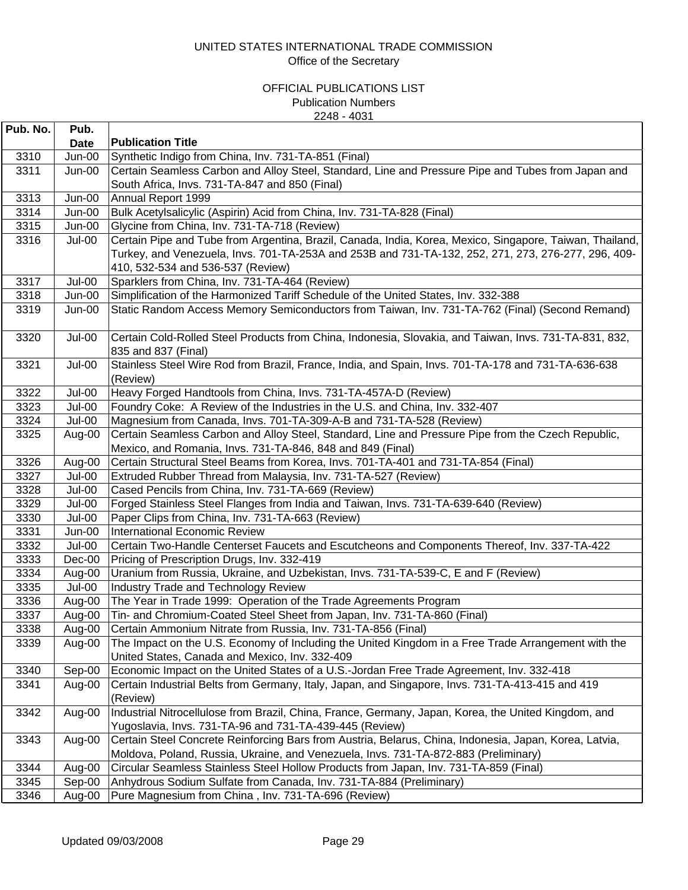UNITED STATES INTERNATIONAL TRADE COMMISSION
Office of the Secretary

OFFICIAL PUBLICATIONS LIST
Publication Numbers
2248 - 4031

| Pub. No. | Pub. Date | Publication Title |
|---|---|---|
| 3310 | Jun-00 | Synthetic Indigo from China, Inv. 731-TA-851 (Final) |
| 3311 | Jun-00 | Certain Seamless Carbon and Alloy Steel, Standard, Line and Pressure Pipe and Tubes from Japan and South Africa, Invs. 731-TA-847 and 850 (Final) |
| 3313 | Jun-00 | Annual Report 1999 |
| 3314 | Jun-00 | Bulk Acetylsalicylic (Aspirin) Acid from China, Inv. 731-TA-828 (Final) |
| 3315 | Jun-00 | Glycine from China, Inv. 731-TA-718 (Review) |
| 3316 | Jul-00 | Certain Pipe and Tube from Argentina, Brazil, Canada, India, Korea, Mexico, Singapore, Taiwan, Thailand, Turkey, and Venezuela, Invs. 701-TA-253A and 253B and 731-TA-132, 252, 271, 273, 276-277, 296, 409-410, 532-534 and 536-537 (Review) |
| 3317 | Jul-00 | Sparklers from China, Inv. 731-TA-464 (Review) |
| 3318 | Jun-00 | Simplification of the Harmonized Tariff Schedule of the United States, Inv. 332-388 |
| 3319 | Jun-00 | Static Random Access Memory Semiconductors from Taiwan, Inv. 731-TA-762 (Final) (Second Remand) |
| 3320 | Jul-00 | Certain Cold-Rolled Steel Products from China, Indonesia, Slovakia, and Taiwan, Invs. 731-TA-831, 832, 835 and 837 (Final) |
| 3321 | Jul-00 | Stainless Steel Wire Rod from Brazil, France, India, and Spain, Invs. 701-TA-178 and 731-TA-636-638 (Review) |
| 3322 | Jul-00 | Heavy Forged Handtools from China, Invs. 731-TA-457A-D (Review) |
| 3323 | Jul-00 | Foundry Coke: A Review of the Industries in the U.S. and China, Inv. 332-407 |
| 3324 | Jul-00 | Magnesium from Canada, Invs. 701-TA-309-A-B and 731-TA-528 (Review) |
| 3325 | Aug-00 | Certain Seamless Carbon and Alloy Steel, Standard, Line and Pressure Pipe from the Czech Republic, Mexico, and Romania, Invs. 731-TA-846, 848 and 849 (Final) |
| 3326 | Aug-00 | Certain Structural Steel Beams from Korea, Invs. 701-TA-401 and 731-TA-854 (Final) |
| 3327 | Jul-00 | Extruded Rubber Thread from Malaysia, Inv. 731-TA-527 (Review) |
| 3328 | Jul-00 | Cased Pencils from China, Inv. 731-TA-669 (Review) |
| 3329 | Jul-00 | Forged Stainless Steel Flanges from India and Taiwan, Invs. 731-TA-639-640 (Review) |
| 3330 | Jul-00 | Paper Clips from China, Inv. 731-TA-663 (Review) |
| 3331 | Jun-00 | International Economic Review |
| 3332 | Jul-00 | Certain Two-Handle Centerset Faucets and Escutcheons and Components Thereof, Inv. 337-TA-422 |
| 3333 | Dec-00 | Pricing of Prescription Drugs, Inv. 332-419 |
| 3334 | Aug-00 | Uranium from Russia, Ukraine, and Uzbekistan, Invs. 731-TA-539-C, E and F (Review) |
| 3335 | Jul-00 | Industry Trade and Technology Review |
| 3336 | Aug-00 | The Year in Trade 1999: Operation of the Trade Agreements Program |
| 3337 | Aug-00 | Tin- and Chromium-Coated Steel Sheet from Japan, Inv. 731-TA-860 (Final) |
| 3338 | Aug-00 | Certain Ammonium Nitrate from Russia, Inv. 731-TA-856 (Final) |
| 3339 | Aug-00 | The Impact on the U.S. Economy of Including the United Kingdom in a Free Trade Arrangement with the United States, Canada and Mexico, Inv. 332-409 |
| 3340 | Sep-00 | Economic Impact on the United States of a U.S.-Jordan Free Trade Agreement, Inv. 332-418 |
| 3341 | Aug-00 | Certain Industrial Belts from Germany, Italy, Japan, and Singapore, Invs. 731-TA-413-415 and 419 (Review) |
| 3342 | Aug-00 | Industrial Nitrocellulose from Brazil, China, France, Germany, Japan, Korea, the United Kingdom, and Yugoslavia, Invs. 731-TA-96 and 731-TA-439-445 (Review) |
| 3343 | Aug-00 | Certain Steel Concrete Reinforcing Bars from Austria, Belarus, China, Indonesia, Japan, Korea, Latvia, Moldova, Poland, Russia, Ukraine, and Venezuela, Invs. 731-TA-872-883 (Preliminary) |
| 3344 | Aug-00 | Circular Seamless Stainless Steel Hollow Products from Japan, Inv. 731-TA-859 (Final) |
| 3345 | Sep-00 | Anhydrous Sodium Sulfate from Canada, Inv. 731-TA-884 (Preliminary) |
| 3346 | Aug-00 | Pure Magnesium from China , Inv. 731-TA-696 (Review) |

Updated 09/03/2008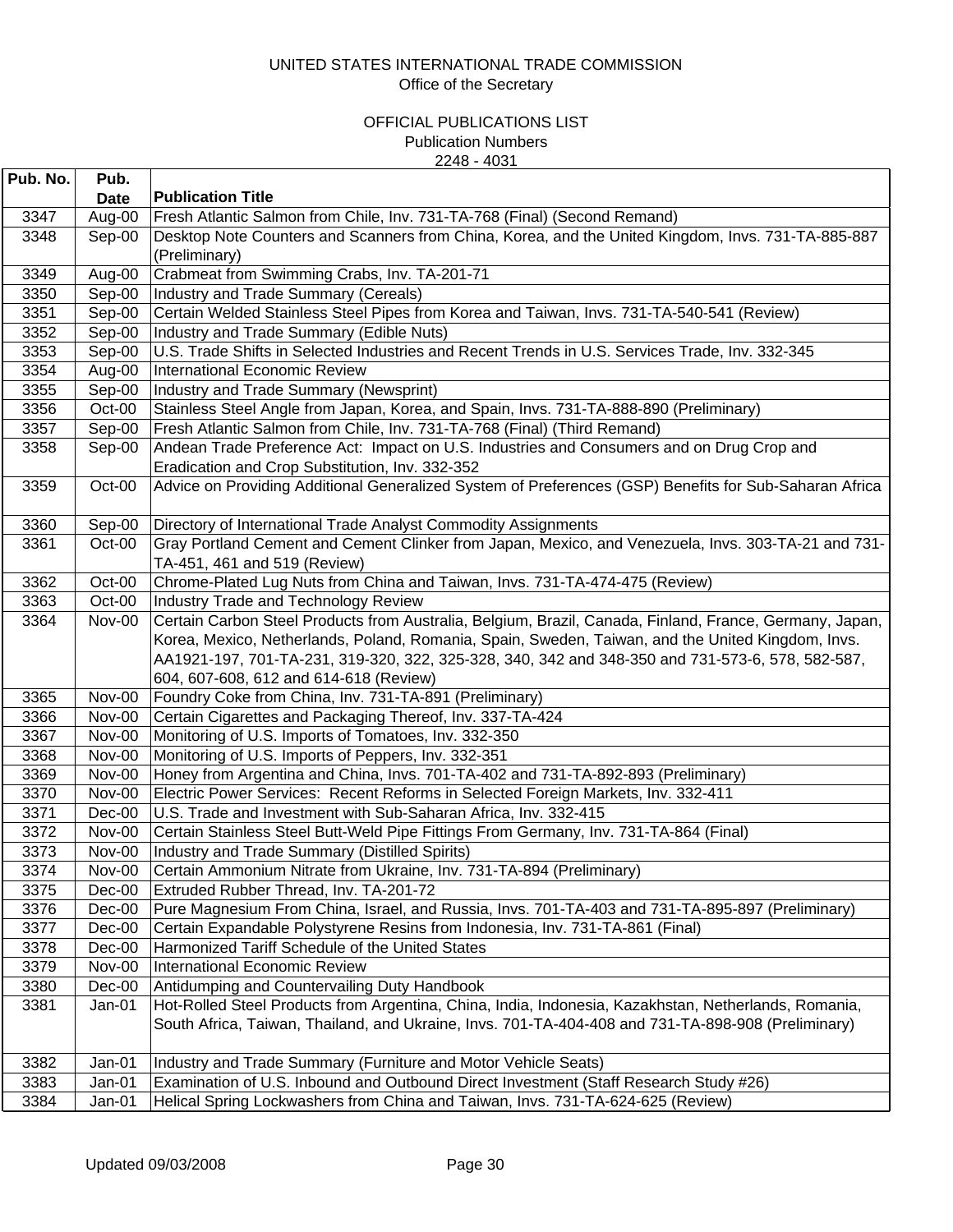UNITED STATES INTERNATIONAL TRADE COMMISSION
Office of the Secretary

OFFICIAL PUBLICATIONS LIST
Publication Numbers
2248 - 4031

| Pub. No. | Pub. Date | Publication Title |
|---|---|---|
| 3347 | Aug-00 | Fresh Atlantic Salmon from Chile, Inv. 731-TA-768 (Final) (Second Remand) |
| 3348 | Sep-00 | Desktop Note Counters and Scanners from China, Korea, and the United Kingdom, Invs. 731-TA-885-887 (Preliminary) |
| 3349 | Aug-00 | Crabmeat from Swimming Crabs, Inv. TA-201-71 |
| 3350 | Sep-00 | Industry and Trade Summary (Cereals) |
| 3351 | Sep-00 | Certain Welded Stainless Steel Pipes from Korea and Taiwan, Invs. 731-TA-540-541 (Review) |
| 3352 | Sep-00 | Industry and Trade Summary (Edible Nuts) |
| 3353 | Sep-00 | U.S. Trade Shifts in Selected Industries and Recent Trends in U.S. Services Trade, Inv. 332-345 |
| 3354 | Aug-00 | International Economic Review |
| 3355 | Sep-00 | Industry and Trade Summary (Newsprint) |
| 3356 | Oct-00 | Stainless Steel Angle from Japan, Korea, and Spain, Invs. 731-TA-888-890 (Preliminary) |
| 3357 | Sep-00 | Fresh Atlantic Salmon from Chile, Inv. 731-TA-768 (Final) (Third Remand) |
| 3358 | Sep-00 | Andean Trade Preference Act: Impact on U.S. Industries and Consumers and on Drug Crop and Eradication and Crop Substitution, Inv. 332-352 |
| 3359 | Oct-00 | Advice on Providing Additional Generalized System of Preferences (GSP) Benefits for Sub-Saharan Africa |
| 3360 | Sep-00 | Directory of International Trade Analyst Commodity Assignments |
| 3361 | Oct-00 | Gray Portland Cement and Cement Clinker from Japan, Mexico, and Venezuela, Invs. 303-TA-21 and 731-TA-451, 461 and 519 (Review) |
| 3362 | Oct-00 | Chrome-Plated Lug Nuts from China and Taiwan, Invs. 731-TA-474-475 (Review) |
| 3363 | Oct-00 | Industry Trade and Technology Review |
| 3364 | Nov-00 | Certain Carbon Steel Products from Australia, Belgium, Brazil, Canada, Finland, France, Germany, Japan, Korea, Mexico, Netherlands, Poland, Romania, Spain, Sweden, Taiwan, and the United Kingdom, Invs. AA1921-197, 701-TA-231, 319-320, 322, 325-328, 340, 342 and 348-350 and 731-573-6, 578, 582-587, 604, 607-608, 612 and 614-618 (Review) |
| 3365 | Nov-00 | Foundry Coke from China, Inv. 731-TA-891 (Preliminary) |
| 3366 | Nov-00 | Certain Cigarettes and Packaging Thereof, Inv. 337-TA-424 |
| 3367 | Nov-00 | Monitoring of U.S. Imports of Tomatoes, Inv. 332-350 |
| 3368 | Nov-00 | Monitoring of U.S. Imports of Peppers, Inv. 332-351 |
| 3369 | Nov-00 | Honey from Argentina and China, Invs. 701-TA-402 and 731-TA-892-893 (Preliminary) |
| 3370 | Nov-00 | Electric Power Services: Recent Reforms in Selected Foreign Markets, Inv. 332-411 |
| 3371 | Dec-00 | U.S. Trade and Investment with Sub-Saharan Africa, Inv. 332-415 |
| 3372 | Nov-00 | Certain Stainless Steel Butt-Weld Pipe Fittings From Germany, Inv. 731-TA-864 (Final) |
| 3373 | Nov-00 | Industry and Trade Summary (Distilled Spirits) |
| 3374 | Nov-00 | Certain Ammonium Nitrate from Ukraine, Inv. 731-TA-894 (Preliminary) |
| 3375 | Dec-00 | Extruded Rubber Thread, Inv. TA-201-72 |
| 3376 | Dec-00 | Pure Magnesium From China, Israel, and Russia, Invs. 701-TA-403 and 731-TA-895-897 (Preliminary) |
| 3377 | Dec-00 | Certain Expandable Polystyrene Resins from Indonesia, Inv. 731-TA-861 (Final) |
| 3378 | Dec-00 | Harmonized Tariff Schedule of the United States |
| 3379 | Nov-00 | International Economic Review |
| 3380 | Dec-00 | Antidumping and Countervailing Duty Handbook |
| 3381 | Jan-01 | Hot-Rolled Steel Products from Argentina, China, India, Indonesia, Kazakhstan, Netherlands, Romania, South Africa, Taiwan, Thailand, and Ukraine, Invs. 701-TA-404-408 and 731-TA-898-908 (Preliminary) |
| 3382 | Jan-01 | Industry and Trade Summary (Furniture and Motor Vehicle Seats) |
| 3383 | Jan-01 | Examination of U.S. Inbound and Outbound Direct Investment (Staff Research Study #26) |
| 3384 | Jan-01 | Helical Spring Lockwashers from China and Taiwan, Invs. 731-TA-624-625 (Review) |

Updated 09/03/2008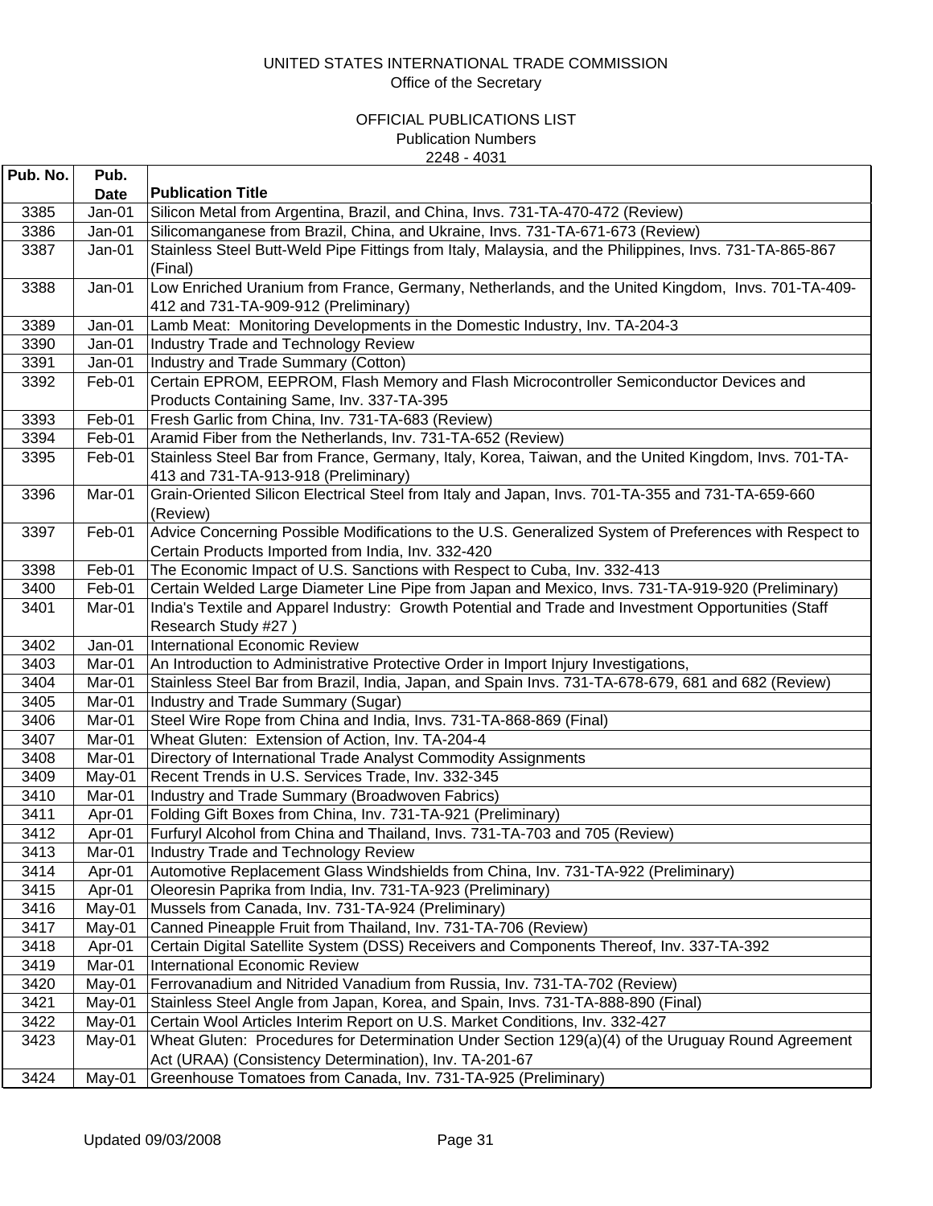UNITED STATES INTERNATIONAL TRADE COMMISSION
Office of the Secretary

OFFICIAL PUBLICATIONS LIST
Publication Numbers
2248 - 4031

| Pub. No. | Pub. Date | Publication Title |
|---|---|---|
| 3385 | Jan-01 | Silicon Metal from Argentina, Brazil, and China, Invs. 731-TA-470-472 (Review) |
| 3386 | Jan-01 | Silicomanganese from Brazil, China, and Ukraine, Invs. 731-TA-671-673 (Review) |
| 3387 | Jan-01 | Stainless Steel Butt-Weld Pipe Fittings from Italy, Malaysia, and the Philippines, Invs. 731-TA-865-867 (Final) |
| 3388 | Jan-01 | Low Enriched Uranium from France, Germany, Netherlands, and the United Kingdom, Invs. 701-TA-409-412 and 731-TA-909-912 (Preliminary) |
| 3389 | Jan-01 | Lamb Meat: Monitoring Developments in the Domestic Industry, Inv. TA-204-3 |
| 3390 | Jan-01 | Industry Trade and Technology Review |
| 3391 | Jan-01 | Industry and Trade Summary (Cotton) |
| 3392 | Feb-01 | Certain EPROM, EEPROM, Flash Memory and Flash Microcontroller Semiconductor Devices and Products Containing Same, Inv. 337-TA-395 |
| 3393 | Feb-01 | Fresh Garlic from China, Inv. 731-TA-683 (Review) |
| 3394 | Feb-01 | Aramid Fiber from the Netherlands, Inv. 731-TA-652 (Review) |
| 3395 | Feb-01 | Stainless Steel Bar from France, Germany, Italy, Korea, Taiwan, and the United Kingdom, Invs. 701-TA-413 and 731-TA-913-918 (Preliminary) |
| 3396 | Mar-01 | Grain-Oriented Silicon Electrical Steel from Italy and Japan, Invs. 701-TA-355 and 731-TA-659-660 (Review) |
| 3397 | Feb-01 | Advice Concerning Possible Modifications to the U.S. Generalized System of Preferences with Respect to Certain Products Imported from India, Inv. 332-420 |
| 3398 | Feb-01 | The Economic Impact of U.S. Sanctions with Respect to Cuba, Inv. 332-413 |
| 3400 | Feb-01 | Certain Welded Large Diameter Line Pipe from Japan and Mexico, Invs. 731-TA-919-920 (Preliminary) |
| 3401 | Mar-01 | India's Textile and Apparel Industry: Growth Potential and Trade and Investment Opportunities (Staff Research Study #27 ) |
| 3402 | Jan-01 | International Economic Review |
| 3403 | Mar-01 | An Introduction to Administrative Protective Order in Import Injury Investigations, |
| 3404 | Mar-01 | Stainless Steel Bar from Brazil, India, Japan, and Spain Invs. 731-TA-678-679, 681 and 682 (Review) |
| 3405 | Mar-01 | Industry and Trade Summary (Sugar) |
| 3406 | Mar-01 | Steel Wire Rope from China and India, Invs. 731-TA-868-869 (Final) |
| 3407 | Mar-01 | Wheat Gluten: Extension of Action, Inv. TA-204-4 |
| 3408 | Mar-01 | Directory of International Trade Analyst Commodity Assignments |
| 3409 | May-01 | Recent Trends in U.S. Services Trade, Inv. 332-345 |
| 3410 | Mar-01 | Industry and Trade Summary (Broadwoven Fabrics) |
| 3411 | Apr-01 | Folding Gift Boxes from China, Inv. 731-TA-921 (Preliminary) |
| 3412 | Apr-01 | Furfuryl Alcohol from China and Thailand, Invs. 731-TA-703 and 705 (Review) |
| 3413 | Mar-01 | Industry Trade and Technology Review |
| 3414 | Apr-01 | Automotive Replacement Glass Windshields from China, Inv. 731-TA-922 (Preliminary) |
| 3415 | Apr-01 | Oleoresin Paprika from India, Inv. 731-TA-923 (Preliminary) |
| 3416 | May-01 | Mussels from Canada, Inv. 731-TA-924 (Preliminary) |
| 3417 | May-01 | Canned Pineapple Fruit from Thailand, Inv. 731-TA-706 (Review) |
| 3418 | Apr-01 | Certain Digital Satellite System (DSS) Receivers and Components Thereof, Inv. 337-TA-392 |
| 3419 | Mar-01 | International Economic Review |
| 3420 | May-01 | Ferrovanadium and Nitrided Vanadium from Russia, Inv. 731-TA-702 (Review) |
| 3421 | May-01 | Stainless Steel Angle from Japan, Korea, and Spain, Invs. 731-TA-888-890 (Final) |
| 3422 | May-01 | Certain Wool Articles Interim Report on U.S. Market Conditions, Inv. 332-427 |
| 3423 | May-01 | Wheat Gluten: Procedures for Determination Under Section 129(a)(4) of the Uruguay Round Agreement Act (URAA) (Consistency Determination), Inv. TA-201-67 |
| 3424 | May-01 | Greenhouse Tomatoes from Canada, Inv. 731-TA-925 (Preliminary) |

Updated 09/03/2008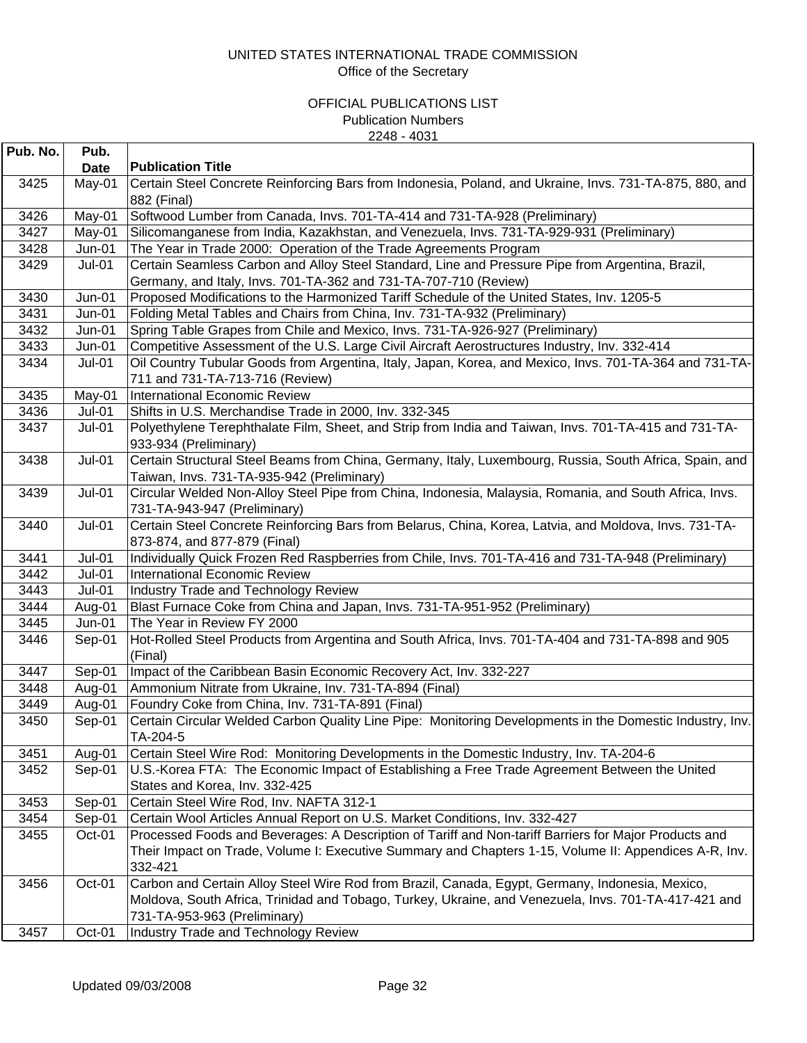UNITED STATES INTERNATIONAL TRADE COMMISSION
Office of the Secretary

OFFICIAL PUBLICATIONS LIST
Publication Numbers
2248 - 4031

| Pub. No. | Pub. Date | Publication Title |
|---|---|---|
| 3425 | May-01 | Certain Steel Concrete Reinforcing Bars from Indonesia, Poland, and Ukraine, Invs. 731-TA-875, 880, and 882 (Final) |
| 3426 | May-01 | Softwood Lumber from Canada, Invs. 701-TA-414 and 731-TA-928 (Preliminary) |
| 3427 | May-01 | Silicomanganese from India, Kazakhstan, and Venezuela, Invs. 731-TA-929-931 (Preliminary) |
| 3428 | Jun-01 | The Year in Trade 2000: Operation of the Trade Agreements Program |
| 3429 | Jul-01 | Certain Seamless Carbon and Alloy Steel Standard, Line and Pressure Pipe from Argentina, Brazil, Germany, and Italy, Invs. 701-TA-362 and 731-TA-707-710 (Review) |
| 3430 | Jun-01 | Proposed Modifications to the Harmonized Tariff Schedule of the United States, Inv. 1205-5 |
| 3431 | Jun-01 | Folding Metal Tables and Chairs from China, Inv. 731-TA-932 (Preliminary) |
| 3432 | Jun-01 | Spring Table Grapes from Chile and Mexico, Invs. 731-TA-926-927 (Preliminary) |
| 3433 | Jun-01 | Competitive Assessment of the U.S. Large Civil Aircraft Aerostructures Industry, Inv. 332-414 |
| 3434 | Jul-01 | Oil Country Tubular Goods from Argentina, Italy, Japan, Korea, and Mexico, Invs. 701-TA-364 and 731-TA-711 and 731-TA-713-716 (Review) |
| 3435 | May-01 | International Economic Review |
| 3436 | Jul-01 | Shifts in U.S. Merchandise Trade in 2000, Inv. 332-345 |
| 3437 | Jul-01 | Polyethylene Terephthalate Film, Sheet, and Strip from India and Taiwan, Invs. 701-TA-415 and 731-TA-933-934 (Preliminary) |
| 3438 | Jul-01 | Certain Structural Steel Beams from China, Germany, Italy, Luxembourg, Russia, South Africa, Spain, and Taiwan, Invs. 731-TA-935-942 (Preliminary) |
| 3439 | Jul-01 | Circular Welded Non-Alloy Steel Pipe from China, Indonesia, Malaysia, Romania, and South Africa, Invs. 731-TA-943-947 (Preliminary) |
| 3440 | Jul-01 | Certain Steel Concrete Reinforcing Bars from Belarus, China, Korea, Latvia, and Moldova, Invs. 731-TA-873-874, and 877-879 (Final) |
| 3441 | Jul-01 | Individually Quick Frozen Red Raspberries from Chile, Invs. 701-TA-416 and 731-TA-948 (Preliminary) |
| 3442 | Jul-01 | International Economic Review |
| 3443 | Jul-01 | Industry Trade and Technology Review |
| 3444 | Aug-01 | Blast Furnace Coke from China and Japan, Invs. 731-TA-951-952 (Preliminary) |
| 3445 | Jun-01 | The Year in Review FY 2000 |
| 3446 | Sep-01 | Hot-Rolled Steel Products from Argentina and South Africa, Invs. 701-TA-404 and 731-TA-898 and 905 (Final) |
| 3447 | Sep-01 | Impact of the Caribbean Basin Economic Recovery Act, Inv. 332-227 |
| 3448 | Aug-01 | Ammonium Nitrate from Ukraine, Inv. 731-TA-894 (Final) |
| 3449 | Aug-01 | Foundry Coke from China, Inv. 731-TA-891 (Final) |
| 3450 | Sep-01 | Certain Circular Welded Carbon Quality Line Pipe: Monitoring Developments in the Domestic Industry, Inv. TA-204-5 |
| 3451 | Aug-01 | Certain Steel Wire Rod: Monitoring Developments in the Domestic Industry, Inv. TA-204-6 |
| 3452 | Sep-01 | U.S.-Korea FTA: The Economic Impact of Establishing a Free Trade Agreement Between the United States and Korea, Inv. 332-425 |
| 3453 | Sep-01 | Certain Steel Wire Rod, Inv. NAFTA 312-1 |
| 3454 | Sep-01 | Certain Wool Articles Annual Report on U.S. Market Conditions, Inv. 332-427 |
| 3455 | Oct-01 | Processed Foods and Beverages: A Description of Tariff and Non-tariff Barriers for Major Products and Their Impact on Trade, Volume I: Executive Summary and Chapters 1-15, Volume II: Appendices A-R, Inv. 332-421 |
| 3456 | Oct-01 | Carbon and Certain Alloy Steel Wire Rod from Brazil, Canada, Egypt, Germany, Indonesia, Mexico, Moldova, South Africa, Trinidad and Tobago, Turkey, Ukraine, and Venezuela, Invs. 701-TA-417-421 and 731-TA-953-963 (Preliminary) |
| 3457 | Oct-01 | Industry Trade and Technology Review |

Updated 09/03/2008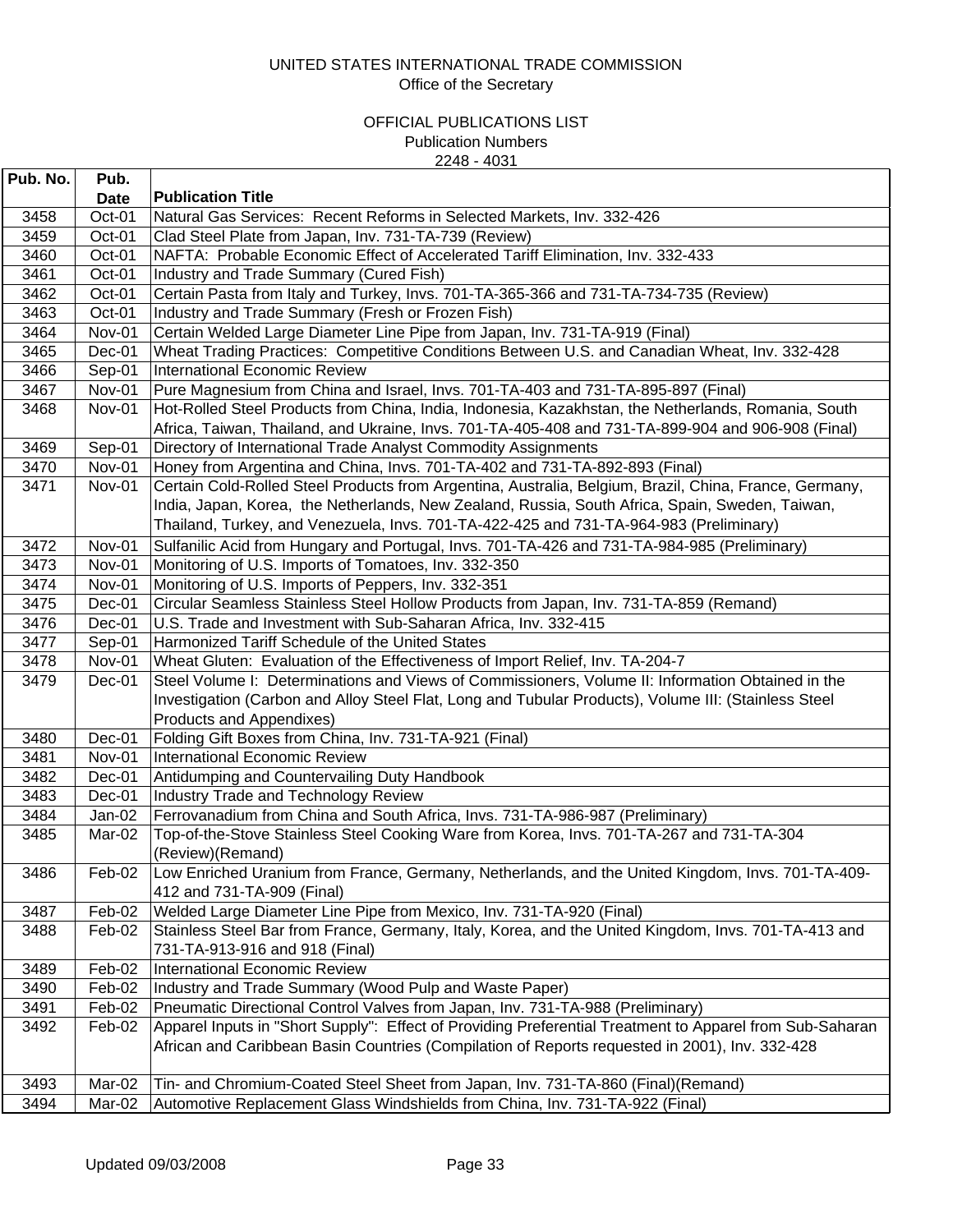UNITED STATES INTERNATIONAL TRADE COMMISSION
Office of the Secretary

OFFICIAL PUBLICATIONS LIST
Publication Numbers
2248 - 4031

| Pub. No. | Pub. Date | Publication Title |
|---|---|---|
| 3458 | Oct-01 | Natural Gas Services: Recent Reforms in Selected Markets, Inv. 332-426 |
| 3459 | Oct-01 | Clad Steel Plate from Japan, Inv. 731-TA-739 (Review) |
| 3460 | Oct-01 | NAFTA: Probable Economic Effect of Accelerated Tariff Elimination, Inv. 332-433 |
| 3461 | Oct-01 | Industry and Trade Summary (Cured Fish) |
| 3462 | Oct-01 | Certain Pasta from Italy and Turkey, Invs. 701-TA-365-366 and 731-TA-734-735 (Review) |
| 3463 | Oct-01 | Industry and Trade Summary (Fresh or Frozen Fish) |
| 3464 | Nov-01 | Certain Welded Large Diameter Line Pipe from Japan, Inv. 731-TA-919 (Final) |
| 3465 | Dec-01 | Wheat Trading Practices: Competitive Conditions Between U.S. and Canadian Wheat, Inv. 332-428 |
| 3466 | Sep-01 | International Economic Review |
| 3467 | Nov-01 | Pure Magnesium from China and Israel, Invs. 701-TA-403 and 731-TA-895-897 (Final) |
| 3468 | Nov-01 | Hot-Rolled Steel Products from China, India, Indonesia, Kazakhstan, the Netherlands, Romania, South Africa, Taiwan, Thailand, and Ukraine, Invs. 701-TA-405-408 and 731-TA-899-904 and 906-908 (Final) |
| 3469 | Sep-01 | Directory of International Trade Analyst Commodity Assignments |
| 3470 | Nov-01 | Honey from Argentina and China, Invs. 701-TA-402 and 731-TA-892-893 (Final) |
| 3471 | Nov-01 | Certain Cold-Rolled Steel Products from Argentina, Australia, Belgium, Brazil, China, France, Germany, India, Japan, Korea, the Netherlands, New Zealand, Russia, South Africa, Spain, Sweden, Taiwan, Thailand, Turkey, and Venezuela, Invs. 701-TA-422-425 and 731-TA-964-983 (Preliminary) |
| 3472 | Nov-01 | Sulfanilic Acid from Hungary and Portugal, Invs. 701-TA-426 and 731-TA-984-985 (Preliminary) |
| 3473 | Nov-01 | Monitoring of U.S. Imports of Tomatoes, Inv. 332-350 |
| 3474 | Nov-01 | Monitoring of U.S. Imports of Peppers, Inv. 332-351 |
| 3475 | Dec-01 | Circular Seamless Stainless Steel Hollow Products from Japan, Inv. 731-TA-859 (Remand) |
| 3476 | Dec-01 | U.S. Trade and Investment with Sub-Saharan Africa, Inv. 332-415 |
| 3477 | Sep-01 | Harmonized Tariff Schedule of the United States |
| 3478 | Nov-01 | Wheat Gluten: Evaluation of the Effectiveness of Import Relief, Inv. TA-204-7 |
| 3479 | Dec-01 | Steel Volume I: Determinations and Views of Commissioners, Volume II: Information Obtained in the Investigation (Carbon and Alloy Steel Flat, Long and Tubular Products), Volume III: (Stainless Steel Products and Appendixes) |
| 3480 | Dec-01 | Folding Gift Boxes from China, Inv. 731-TA-921 (Final) |
| 3481 | Nov-01 | International Economic Review |
| 3482 | Dec-01 | Antidumping and Countervailing Duty Handbook |
| 3483 | Dec-01 | Industry Trade and Technology Review |
| 3484 | Jan-02 | Ferrovanadium from China and South Africa, Invs. 731-TA-986-987 (Preliminary) |
| 3485 | Mar-02 | Top-of-the-Stove Stainless Steel Cooking Ware from Korea, Invs. 701-TA-267 and 731-TA-304 (Review)(Remand) |
| 3486 | Feb-02 | Low Enriched Uranium from France, Germany, Netherlands, and the United Kingdom, Invs. 701-TA-409-412 and 731-TA-909 (Final) |
| 3487 | Feb-02 | Welded Large Diameter Line Pipe from Mexico, Inv. 731-TA-920 (Final) |
| 3488 | Feb-02 | Stainless Steel Bar from France, Germany, Italy, Korea, and the United Kingdom, Invs. 701-TA-413 and 731-TA-913-916 and 918 (Final) |
| 3489 | Feb-02 | International Economic Review |
| 3490 | Feb-02 | Industry and Trade Summary (Wood Pulp and Waste Paper) |
| 3491 | Feb-02 | Pneumatic Directional Control Valves from Japan, Inv. 731-TA-988 (Preliminary) |
| 3492 | Feb-02 | Apparel Inputs in "Short Supply": Effect of Providing Preferential Treatment to Apparel from Sub-Saharan African and Caribbean Basin Countries (Compilation of Reports requested in 2001), Inv. 332-428 |
| 3493 | Mar-02 | Tin- and Chromium-Coated Steel Sheet from Japan, Inv. 731-TA-860 (Final)(Remand) |
| 3494 | Mar-02 | Automotive Replacement Glass Windshields from China, Inv. 731-TA-922 (Final) |

Updated 09/03/2008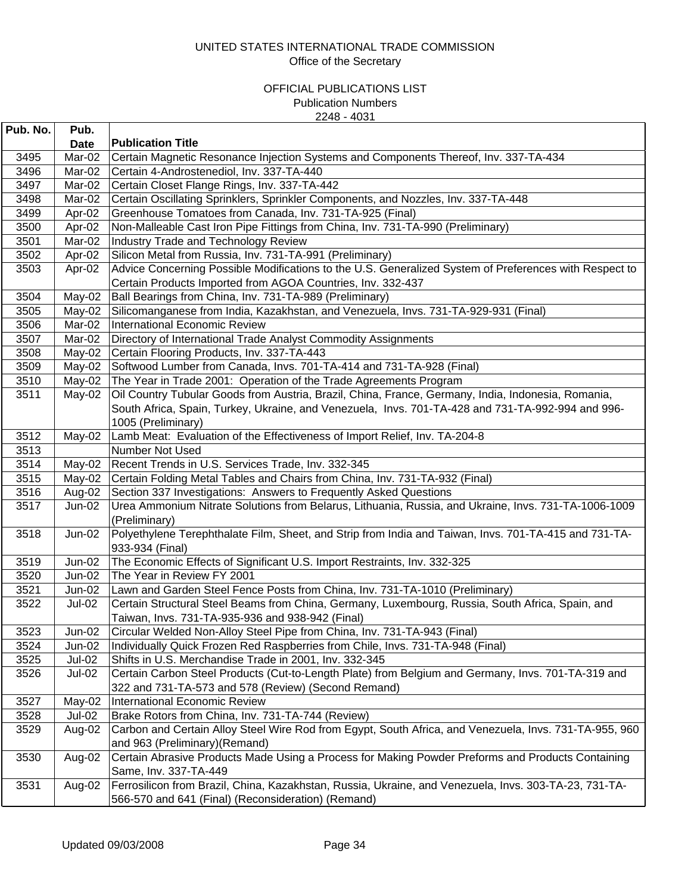UNITED STATES INTERNATIONAL TRADE COMMISSION
Office of the Secretary

OFFICIAL PUBLICATIONS LIST
Publication Numbers
2248 - 4031

| Pub. No. | Pub. Date | Publication Title |
|---|---|---|
| 3495 | Mar-02 | Certain Magnetic Resonance Injection Systems and Components Thereof, Inv. 337-TA-434 |
| 3496 | Mar-02 | Certain 4-Androstenediol, Inv. 337-TA-440 |
| 3497 | Mar-02 | Certain Closet Flange Rings, Inv. 337-TA-442 |
| 3498 | Mar-02 | Certain Oscillating Sprinklers, Sprinkler Components, and Nozzles, Inv. 337-TA-448 |
| 3499 | Apr-02 | Greenhouse Tomatoes from Canada, Inv. 731-TA-925 (Final) |
| 3500 | Apr-02 | Non-Malleable Cast Iron Pipe Fittings from China, Inv. 731-TA-990 (Preliminary) |
| 3501 | Mar-02 | Industry Trade and Technology Review |
| 3502 | Apr-02 | Silicon Metal from Russia, Inv. 731-TA-991 (Preliminary) |
| 3503 | Apr-02 | Advice Concerning Possible Modifications to the U.S. Generalized System of Preferences with Respect to Certain Products Imported from AGOA Countries, Inv. 332-437 |
| 3504 | May-02 | Ball Bearings from China, Inv. 731-TA-989 (Preliminary) |
| 3505 | May-02 | Silicomanganese from India, Kazakhstan, and Venezuela, Invs. 731-TA-929-931 (Final) |
| 3506 | Mar-02 | International Economic Review |
| 3507 | Mar-02 | Directory of International Trade Analyst Commodity Assignments |
| 3508 | May-02 | Certain Flooring Products, Inv. 337-TA-443 |
| 3509 | May-02 | Softwood Lumber from Canada, Invs. 701-TA-414 and 731-TA-928 (Final) |
| 3510 | May-02 | The Year in Trade 2001: Operation of the Trade Agreements Program |
| 3511 | May-02 | Oil Country Tubular Goods from Austria, Brazil, China, France, Germany, India, Indonesia, Romania, South Africa, Spain, Turkey, Ukraine, and Venezuela, Invs. 701-TA-428 and 731-TA-992-994 and 996-1005 (Preliminary) |
| 3512 | May-02 | Lamb Meat: Evaluation of the Effectiveness of Import Relief, Inv. TA-204-8 |
| 3513 | | Number Not Used |
| 3514 | May-02 | Recent Trends in U.S. Services Trade, Inv. 332-345 |
| 3515 | May-02 | Certain Folding Metal Tables and Chairs from China, Inv. 731-TA-932 (Final) |
| 3516 | Aug-02 | Section 337 Investigations: Answers to Frequently Asked Questions |
| 3517 | Jun-02 | Urea Ammonium Nitrate Solutions from Belarus, Lithuania, Russia, and Ukraine, Invs. 731-TA-1006-1009 (Preliminary) |
| 3518 | Jun-02 | Polyethylene Terephthalate Film, Sheet, and Strip from India and Taiwan, Invs. 701-TA-415 and 731-TA-933-934 (Final) |
| 3519 | Jun-02 | The Economic Effects of Significant U.S. Import Restraints, Inv. 332-325 |
| 3520 | Jun-02 | The Year in Review FY 2001 |
| 3521 | Jun-02 | Lawn and Garden Steel Fence Posts from China, Inv. 731-TA-1010 (Preliminary) |
| 3522 | Jul-02 | Certain Structural Steel Beams from China, Germany, Luxembourg, Russia, South Africa, Spain, and Taiwan, Invs. 731-TA-935-936 and 938-942 (Final) |
| 3523 | Jun-02 | Circular Welded Non-Alloy Steel Pipe from China, Inv. 731-TA-943 (Final) |
| 3524 | Jun-02 | Individually Quick Frozen Red Raspberries from Chile, Invs. 731-TA-948 (Final) |
| 3525 | Jul-02 | Shifts in U.S. Merchandise Trade in 2001, Inv. 332-345 |
| 3526 | Jul-02 | Certain Carbon Steel Products (Cut-to-Length Plate) from Belgium and Germany, Invs. 701-TA-319 and 322 and 731-TA-573 and 578 (Review) (Second Remand) |
| 3527 | May-02 | International Economic Review |
| 3528 | Jul-02 | Brake Rotors from China, Inv. 731-TA-744 (Review) |
| 3529 | Aug-02 | Carbon and Certain Alloy Steel Wire Rod from Egypt, South Africa, and Venezuela, Invs. 731-TA-955, 960 and 963 (Preliminary)(Remand) |
| 3530 | Aug-02 | Certain Abrasive Products Made Using a Process for Making Powder Preforms and Products Containing Same, Inv. 337-TA-449 |
| 3531 | Aug-02 | Ferrosilicon from Brazil, China, Kazakhstan, Russia, Ukraine, and Venezuela, Invs. 303-TA-23, 731-TA-566-570 and 641 (Final) (Reconsideration) (Remand) |

Updated 09/03/2008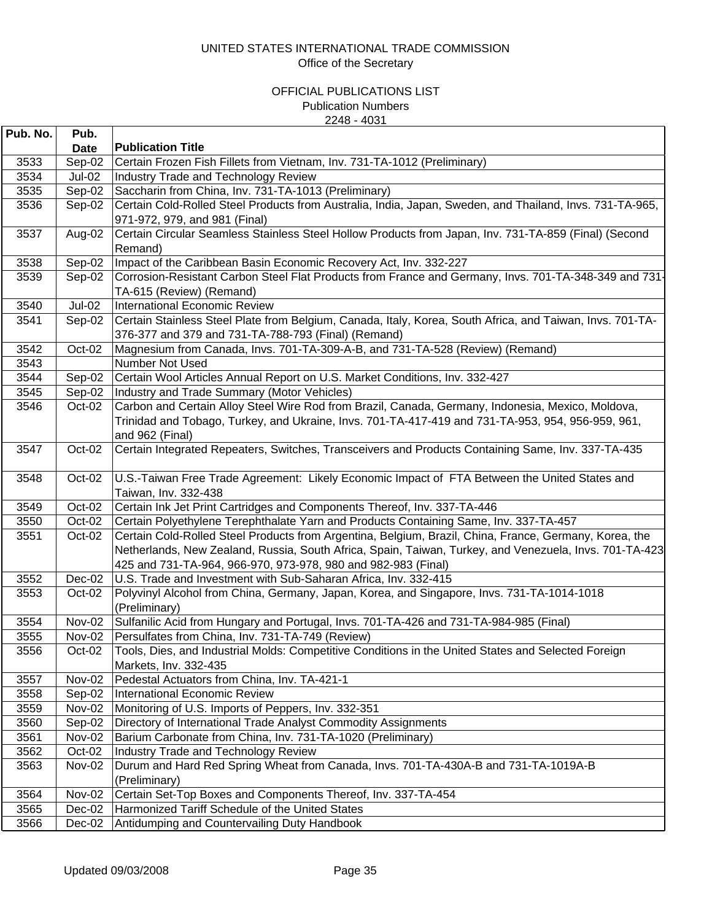UNITED STATES INTERNATIONAL TRADE COMMISSION
Office of the Secretary

OFFICIAL PUBLICATIONS LIST
Publication Numbers
2248 - 4031

| Pub. No. | Pub. Date | Publication Title |
|---|---|---|
| 3533 | Sep-02 | Certain Frozen Fish Fillets from Vietnam, Inv. 731-TA-1012 (Preliminary) |
| 3534 | Jul-02 | Industry Trade and Technology Review |
| 3535 | Sep-02 | Saccharin from China, Inv. 731-TA-1013 (Preliminary) |
| 3536 | Sep-02 | Certain Cold-Rolled Steel Products from Australia, India, Japan, Sweden, and Thailand, Invs. 731-TA-965, 971-972, 979, and 981 (Final) |
| 3537 | Aug-02 | Certain Circular Seamless Stainless Steel Hollow Products from Japan, Inv. 731-TA-859 (Final) (Second Remand) |
| 3538 | Sep-02 | Impact of the Caribbean Basin Economic Recovery Act, Inv. 332-227 |
| 3539 | Sep-02 | Corrosion-Resistant Carbon Steel Flat Products from France and Germany, Invs. 701-TA-348-349 and 731-TA-615 (Review) (Remand) |
| 3540 | Jul-02 | International Economic Review |
| 3541 | Sep-02 | Certain Stainless Steel Plate from Belgium, Canada, Italy, Korea, South Africa, and Taiwan, Invs. 701-TA-376-377 and 379 and 731-TA-788-793 (Final) (Remand) |
| 3542 | Oct-02 | Magnesium from Canada, Invs. 701-TA-309-A-B, and 731-TA-528 (Review) (Remand) |
| 3543 | | Number Not Used |
| 3544 | Sep-02 | Certain Wool Articles Annual Report on U.S. Market Conditions, Inv. 332-427 |
| 3545 | Sep-02 | Industry and Trade Summary (Motor Vehicles) |
| 3546 | Oct-02 | Carbon and Certain Alloy Steel Wire Rod from Brazil, Canada, Germany, Indonesia, Mexico, Moldova, Trinidad and Tobago, Turkey, and Ukraine, Invs. 701-TA-417-419 and 731-TA-953, 954, 956-959, 961, and 962 (Final) |
| 3547 | Oct-02 | Certain Integrated Repeaters, Switches, Transceivers and Products Containing Same, Inv. 337-TA-435 |
| 3548 | Oct-02 | U.S.-Taiwan Free Trade Agreement: Likely Economic Impact of FTA Between the United States and Taiwan, Inv. 332-438 |
| 3549 | Oct-02 | Certain Ink Jet Print Cartridges and Components Thereof, Inv. 337-TA-446 |
| 3550 | Oct-02 | Certain Polyethylene Terephthalate Yarn and Products Containing Same, Inv. 337-TA-457 |
| 3551 | Oct-02 | Certain Cold-Rolled Steel Products from Argentina, Belgium, Brazil, China, France, Germany, Korea, the Netherlands, New Zealand, Russia, South Africa, Spain, Taiwan, Turkey, and Venezuela, Invs. 701-TA-423-425 and 731-TA-964, 966-970, 973-978, 980 and 982-983 (Final) |
| 3552 | Dec-02 | U.S. Trade and Investment with Sub-Saharan Africa, Inv. 332-415 |
| 3553 | Oct-02 | Polyvinyl Alcohol from China, Germany, Japan, Korea, and Singapore, Invs. 731-TA-1014-1018 (Preliminary) |
| 3554 | Nov-02 | Sulfanilic Acid from Hungary and Portugal, Invs. 701-TA-426 and 731-TA-984-985 (Final) |
| 3555 | Nov-02 | Persulfates from China, Inv. 731-TA-749 (Review) |
| 3556 | Oct-02 | Tools, Dies, and Industrial Molds: Competitive Conditions in the United States and Selected Foreign Markets, Inv. 332-435 |
| 3557 | Nov-02 | Pedestal Actuators from China, Inv. TA-421-1 |
| 3558 | Sep-02 | International Economic Review |
| 3559 | Nov-02 | Monitoring of U.S. Imports of Peppers, Inv. 332-351 |
| 3560 | Sep-02 | Directory of International Trade Analyst Commodity Assignments |
| 3561 | Nov-02 | Barium Carbonate from China, Inv. 731-TA-1020 (Preliminary) |
| 3562 | Oct-02 | Industry Trade and Technology Review |
| 3563 | Nov-02 | Durum and Hard Red Spring Wheat from Canada, Invs. 701-TA-430A-B and 731-TA-1019A-B (Preliminary) |
| 3564 | Nov-02 | Certain Set-Top Boxes and Components Thereof, Inv. 337-TA-454 |
| 3565 | Dec-02 | Harmonized Tariff Schedule of the United States |
| 3566 | Dec-02 | Antidumping and Countervailing Duty Handbook |

Updated 09/03/2008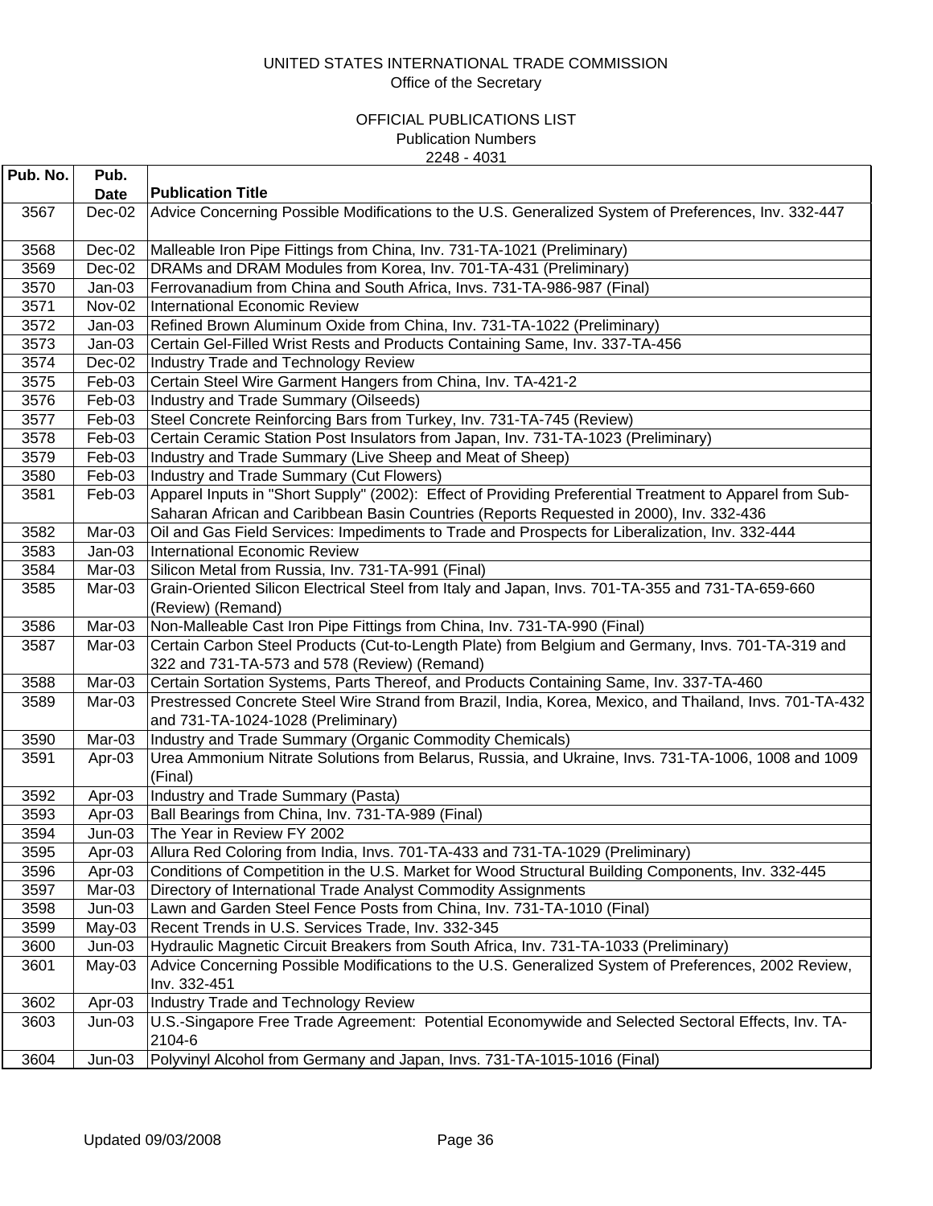UNITED STATES INTERNATIONAL TRADE COMMISSION
Office of the Secretary

OFFICIAL PUBLICATIONS LIST
Publication Numbers
2248 - 4031

| Pub. No. | Pub. Date | Publication Title |
|---|---|---|
| 3567 | Dec-02 | Advice Concerning Possible Modifications to the U.S. Generalized System of Preferences, Inv. 332-447 |
| 3568 | Dec-02 | Malleable Iron Pipe Fittings from China, Inv. 731-TA-1021 (Preliminary) |
| 3569 | Dec-02 | DRAMs and DRAM Modules from Korea, Inv. 701-TA-431 (Preliminary) |
| 3570 | Jan-03 | Ferrovanadium from China and South Africa, Invs. 731-TA-986-987 (Final) |
| 3571 | Nov-02 | International Economic Review |
| 3572 | Jan-03 | Refined Brown Aluminum Oxide from China, Inv. 731-TA-1022 (Preliminary) |
| 3573 | Jan-03 | Certain Gel-Filled Wrist Rests and Products Containing Same, Inv. 337-TA-456 |
| 3574 | Dec-02 | Industry Trade and Technology Review |
| 3575 | Feb-03 | Certain Steel Wire Garment Hangers from China, Inv. TA-421-2 |
| 3576 | Feb-03 | Industry and Trade Summary (Oilseeds) |
| 3577 | Feb-03 | Steel Concrete Reinforcing Bars from Turkey, Inv. 731-TA-745 (Review) |
| 3578 | Feb-03 | Certain Ceramic Station Post Insulators from Japan, Inv. 731-TA-1023 (Preliminary) |
| 3579 | Feb-03 | Industry and Trade Summary (Live Sheep and Meat of Sheep) |
| 3580 | Feb-03 | Industry and Trade Summary (Cut Flowers) |
| 3581 | Feb-03 | Apparel Inputs in "Short Supply" (2002): Effect of Providing Preferential Treatment to Apparel from Sub-Saharan African and Caribbean Basin Countries (Reports Requested in 2000), Inv. 332-436 |
| 3582 | Mar-03 | Oil and Gas Field Services: Impediments to Trade and Prospects for Liberalization, Inv. 332-444 |
| 3583 | Jan-03 | International Economic Review |
| 3584 | Mar-03 | Silicon Metal from Russia, Inv. 731-TA-991 (Final) |
| 3585 | Mar-03 | Grain-Oriented Silicon Electrical Steel from Italy and Japan, Invs. 701-TA-355 and 731-TA-659-660 (Review) (Remand) |
| 3586 | Mar-03 | Non-Malleable Cast Iron Pipe Fittings from China, Inv. 731-TA-990 (Final) |
| 3587 | Mar-03 | Certain Carbon Steel Products (Cut-to-Length Plate) from Belgium and Germany, Invs. 701-TA-319 and 322 and 731-TA-573 and 578 (Review) (Remand) |
| 3588 | Mar-03 | Certain Sortation Systems, Parts Thereof, and Products Containing Same, Inv. 337-TA-460 |
| 3589 | Mar-03 | Prestressed Concrete Steel Wire Strand from Brazil, India, Korea, Mexico, and Thailand, Invs. 701-TA-432 and 731-TA-1024-1028 (Preliminary) |
| 3590 | Mar-03 | Industry and Trade Summary (Organic Commodity Chemicals) |
| 3591 | Apr-03 | Urea Ammonium Nitrate Solutions from Belarus, Russia, and Ukraine, Invs. 731-TA-1006, 1008 and 1009 (Final) |
| 3592 | Apr-03 | Industry and Trade Summary (Pasta) |
| 3593 | Apr-03 | Ball Bearings from China, Inv. 731-TA-989 (Final) |
| 3594 | Jun-03 | The Year in Review FY 2002 |
| 3595 | Apr-03 | Allura Red Coloring from India, Invs. 701-TA-433 and 731-TA-1029 (Preliminary) |
| 3596 | Apr-03 | Conditions of Competition in the U.S. Market for Wood Structural Building Components, Inv. 332-445 |
| 3597 | Mar-03 | Directory of International Trade Analyst Commodity Assignments |
| 3598 | Jun-03 | Lawn and Garden Steel Fence Posts from China, Inv. 731-TA-1010 (Final) |
| 3599 | May-03 | Recent Trends in U.S. Services Trade, Inv. 332-345 |
| 3600 | Jun-03 | Hydraulic Magnetic Circuit Breakers from South Africa, Inv. 731-TA-1033 (Preliminary) |
| 3601 | May-03 | Advice Concerning Possible Modifications to the U.S. Generalized System of Preferences, 2002 Review, Inv. 332-451 |
| 3602 | Apr-03 | Industry Trade and Technology Review |
| 3603 | Jun-03 | U.S.-Singapore Free Trade Agreement: Potential Economywide and Selected Sectoral Effects, Inv. TA-2104-6 |
| 3604 | Jun-03 | Polyvinyl Alcohol from Germany and Japan, Invs. 731-TA-1015-1016 (Final) |

Updated 09/03/2008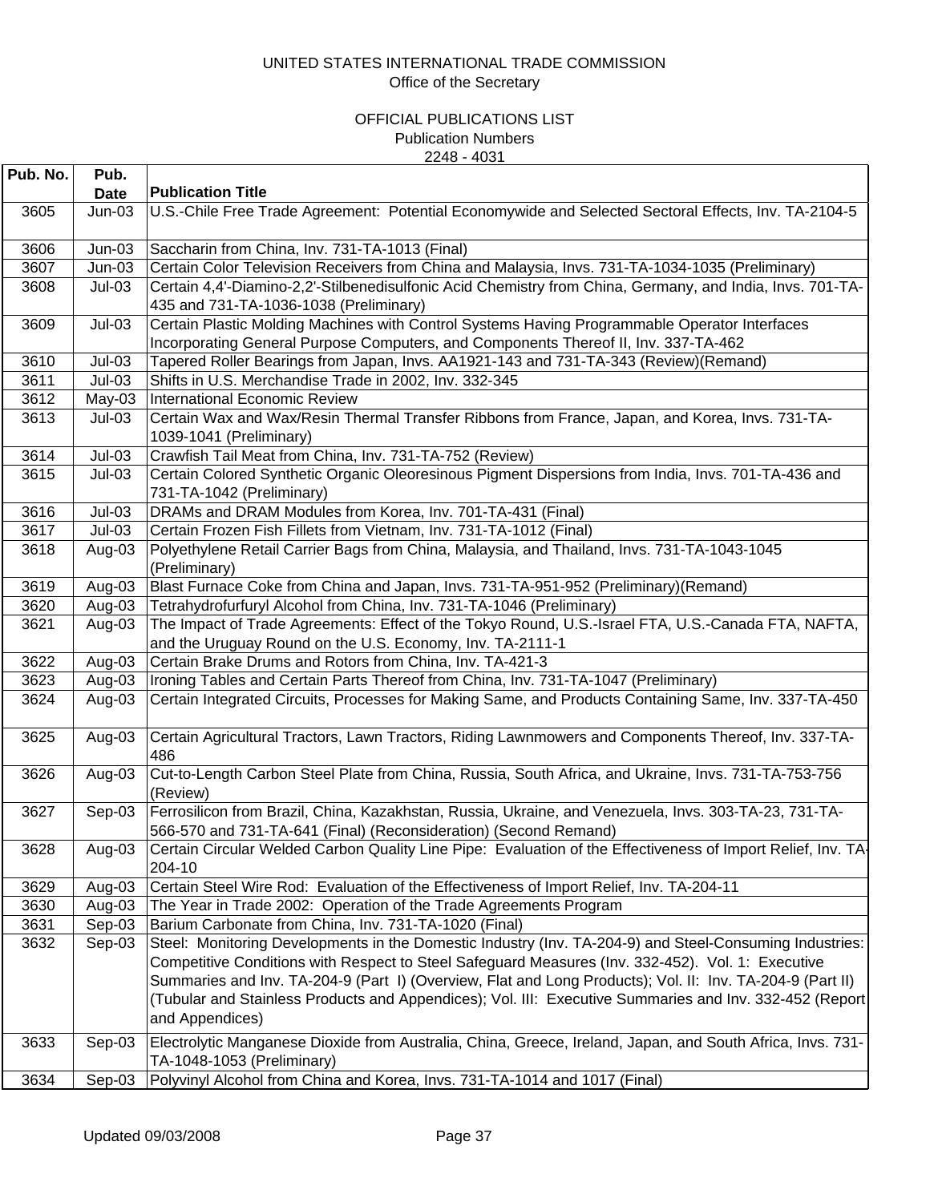UNITED STATES INTERNATIONAL TRADE COMMISSION
Office of the Secretary

OFFICIAL PUBLICATIONS LIST
Publication Numbers
2248 - 4031

| Pub. No. | Pub. Date | Publication Title |
|---|---|---|
| 3605 | Jun-03 | U.S.-Chile Free Trade Agreement: Potential Economywide and Selected Sectoral Effects, Inv. TA-2104-5 |
| 3606 | Jun-03 | Saccharin from China, Inv. 731-TA-1013 (Final) |
| 3607 | Jun-03 | Certain Color Television Receivers from China and Malaysia, Invs. 731-TA-1034-1035 (Preliminary) |
| 3608 | Jul-03 | Certain 4,4'-Diamino-2,2'-Stilbenedisulfonic Acid Chemistry from China, Germany, and India, Invs. 701-TA-435 and 731-TA-1036-1038 (Preliminary) |
| 3609 | Jul-03 | Certain Plastic Molding Machines with Control Systems Having Programmable Operator Interfaces Incorporating General Purpose Computers, and Components Thereof II, Inv. 337-TA-462 |
| 3610 | Jul-03 | Tapered Roller Bearings from Japan, Invs. AA1921-143 and 731-TA-343 (Review)(Remand) |
| 3611 | Jul-03 | Shifts in U.S. Merchandise Trade in 2002, Inv. 332-345 |
| 3612 | May-03 | International Economic Review |
| 3613 | Jul-03 | Certain Wax and Wax/Resin Thermal Transfer Ribbons from France, Japan, and Korea, Invs. 731-TA-1039-1041 (Preliminary) |
| 3614 | Jul-03 | Crawfish Tail Meat from China, Inv. 731-TA-752 (Review) |
| 3615 | Jul-03 | Certain Colored Synthetic Organic Oleoresinous Pigment Dispersions from India, Invs. 701-TA-436 and 731-TA-1042 (Preliminary) |
| 3616 | Jul-03 | DRAMs and DRAM Modules from Korea, Inv. 701-TA-431 (Final) |
| 3617 | Jul-03 | Certain Frozen Fish Fillets from Vietnam, Inv. 731-TA-1012 (Final) |
| 3618 | Aug-03 | Polyethylene Retail Carrier Bags from China, Malaysia, and Thailand, Invs. 731-TA-1043-1045 (Preliminary) |
| 3619 | Aug-03 | Blast Furnace Coke from China and Japan, Invs. 731-TA-951-952 (Preliminary)(Remand) |
| 3620 | Aug-03 | Tetrahydrofurfuryl Alcohol from China, Inv. 731-TA-1046 (Preliminary) |
| 3621 | Aug-03 | The Impact of Trade Agreements: Effect of the Tokyo Round, U.S.-Israel FTA, U.S.-Canada FTA, NAFTA, and the Uruguay Round on the U.S. Economy, Inv. TA-2111-1 |
| 3622 | Aug-03 | Certain Brake Drums and Rotors from China, Inv. TA-421-3 |
| 3623 | Aug-03 | Ironing Tables and Certain Parts Thereof from China, Inv. 731-TA-1047 (Preliminary) |
| 3624 | Aug-03 | Certain Integrated Circuits, Processes for Making Same, and Products Containing Same, Inv. 337-TA-450 |
| 3625 | Aug-03 | Certain Agricultural Tractors, Lawn Tractors, Riding Lawnmowers and Components Thereof, Inv. 337-TA-486 |
| 3626 | Aug-03 | Cut-to-Length Carbon Steel Plate from China, Russia, South Africa, and Ukraine, Invs. 731-TA-753-756 (Review) |
| 3627 | Sep-03 | Ferrosilicon from Brazil, China, Kazakhstan, Russia, Ukraine, and Venezuela, Invs. 303-TA-23, 731-TA-566-570 and 731-TA-641 (Final) (Reconsideration) (Second Remand) |
| 3628 | Aug-03 | Certain Circular Welded Carbon Quality Line Pipe: Evaluation of the Effectiveness of Import Relief, Inv. TA-204-10 |
| 3629 | Aug-03 | Certain Steel Wire Rod: Evaluation of the Effectiveness of Import Relief, Inv. TA-204-11 |
| 3630 | Aug-03 | The Year in Trade 2002: Operation of the Trade Agreements Program |
| 3631 | Sep-03 | Barium Carbonate from China, Inv. 731-TA-1020 (Final) |
| 3632 | Sep-03 | Steel: Monitoring Developments in the Domestic Industry (Inv. TA-204-9) and Steel-Consuming Industries: Competitive Conditions with Respect to Steel Safeguard Measures (Inv. 332-452). Vol. 1: Executive Summaries and Inv. TA-204-9 (Part I) (Overview, Flat and Long Products); Vol. II: Inv. TA-204-9 (Part II) (Tubular and Stainless Products and Appendices); Vol. III: Executive Summaries and Inv. 332-452 (Report and Appendices) |
| 3633 | Sep-03 | Electrolytic Manganese Dioxide from Australia, China, Greece, Ireland, Japan, and South Africa, Invs. 731-TA-1048-1053 (Preliminary) |
| 3634 | Sep-03 | Polyvinyl Alcohol from China and Korea, Invs. 731-TA-1014 and 1017 (Final) |

Updated 09/03/2008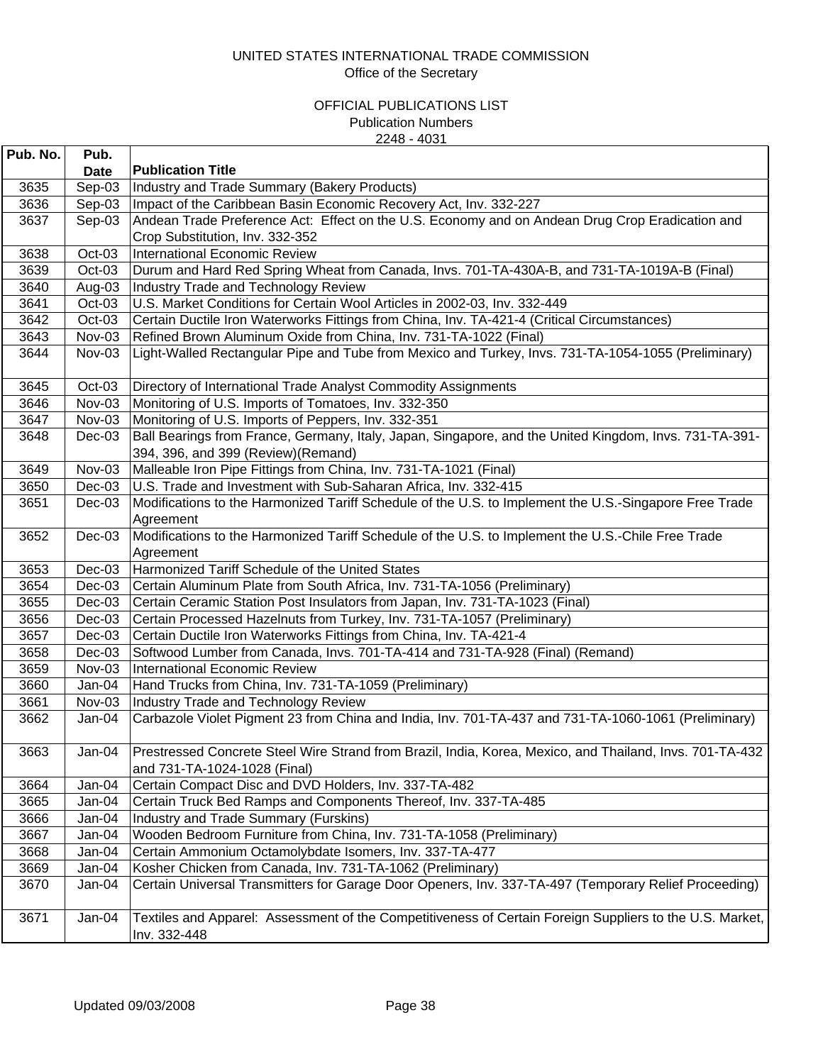UNITED STATES INTERNATIONAL TRADE COMMISSION
Office of the Secretary

OFFICIAL PUBLICATIONS LIST
Publication Numbers
2248 - 4031

| Pub. No. | Pub. Date | Publication Title |
|---|---|---|
| 3635 | Sep-03 | Industry and Trade Summary (Bakery Products) |
| 3636 | Sep-03 | Impact of the Caribbean Basin Economic Recovery Act, Inv. 332-227 |
| 3637 | Sep-03 | Andean Trade Preference Act: Effect on the U.S. Economy and on Andean Drug Crop Eradication and Crop Substitution, Inv. 332-352 |
| 3638 | Oct-03 | International Economic Review |
| 3639 | Oct-03 | Durum and Hard Red Spring Wheat from Canada, Invs. 701-TA-430A-B, and 731-TA-1019A-B (Final) |
| 3640 | Aug-03 | Industry Trade and Technology Review |
| 3641 | Oct-03 | U.S. Market Conditions for Certain Wool Articles in 2002-03, Inv. 332-449 |
| 3642 | Oct-03 | Certain Ductile Iron Waterworks Fittings from China, Inv. TA-421-4 (Critical Circumstances) |
| 3643 | Nov-03 | Refined Brown Aluminum Oxide from China, Inv. 731-TA-1022 (Final) |
| 3644 | Nov-03 | Light-Walled Rectangular Pipe and Tube from Mexico and Turkey, Invs. 731-TA-1054-1055 (Preliminary) |
| 3645 | Oct-03 | Directory of International Trade Analyst Commodity Assignments |
| 3646 | Nov-03 | Monitoring of U.S. Imports of Tomatoes, Inv. 332-350 |
| 3647 | Nov-03 | Monitoring of U.S. Imports of Peppers, Inv. 332-351 |
| 3648 | Dec-03 | Ball Bearings from France, Germany, Italy, Japan, Singapore, and the United Kingdom, Invs. 731-TA-391-394, 396, and 399 (Review)(Remand) |
| 3649 | Nov-03 | Malleable Iron Pipe Fittings from China, Inv. 731-TA-1021 (Final) |
| 3650 | Dec-03 | U.S. Trade and Investment with Sub-Saharan Africa, Inv. 332-415 |
| 3651 | Dec-03 | Modifications to the Harmonized Tariff Schedule of the U.S. to Implement the U.S.-Singapore Free Trade Agreement |
| 3652 | Dec-03 | Modifications to the Harmonized Tariff Schedule of the U.S. to Implement the U.S.-Chile Free Trade Agreement |
| 3653 | Dec-03 | Harmonized Tariff Schedule of the United States |
| 3654 | Dec-03 | Certain Aluminum Plate from South Africa, Inv. 731-TA-1056 (Preliminary) |
| 3655 | Dec-03 | Certain Ceramic Station Post Insulators from Japan, Inv. 731-TA-1023 (Final) |
| 3656 | Dec-03 | Certain Processed Hazelnuts from Turkey, Inv. 731-TA-1057 (Preliminary) |
| 3657 | Dec-03 | Certain Ductile Iron Waterworks Fittings from China, Inv. TA-421-4 |
| 3658 | Dec-03 | Softwood Lumber from Canada, Invs. 701-TA-414 and 731-TA-928 (Final) (Remand) |
| 3659 | Nov-03 | International Economic Review |
| 3660 | Jan-04 | Hand Trucks from China, Inv. 731-TA-1059 (Preliminary) |
| 3661 | Nov-03 | Industry Trade and Technology Review |
| 3662 | Jan-04 | Carbazole Violet Pigment 23 from China and India, Inv. 701-TA-437 and 731-TA-1060-1061 (Preliminary) |
| 3663 | Jan-04 | Prestressed Concrete Steel Wire Strand from Brazil, India, Korea, Mexico, and Thailand, Invs. 701-TA-432 and 731-TA-1024-1028 (Final) |
| 3664 | Jan-04 | Certain Compact Disc and DVD Holders, Inv. 337-TA-482 |
| 3665 | Jan-04 | Certain Truck Bed Ramps and Components Thereof, Inv. 337-TA-485 |
| 3666 | Jan-04 | Industry and Trade Summary (Furskins) |
| 3667 | Jan-04 | Wooden Bedroom Furniture from China, Inv. 731-TA-1058 (Preliminary) |
| 3668 | Jan-04 | Certain Ammonium Octamolybdate Isomers, Inv. 337-TA-477 |
| 3669 | Jan-04 | Kosher Chicken from Canada, Inv. 731-TA-1062 (Preliminary) |
| 3670 | Jan-04 | Certain Universal Transmitters for Garage Door Openers, Inv. 337-TA-497 (Temporary Relief Proceeding) |
| 3671 | Jan-04 | Textiles and Apparel: Assessment of the Competitiveness of Certain Foreign Suppliers to the U.S. Market, Inv. 332-448 |

Updated 09/03/2008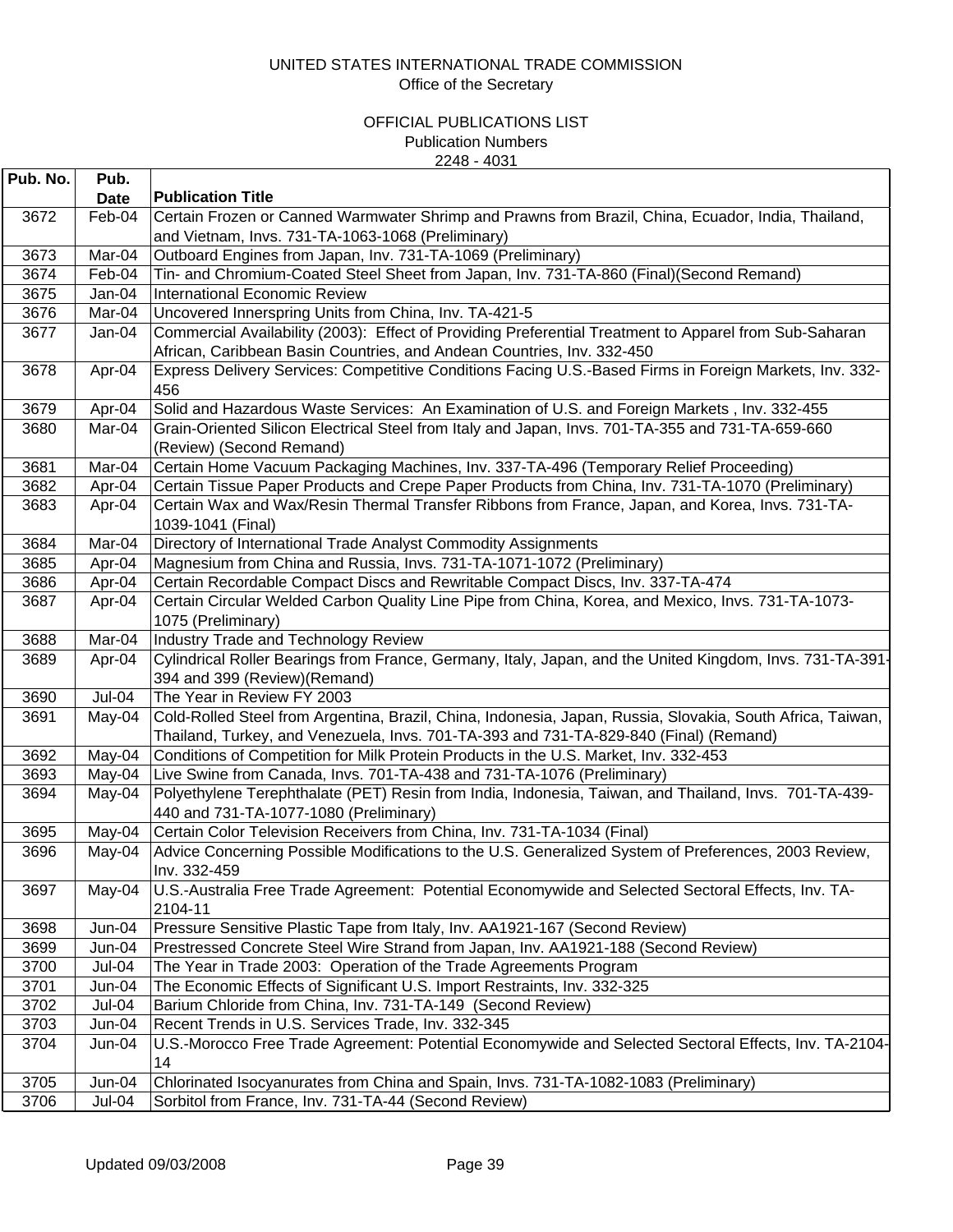UNITED STATES INTERNATIONAL TRADE COMMISSION
Office of the Secretary

OFFICIAL PUBLICATIONS LIST
Publication Numbers
2248 - 4031

| Pub. No. | Pub. Date | Publication Title |
|---|---|---|
| 3672 | Feb-04 | Certain Frozen or Canned Warmwater Shrimp and Prawns from Brazil, China, Ecuador, India, Thailand, and Vietnam, Invs. 731-TA-1063-1068 (Preliminary) |
| 3673 | Mar-04 | Outboard Engines from Japan, Inv. 731-TA-1069 (Preliminary) |
| 3674 | Feb-04 | Tin- and Chromium-Coated Steel Sheet from Japan, Inv. 731-TA-860 (Final)(Second Remand) |
| 3675 | Jan-04 | International Economic Review |
| 3676 | Mar-04 | Uncovered Innerspring Units from China, Inv. TA-421-5 |
| 3677 | Jan-04 | Commercial Availability (2003): Effect of Providing Preferential Treatment to Apparel from Sub-Saharan African, Caribbean Basin Countries, and Andean Countries, Inv. 332-450 |
| 3678 | Apr-04 | Express Delivery Services: Competitive Conditions Facing U.S.-Based Firms in Foreign Markets, Inv. 332-456 |
| 3679 | Apr-04 | Solid and Hazardous Waste Services: An Examination of U.S. and Foreign Markets , Inv. 332-455 |
| 3680 | Mar-04 | Grain-Oriented Silicon Electrical Steel from Italy and Japan, Invs. 701-TA-355 and 731-TA-659-660 (Review) (Second Remand) |
| 3681 | Mar-04 | Certain Home Vacuum Packaging Machines, Inv. 337-TA-496 (Temporary Relief Proceeding) |
| 3682 | Apr-04 | Certain Tissue Paper Products and Crepe Paper Products from China, Inv. 731-TA-1070 (Preliminary) |
| 3683 | Apr-04 | Certain Wax and Wax/Resin Thermal Transfer Ribbons from France, Japan, and Korea, Invs. 731-TA-1039-1041 (Final) |
| 3684 | Mar-04 | Directory of International Trade Analyst Commodity Assignments |
| 3685 | Apr-04 | Magnesium from China and Russia, Invs. 731-TA-1071-1072 (Preliminary) |
| 3686 | Apr-04 | Certain Recordable Compact Discs and Rewritable Compact Discs, Inv. 337-TA-474 |
| 3687 | Apr-04 | Certain Circular Welded Carbon Quality Line Pipe from China, Korea, and Mexico, Invs. 731-TA-1073-1075 (Preliminary) |
| 3688 | Mar-04 | Industry Trade and Technology Review |
| 3689 | Apr-04 | Cylindrical Roller Bearings from France, Germany, Italy, Japan, and the United Kingdom, Invs. 731-TA-391-394 and 399 (Review)(Remand) |
| 3690 | Jul-04 | The Year in Review FY 2003 |
| 3691 | May-04 | Cold-Rolled Steel from Argentina, Brazil, China, Indonesia, Japan, Russia, Slovakia, South Africa, Taiwan, Thailand, Turkey, and Venezuela, Invs. 701-TA-393 and 731-TA-829-840 (Final) (Remand) |
| 3692 | May-04 | Conditions of Competition for Milk Protein Products in the U.S. Market, Inv. 332-453 |
| 3693 | May-04 | Live Swine from Canada, Invs. 701-TA-438 and 731-TA-1076 (Preliminary) |
| 3694 | May-04 | Polyethylene Terephthalate (PET) Resin from India, Indonesia, Taiwan, and Thailand, Invs. 701-TA-439-440 and 731-TA-1077-1080 (Preliminary) |
| 3695 | May-04 | Certain Color Television Receivers from China, Inv. 731-TA-1034 (Final) |
| 3696 | May-04 | Advice Concerning Possible Modifications to the U.S. Generalized System of Preferences, 2003 Review, Inv. 332-459 |
| 3697 | May-04 | U.S.-Australia Free Trade Agreement: Potential Economywide and Selected Sectoral Effects, Inv. TA-2104-11 |
| 3698 | Jun-04 | Pressure Sensitive Plastic Tape from Italy, Inv. AA1921-167 (Second Review) |
| 3699 | Jun-04 | Prestressed Concrete Steel Wire Strand from Japan, Inv. AA1921-188 (Second Review) |
| 3700 | Jul-04 | The Year in Trade 2003: Operation of the Trade Agreements Program |
| 3701 | Jun-04 | The Economic Effects of Significant U.S. Import Restraints, Inv. 332-325 |
| 3702 | Jul-04 | Barium Chloride from China, Inv. 731-TA-149 (Second Review) |
| 3703 | Jun-04 | Recent Trends in U.S. Services Trade, Inv. 332-345 |
| 3704 | Jun-04 | U.S.-Morocco Free Trade Agreement: Potential Economywide and Selected Sectoral Effects, Inv. TA-2104-14 |
| 3705 | Jun-04 | Chlorinated Isocyanurates from China and Spain, Invs. 731-TA-1082-1083 (Preliminary) |
| 3706 | Jul-04 | Sorbitol from France, Inv. 731-TA-44 (Second Review) |

Updated 09/03/2008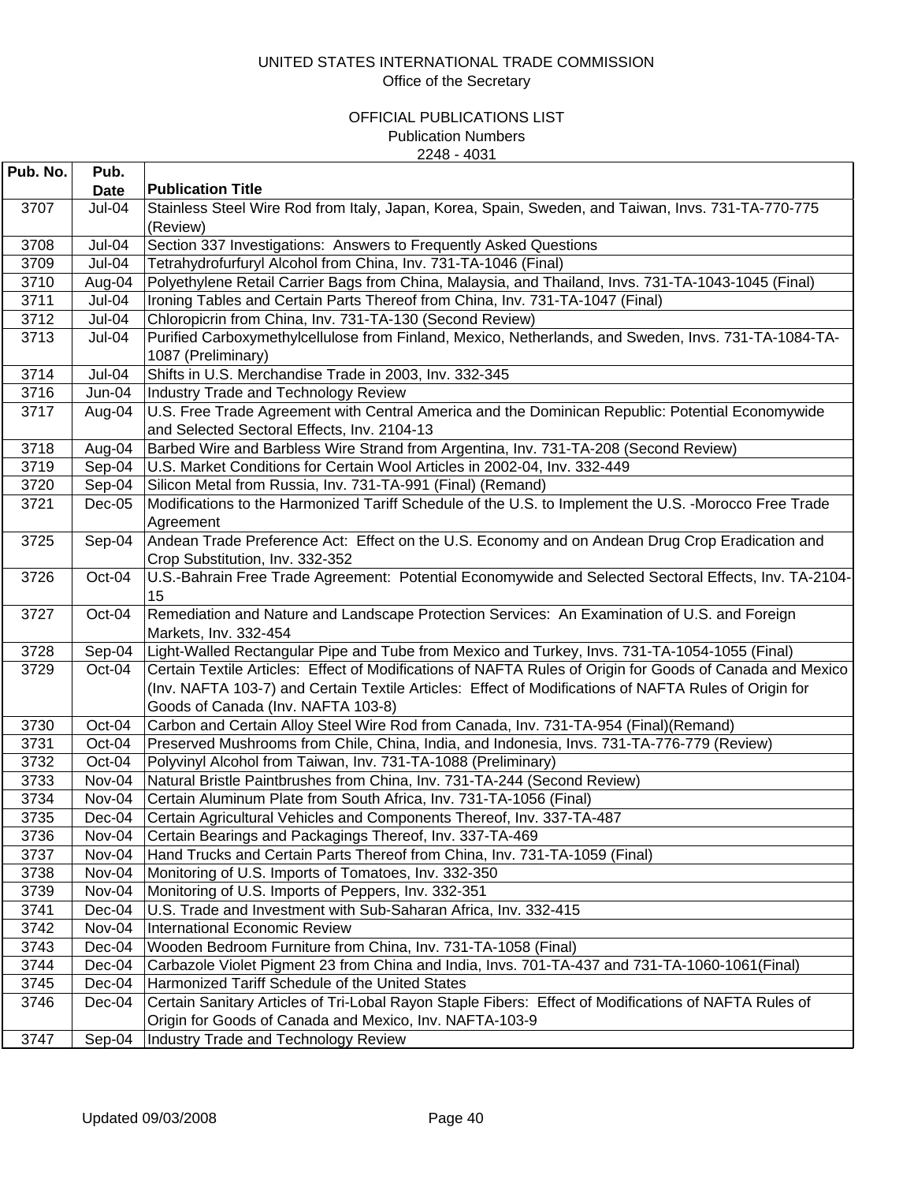UNITED STATES INTERNATIONAL TRADE COMMISSION
Office of the Secretary

OFFICIAL PUBLICATIONS LIST
Publication Numbers
2248 - 4031

| Pub. No. | Pub. Date | Publication Title |
|---|---|---|
| 3707 | Jul-04 | Stainless Steel Wire Rod from Italy, Japan, Korea, Spain, Sweden, and Taiwan, Invs. 731-TA-770-775 (Review) |
| 3708 | Jul-04 | Section 337 Investigations: Answers to Frequently Asked Questions |
| 3709 | Jul-04 | Tetrahydrofurfuryl Alcohol from China, Inv. 731-TA-1046 (Final) |
| 3710 | Aug-04 | Polyethylene Retail Carrier Bags from China, Malaysia, and Thailand, Invs. 731-TA-1043-1045 (Final) |
| 3711 | Jul-04 | Ironing Tables and Certain Parts Thereof from China, Inv. 731-TA-1047 (Final) |
| 3712 | Jul-04 | Chloropicrin from China, Inv. 731-TA-130 (Second Review) |
| 3713 | Jul-04 | Purified Carboxymethylcellulose from Finland, Mexico, Netherlands, and Sweden, Invs. 731-TA-1084-TA-1087 (Preliminary) |
| 3714 | Jul-04 | Shifts in U.S. Merchandise Trade in 2003, Inv. 332-345 |
| 3716 | Jun-04 | Industry Trade and Technology Review |
| 3717 | Aug-04 | U.S. Free Trade Agreement with Central America and the Dominican Republic: Potential Economywide and Selected Sectoral Effects, Inv. 2104-13 |
| 3718 | Aug-04 | Barbed Wire and Barbless Wire Strand from Argentina, Inv. 731-TA-208 (Second Review) |
| 3719 | Sep-04 | U.S. Market Conditions for Certain Wool Articles in 2002-04, Inv. 332-449 |
| 3720 | Sep-04 | Silicon Metal from Russia, Inv. 731-TA-991 (Final) (Remand) |
| 3721 | Dec-05 | Modifications to the Harmonized Tariff Schedule of the U.S. to Implement the U.S. -Morocco Free Trade Agreement |
| 3725 | Sep-04 | Andean Trade Preference Act: Effect on the U.S. Economy and on Andean Drug Crop Eradication and Crop Substitution, Inv. 332-352 |
| 3726 | Oct-04 | U.S.-Bahrain Free Trade Agreement: Potential Economywide and Selected Sectoral Effects, Inv. TA-2104-15 |
| 3727 | Oct-04 | Remediation and Nature and Landscape Protection Services: An Examination of U.S. and Foreign Markets, Inv. 332-454 |
| 3728 | Sep-04 | Light-Walled Rectangular Pipe and Tube from Mexico and Turkey, Invs. 731-TA-1054-1055 (Final) |
| 3729 | Oct-04 | Certain Textile Articles: Effect of Modifications of NAFTA Rules of Origin for Goods of Canada and Mexico (Inv. NAFTA 103-7) and Certain Textile Articles: Effect of Modifications of NAFTA Rules of Origin for Goods of Canada (Inv. NAFTA 103-8) |
| 3730 | Oct-04 | Carbon and Certain Alloy Steel Wire Rod from Canada, Inv. 731-TA-954 (Final)(Remand) |
| 3731 | Oct-04 | Preserved Mushrooms from Chile, China, India, and Indonesia, Invs. 731-TA-776-779 (Review) |
| 3732 | Oct-04 | Polyvinyl Alcohol from Taiwan, Inv. 731-TA-1088 (Preliminary) |
| 3733 | Nov-04 | Natural Bristle Paintbrushes from China, Inv. 731-TA-244 (Second Review) |
| 3734 | Nov-04 | Certain Aluminum Plate from South Africa, Inv. 731-TA-1056 (Final) |
| 3735 | Dec-04 | Certain Agricultural Vehicles and Components Thereof, Inv. 337-TA-487 |
| 3736 | Nov-04 | Certain Bearings and Packagings Thereof, Inv. 337-TA-469 |
| 3737 | Nov-04 | Hand Trucks and Certain Parts Thereof from China, Inv. 731-TA-1059 (Final) |
| 3738 | Nov-04 | Monitoring of U.S. Imports of Tomatoes, Inv. 332-350 |
| 3739 | Nov-04 | Monitoring of U.S. Imports of Peppers, Inv. 332-351 |
| 3741 | Dec-04 | U.S. Trade and Investment with Sub-Saharan Africa, Inv. 332-415 |
| 3742 | Nov-04 | International Economic Review |
| 3743 | Dec-04 | Wooden Bedroom Furniture from China, Inv. 731-TA-1058 (Final) |
| 3744 | Dec-04 | Carbazole Violet Pigment 23 from China and India, Invs. 701-TA-437 and 731-TA-1060-1061(Final) |
| 3745 | Dec-04 | Harmonized Tariff Schedule of the United States |
| 3746 | Dec-04 | Certain Sanitary Articles of Tri-Lobal Rayon Staple Fibers: Effect of Modifications of NAFTA Rules of Origin for Goods of Canada and Mexico, Inv. NAFTA-103-9 |
| 3747 | Sep-04 | Industry Trade and Technology Review |

Updated 09/03/2008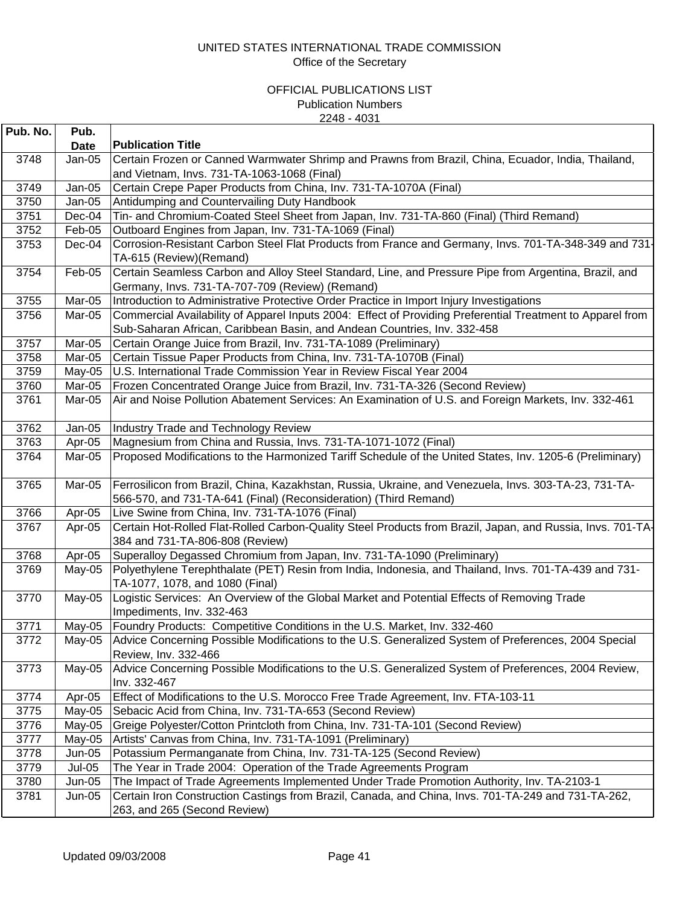UNITED STATES INTERNATIONAL TRADE COMMISSION
Office of the Secretary

OFFICIAL PUBLICATIONS LIST
Publication Numbers
2248 - 4031

| Pub. No. | Pub. Date | Publication Title |
|---|---|---|
| 3748 | Jan-05 | Certain Frozen or Canned Warmwater Shrimp and Prawns from Brazil, China, Ecuador, India, Thailand, and Vietnam, Invs. 731-TA-1063-1068 (Final) |
| 3749 | Jan-05 | Certain Crepe Paper Products from China, Inv. 731-TA-1070A (Final) |
| 3750 | Jan-05 | Antidumping and Countervailing Duty Handbook |
| 3751 | Dec-04 | Tin- and Chromium-Coated Steel Sheet from Japan, Inv. 731-TA-860 (Final) (Third Remand) |
| 3752 | Feb-05 | Outboard Engines from Japan, Inv. 731-TA-1069 (Final) |
| 3753 | Dec-04 | Corrosion-Resistant Carbon Steel Flat Products from France and Germany, Invs. 701-TA-348-349 and 731-TA-615 (Review)(Remand) |
| 3754 | Feb-05 | Certain Seamless Carbon and Alloy Steel Standard, Line, and Pressure Pipe from Argentina, Brazil, and Germany, Invs. 731-TA-707-709 (Review) (Remand) |
| 3755 | Mar-05 | Introduction to Administrative Protective Order Practice in Import Injury Investigations |
| 3756 | Mar-05 | Commercial Availability of Apparel Inputs 2004: Effect of Providing Preferential Treatment to Apparel from Sub-Saharan African, Caribbean Basin, and Andean Countries, Inv. 332-458 |
| 3757 | Mar-05 | Certain Orange Juice from Brazil, Inv. 731-TA-1089 (Preliminary) |
| 3758 | Mar-05 | Certain Tissue Paper Products from China, Inv. 731-TA-1070B (Final) |
| 3759 | May-05 | U.S. International Trade Commission Year in Review Fiscal Year 2004 |
| 3760 | Mar-05 | Frozen Concentrated Orange Juice from Brazil, Inv. 731-TA-326 (Second Review) |
| 3761 | Mar-05 | Air and Noise Pollution Abatement Services: An Examination of U.S. and Foreign Markets, Inv. 332-461 |
| 3762 | Jan-05 | Industry Trade and Technology Review |
| 3763 | Apr-05 | Magnesium from China and Russia, Invs. 731-TA-1071-1072 (Final) |
| 3764 | Mar-05 | Proposed Modifications to the Harmonized Tariff Schedule of the United States, Inv. 1205-6 (Preliminary) |
| 3765 | Mar-05 | Ferrosilicon from Brazil, China, Kazakhstan, Russia, Ukraine, and Venezuela, Invs. 303-TA-23, 731-TA-566-570, and 731-TA-641 (Final) (Reconsideration) (Third Remand) |
| 3766 | Apr-05 | Live Swine from China, Inv. 731-TA-1076 (Final) |
| 3767 | Apr-05 | Certain Hot-Rolled Flat-Rolled Carbon-Quality Steel Products from Brazil, Japan, and Russia, Invs. 701-TA-384 and 731-TA-806-808 (Review) |
| 3768 | Apr-05 | Superalloy Degassed Chromium from Japan, Inv. 731-TA-1090 (Preliminary) |
| 3769 | May-05 | Polyethylene Terephthalate (PET) Resin from India, Indonesia, and Thailand, Invs. 701-TA-439 and 731-TA-1077, 1078, and 1080 (Final) |
| 3770 | May-05 | Logistic Services: An Overview of the Global Market and Potential Effects of Removing Trade Impediments, Inv. 332-463 |
| 3771 | May-05 | Foundry Products: Competitive Conditions in the U.S. Market, Inv. 332-460 |
| 3772 | May-05 | Advice Concerning Possible Modifications to the U.S. Generalized System of Preferences, 2004 Special Review, Inv. 332-466 |
| 3773 | May-05 | Advice Concerning Possible Modifications to the U.S. Generalized System of Preferences, 2004 Review, Inv. 332-467 |
| 3774 | Apr-05 | Effect of Modifications to the U.S. Morocco Free Trade Agreement, Inv. FTA-103-11 |
| 3775 | May-05 | Sebacic Acid from China, Inv. 731-TA-653 (Second Review) |
| 3776 | May-05 | Greige Polyester/Cotton Printcloth from China, Inv. 731-TA-101 (Second Review) |
| 3777 | May-05 | Artists' Canvas from China, Inv. 731-TA-1091 (Preliminary) |
| 3778 | Jun-05 | Potassium Permanganate from China, Inv. 731-TA-125 (Second Review) |
| 3779 | Jul-05 | The Year in Trade 2004: Operation of the Trade Agreements Program |
| 3780 | Jun-05 | The Impact of Trade Agreements Implemented Under Trade Promotion Authority, Inv. TA-2103-1 |
| 3781 | Jun-05 | Certain Iron Construction Castings from Brazil, Canada, and China, Invs. 701-TA-249 and 731-TA-262, 263, and 265 (Second Review) |

Updated 09/03/2008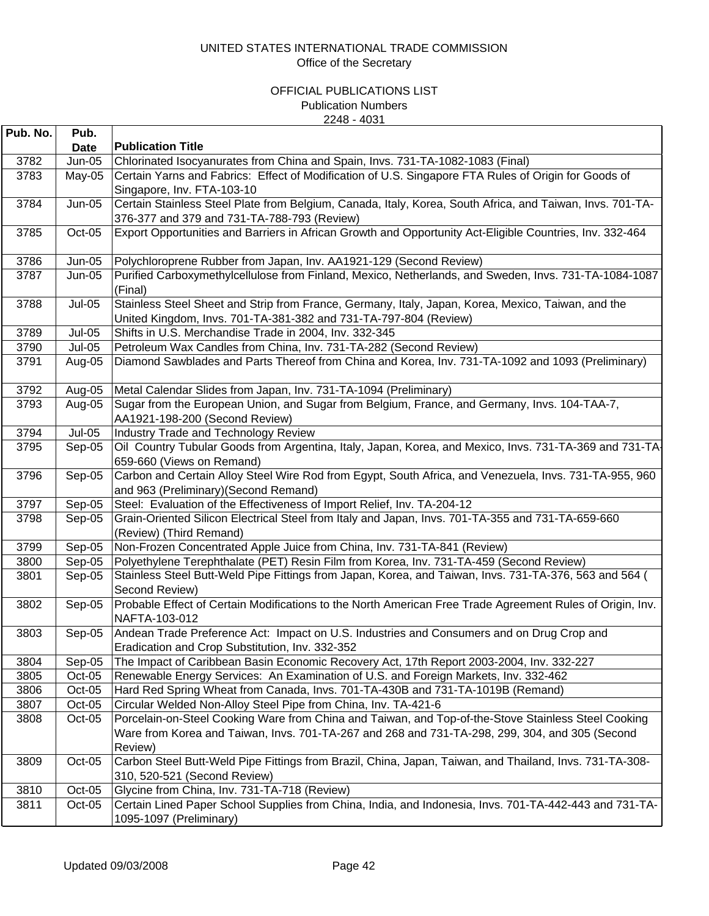UNITED STATES INTERNATIONAL TRADE COMMISSION
Office of the Secretary

OFFICIAL PUBLICATIONS LIST
Publication Numbers
2248 - 4031

| Pub. No. | Pub. Date | Publication Title |
|---|---|---|
| 3782 | Jun-05 | Chlorinated Isocyanurates from China and Spain, Invs. 731-TA-1082-1083 (Final) |
| 3783 | May-05 | Certain Yarns and Fabrics: Effect of Modification of U.S. Singapore FTA Rules of Origin for Goods of Singapore, Inv. FTA-103-10 |
| 3784 | Jun-05 | Certain Stainless Steel Plate from Belgium, Canada, Italy, Korea, South Africa, and Taiwan, Invs. 701-TA-376-377 and 379 and 731-TA-788-793 (Review) |
| 3785 | Oct-05 | Export Opportunities and Barriers in African Growth and Opportunity Act-Eligible Countries, Inv. 332-464 |
| 3786 | Jun-05 | Polychloroprene Rubber from Japan, Inv. AA1921-129 (Second Review) |
| 3787 | Jun-05 | Purified Carboxymethylcellulose from Finland, Mexico, Netherlands, and Sweden, Invs. 731-TA-1084-1087 (Final) |
| 3788 | Jul-05 | Stainless Steel Sheet and Strip from France, Germany, Italy, Japan, Korea, Mexico, Taiwan, and the United Kingdom, Invs. 701-TA-381-382 and 731-TA-797-804 (Review) |
| 3789 | Jul-05 | Shifts in U.S. Merchandise Trade in 2004, Inv. 332-345 |
| 3790 | Jul-05 | Petroleum Wax Candles from China, Inv. 731-TA-282 (Second Review) |
| 3791 | Aug-05 | Diamond Sawblades and Parts Thereof from China and Korea, Inv. 731-TA-1092 and 1093 (Preliminary) |
| 3792 | Aug-05 | Metal Calendar Slides from Japan, Inv. 731-TA-1094 (Preliminary) |
| 3793 | Aug-05 | Sugar from the European Union, and Sugar from Belgium, France, and Germany, Invs. 104-TAA-7, AA1921-198-200 (Second Review) |
| 3794 | Jul-05 | Industry Trade and Technology Review |
| 3795 | Sep-05 | Oil Country Tubular Goods from Argentina, Italy, Japan, Korea, and Mexico, Invs. 731-TA-369 and 731-TA-659-660 (Views on Remand) |
| 3796 | Sep-05 | Carbon and Certain Alloy Steel Wire Rod from Egypt, South Africa, and Venezuela, Invs. 731-TA-955, 960 and 963 (Preliminary)(Second Remand) |
| 3797 | Sep-05 | Steel: Evaluation of the Effectiveness of Import Relief, Inv. TA-204-12 |
| 3798 | Sep-05 | Grain-Oriented Silicon Electrical Steel from Italy and Japan, Invs. 701-TA-355 and 731-TA-659-660 (Review) (Third Remand) |
| 3799 | Sep-05 | Non-Frozen Concentrated Apple Juice from China, Inv. 731-TA-841 (Review) |
| 3800 | Sep-05 | Polyethylene Terephthalate (PET) Resin Film from Korea, Inv. 731-TA-459 (Second Review) |
| 3801 | Sep-05 | Stainless Steel Butt-Weld Pipe Fittings from Japan, Korea, and Taiwan, Invs. 731-TA-376, 563 and 564 ( Second Review) |
| 3802 | Sep-05 | Probable Effect of Certain Modifications to the North American Free Trade Agreement Rules of Origin, Inv. NAFTA-103-012 |
| 3803 | Sep-05 | Andean Trade Preference Act: Impact on U.S. Industries and Consumers and on Drug Crop and Eradication and Crop Substitution, Inv. 332-352 |
| 3804 | Sep-05 | The Impact of Caribbean Basin Economic Recovery Act, 17th Report 2003-2004, Inv. 332-227 |
| 3805 | Oct-05 | Renewable Energy Services: An Examination of U.S. and Foreign Markets, Inv. 332-462 |
| 3806 | Oct-05 | Hard Red Spring Wheat from Canada, Invs. 701-TA-430B and 731-TA-1019B (Remand) |
| 3807 | Oct-05 | Circular Welded Non-Alloy Steel Pipe from China, Inv. TA-421-6 |
| 3808 | Oct-05 | Porcelain-on-Steel Cooking Ware from China and Taiwan, and Top-of-the-Stove Stainless Steel Cooking Ware from Korea and Taiwan, Invs. 701-TA-267 and 268 and 731-TA-298, 299, 304, and 305 (Second Review) |
| 3809 | Oct-05 | Carbon Steel Butt-Weld Pipe Fittings from Brazil, China, Japan, Taiwan, and Thailand, Invs. 731-TA-308-310, 520-521 (Second Review) |
| 3810 | Oct-05 | Glycine from China, Inv. 731-TA-718 (Review) |
| 3811 | Oct-05 | Certain Lined Paper School Supplies from China, India, and Indonesia, Invs. 701-TA-442-443 and 731-TA-1095-1097 (Preliminary) |

Updated 09/03/2008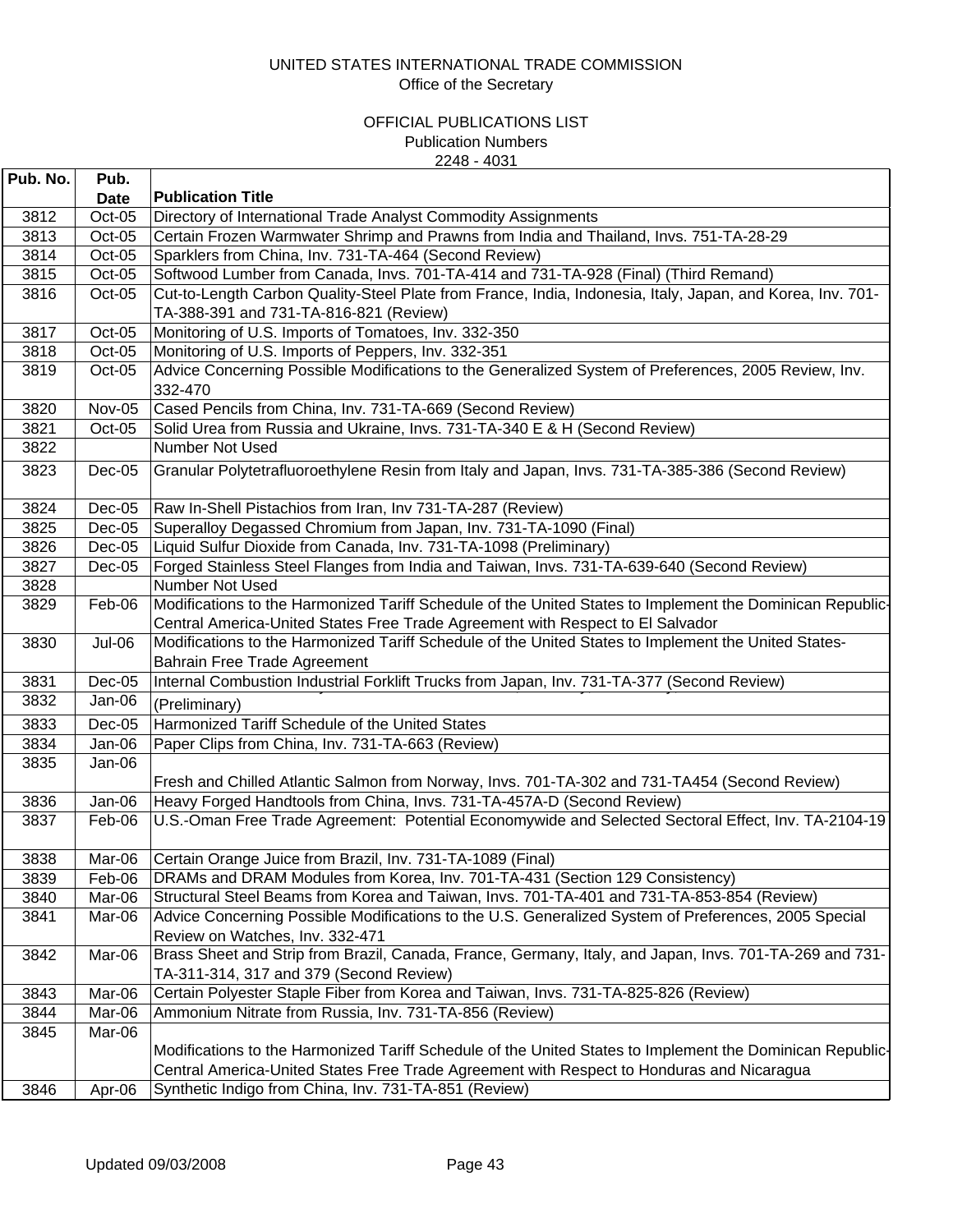UNITED STATES INTERNATIONAL TRADE COMMISSION
Office of the Secretary

OFFICIAL PUBLICATIONS LIST
Publication Numbers
2248 - 4031

| Pub. No. | Pub. Date | Publication Title |
|---|---|---|
| 3812 | Oct-05 | Directory of International Trade Analyst Commodity Assignments |
| 3813 | Oct-05 | Certain Frozen Warmwater Shrimp and Prawns from India and Thailand, Invs. 751-TA-28-29 |
| 3814 | Oct-05 | Sparklers from China, Inv. 731-TA-464 (Second Review) |
| 3815 | Oct-05 | Softwood Lumber from Canada, Invs. 701-TA-414 and 731-TA-928 (Final) (Third Remand) |
| 3816 | Oct-05 | Cut-to-Length Carbon Quality-Steel Plate from France, India, Indonesia, Italy, Japan, and Korea, Inv. 701-TA-388-391 and 731-TA-816-821 (Review) |
| 3817 | Oct-05 | Monitoring of U.S. Imports of Tomatoes, Inv. 332-350 |
| 3818 | Oct-05 | Monitoring of U.S. Imports of Peppers, Inv. 332-351 |
| 3819 | Oct-05 | Advice Concerning Possible Modifications to the Generalized System of Preferences, 2005 Review, Inv. 332-470 |
| 3820 | Nov-05 | Cased Pencils from China, Inv. 731-TA-669 (Second Review) |
| 3821 | Oct-05 | Solid Urea from Russia and Ukraine, Invs. 731-TA-340 E & H (Second Review) |
| 3822 | | Number Not Used |
| 3823 | Dec-05 | Granular Polytetrafluoroethylene Resin from Italy and Japan, Invs. 731-TA-385-386 (Second Review) |
| 3824 | Dec-05 | Raw In-Shell Pistachios from Iran, Inv 731-TA-287 (Review) |
| 3825 | Dec-05 | Superalloy Degassed Chromium from Japan, Inv. 731-TA-1090 (Final) |
| 3826 | Dec-05 | Liquid Sulfur Dioxide from Canada, Inv. 731-TA-1098 (Preliminary) |
| 3827 | Dec-05 | Forged Stainless Steel Flanges from India and Taiwan, Invs. 731-TA-639-640 (Second Review) |
| 3828 | | Number Not Used |
| 3829 | Feb-06 | Modifications to the Harmonized Tariff Schedule of the United States to Implement the Dominican Republic-Central America-United States Free Trade Agreement with Respect to El Salvador |
| 3830 | Jul-06 | Modifications to the Harmonized Tariff Schedule of the United States to Implement the United States-Bahrain Free Trade Agreement |
| 3831 | Dec-05 | Internal Combustion Industrial Forklift Trucks from Japan, Inv. 731-TA-377 (Second Review) |
| 3832 | Jan-06 | (Preliminary) |
| 3833 | Dec-05 | Harmonized Tariff Schedule of the United States |
| 3834 | Jan-06 | Paper Clips from China, Inv. 731-TA-663 (Review) |
| 3835 | Jan-06 | Fresh and Chilled Atlantic Salmon from Norway, Invs. 701-TA-302 and 731-TA454 (Second Review) |
| 3836 | Jan-06 | Heavy Forged Handtools from China, Invs. 731-TA-457A-D (Second Review) |
| 3837 | Feb-06 | U.S.-Oman Free Trade Agreement: Potential Economywide and Selected Sectoral Effect, Inv. TA-2104-19 |
| 3838 | Mar-06 | Certain Orange Juice from Brazil, Inv. 731-TA-1089 (Final) |
| 3839 | Feb-06 | DRAMs and DRAM Modules from Korea, Inv. 701-TA-431 (Section 129 Consistency) |
| 3840 | Mar-06 | Structural Steel Beams from Korea and Taiwan, Invs. 701-TA-401 and 731-TA-853-854 (Review) |
| 3841 | Mar-06 | Advice Concerning Possible Modifications to the U.S. Generalized System of Preferences, 2005 Special Review on Watches, Inv. 332-471 |
| 3842 | Mar-06 | Brass Sheet and Strip from Brazil, Canada, France, Germany, Italy, and Japan, Invs. 701-TA-269 and 731-TA-311-314, 317 and 379 (Second Review) |
| 3843 | Mar-06 | Certain Polyester Staple Fiber from Korea and Taiwan, Invs. 731-TA-825-826 (Review) |
| 3844 | Mar-06 | Ammonium Nitrate from Russia, Inv. 731-TA-856 (Review) |
| 3845 | Mar-06 | Modifications to the Harmonized Tariff Schedule of the United States to Implement the Dominican Republic-Central America-United States Free Trade Agreement with Respect to Honduras and Nicaragua |
| 3846 | Apr-06 | Synthetic Indigo from China, Inv. 731-TA-851 (Review) |

Updated 09/03/2008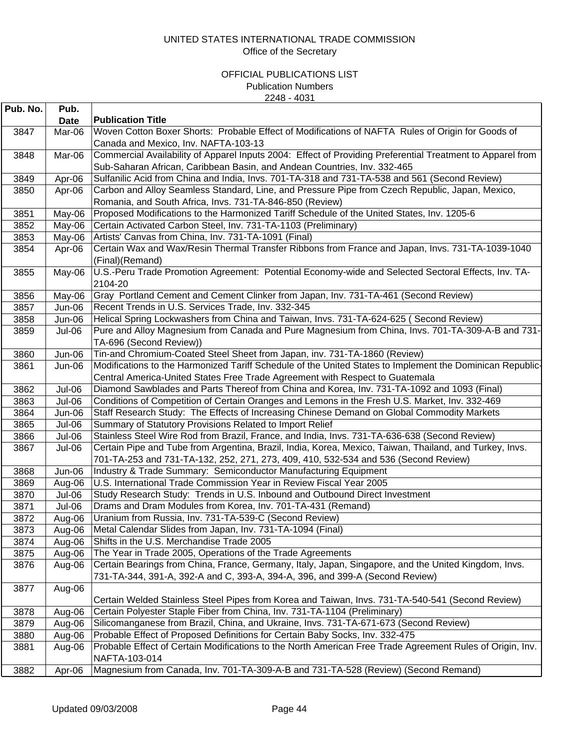UNITED STATES INTERNATIONAL TRADE COMMISSION
Office of the Secretary

OFFICIAL PUBLICATIONS LIST
Publication Numbers
2248 - 4031

| Pub. No. | Pub. Date | Publication Title |
|---|---|---|
| 3847 | Mar-06 | Woven Cotton Boxer Shorts: Probable Effect of Modifications of NAFTA Rules of Origin for Goods of Canada and Mexico, Inv. NAFTA-103-13 |
| 3848 | Mar-06 | Commercial Availability of Apparel Inputs 2004: Effect of Providing Preferential Treatment to Apparel from Sub-Saharan African, Caribbean Basin, and Andean Countries, Inv. 332-465 |
| 3849 | Apr-06 | Sulfanilic Acid from China and India, Invs. 701-TA-318 and 731-TA-538 and 561 (Second Review) |
| 3850 | Apr-06 | Carbon and Alloy Seamless Standard, Line, and Pressure Pipe from Czech Republic, Japan, Mexico, Romania, and South Africa, Invs. 731-TA-846-850 (Review) |
| 3851 | May-06 | Proposed Modifications to the Harmonized Tariff Schedule of the United States, Inv. 1205-6 |
| 3852 | May-06 | Certain Activated Carbon Steel, Inv. 731-TA-1103 (Preliminary) |
| 3853 | May-06 | Artists' Canvas from China, Inv. 731-TA-1091 (Final) |
| 3854 | Apr-06 | Certain Wax and Wax/Resin Thermal Transfer Ribbons from France and Japan, Invs. 731-TA-1039-1040 (Final)(Remand) |
| 3855 | May-06 | U.S.-Peru Trade Promotion Agreement: Potential Economy-wide and Selected Sectoral Effects, Inv. TA-2104-20 |
| 3856 | May-06 | Gray Portland Cement and Cement Clinker from Japan, Inv. 731-TA-461 (Second Review) |
| 3857 | Jun-06 | Recent Trends in U.S. Services Trade, Inv. 332-345 |
| 3858 | Jun-06 | Helical Spring Lockwashers from China and Taiwan, Invs. 731-TA-624-625 ( Second Review) |
| 3859 | Jul-06 | Pure and Alloy Magnesium from Canada and Pure Magnesium from China, Invs. 701-TA-309-A-B and 731-TA-696 (Second Review)) |
| 3860 | Jun-06 | Tin-and Chromium-Coated Steel Sheet from Japan, inv. 731-TA-1860 (Review) |
| 3861 | Jun-06 | Modifications to the Harmonized Tariff Schedule of the United States to Implement the Dominican Republic-Central America-United States Free Trade Agreement with Respect to Guatemala |
| 3862 | Jul-06 | Diamond Sawblades and Parts Thereof from China and Korea, Inv. 731-TA-1092 and 1093 (Final) |
| 3863 | Jul-06 | Conditions of Competition of Certain Oranges and Lemons in the Fresh U.S. Market, Inv. 332-469 |
| 3864 | Jun-06 | Staff Research Study: The Effects of Increasing Chinese Demand on Global Commodity Markets |
| 3865 | Jul-06 | Summary of Statutory Provisions Related to Import Relief |
| 3866 | Jul-06 | Stainless Steel Wire Rod from Brazil, France, and India, Invs. 731-TA-636-638 (Second Review) |
| 3867 | Jul-06 | Certain Pipe and Tube from Argentina, Brazil, India, Korea, Mexico, Taiwan, Thailand, and Turkey, Invs. 701-TA-253 and 731-TA-132, 252, 271, 273, 409, 410, 532-534 and 536 (Second Review) |
| 3868 | Jun-06 | Industry & Trade Summary: Semiconductor Manufacturing Equipment |
| 3869 | Aug-06 | U.S. International Trade Commission Year in Review Fiscal Year 2005 |
| 3870 | Jul-06 | Study Research Study: Trends in U.S. Inbound and Outbound Direct Investment |
| 3871 | Jul-06 | Drams and Dram Modules from Korea, Inv. 701-TA-431 (Remand) |
| 3872 | Aug-06 | Uranium from Russia, Inv. 731-TA-539-C (Second Review) |
| 3873 | Aug-06 | Metal Calendar Slides from Japan, Inv. 731-TA-1094 (Final) |
| 3874 | Aug-06 | Shifts in the U.S. Merchandise Trade 2005 |
| 3875 | Aug-06 | The Year in Trade 2005, Operations of the Trade Agreements |
| 3876 | Aug-06 | Certain Bearings from China, France, Germany, Italy, Japan, Singapore, and the United Kingdom, Invs. 731-TA-344, 391-A, 392-A and C, 393-A, 394-A, 396, and 399-A (Second Review) |
| 3877 | Aug-06 | Certain Welded Stainless Steel Pipes from Korea and Taiwan, Invs. 731-TA-540-541 (Second Review) |
| 3878 | Aug-06 | Certain Polyester Staple Fiber from China, Inv. 731-TA-1104 (Preliminary) |
| 3879 | Aug-06 | Silicomanganese from Brazil, China, and Ukraine, Invs. 731-TA-671-673 (Second Review) |
| 3880 | Aug-06 | Probable Effect of Proposed Definitions for Certain Baby Socks, Inv. 332-475 |
| 3881 | Aug-06 | Probable Effect of Certain Modifications to the North American Free Trade Agreement Rules of Origin, Inv. NAFTA-103-014 |
| 3882 | Apr-06 | Magnesium from Canada, Inv. 701-TA-309-A-B and 731-TA-528 (Review) (Second Remand) |

Updated 09/03/2008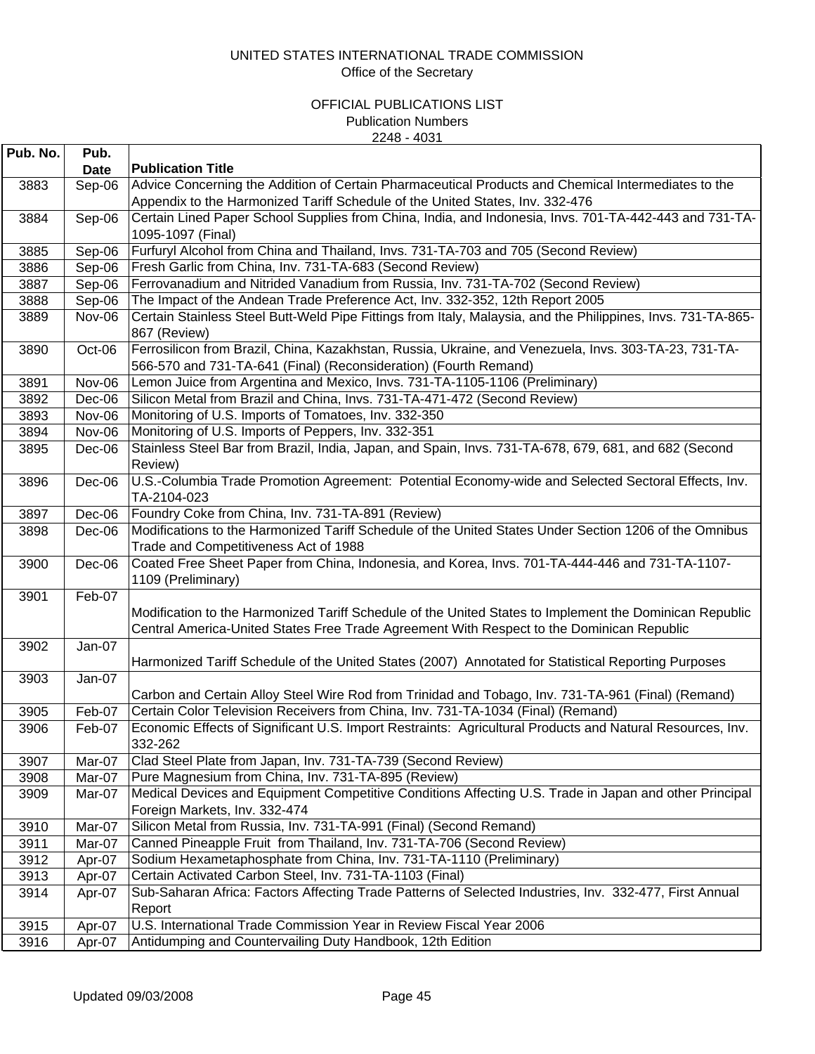UNITED STATES INTERNATIONAL TRADE COMMISSION
Office of the Secretary

OFFICIAL PUBLICATIONS LIST
Publication Numbers
2248 - 4031

| Pub. No. | Pub. Date | Publication Title |
|---|---|---|
| 3883 | Sep-06 | Advice Concerning the Addition of Certain Pharmaceutical Products and Chemical Intermediates to the Appendix to the Harmonized Tariff Schedule of the United States, Inv. 332-476 |
| 3884 | Sep-06 | Certain Lined Paper School Supplies from China, India, and Indonesia, Invs. 701-TA-442-443 and 731-TA-1095-1097 (Final) |
| 3885 | Sep-06 | Furfuryl Alcohol from China and Thailand, Invs. 731-TA-703 and 705 (Second Review) |
| 3886 | Sep-06 | Fresh Garlic from China, Inv. 731-TA-683 (Second Review) |
| 3887 | Sep-06 | Ferrovanadium and Nitrided Vanadium from Russia, Inv. 731-TA-702 (Second Review) |
| 3888 | Sep-06 | The Impact of the Andean Trade Preference Act, Inv. 332-352, 12th Report 2005 |
| 3889 | Nov-06 | Certain Stainless Steel Butt-Weld Pipe Fittings from Italy, Malaysia, and the Philippines, Invs. 731-TA-865-867 (Review) |
| 3890 | Oct-06 | Ferrosilicon from Brazil, China, Kazakhstan, Russia, Ukraine, and Venezuela, Invs. 303-TA-23, 731-TA-566-570 and 731-TA-641 (Final) (Reconsideration) (Fourth Remand) |
| 3891 | Nov-06 | Lemon Juice from Argentina and Mexico, Invs. 731-TA-1105-1106 (Preliminary) |
| 3892 | Dec-06 | Silicon Metal from Brazil and China, Invs. 731-TA-471-472 (Second Review) |
| 3893 | Nov-06 | Monitoring of U.S. Imports of Tomatoes, Inv. 332-350 |
| 3894 | Nov-06 | Monitoring of U.S. Imports of Peppers, Inv. 332-351 |
| 3895 | Dec-06 | Stainless Steel Bar from Brazil, India, Japan, and Spain, Invs. 731-TA-678, 679, 681, and 682 (Second Review) |
| 3896 | Dec-06 | U.S.-Columbia Trade Promotion Agreement: Potential Economy-wide and Selected Sectoral Effects, Inv. TA-2104-023 |
| 3897 | Dec-06 | Foundry Coke from China, Inv. 731-TA-891 (Review) |
| 3898 | Dec-06 | Modifications to the Harmonized Tariff Schedule of the United States Under Section 1206 of the Omnibus Trade and Competitiveness Act of 1988 |
| 3900 | Dec-06 | Coated Free Sheet Paper from China, Indonesia, and Korea, Invs. 701-TA-444-446 and 731-TA-1107-1109 (Preliminary) |
| 3901 | Feb-07 | Modification to the Harmonized Tariff Schedule of the United States to Implement the Dominican Republic Central America-United States Free Trade Agreement With Respect to the Dominican Republic |
| 3902 | Jan-07 | Harmonized Tariff Schedule of the United States (2007) Annotated for Statistical Reporting Purposes |
| 3903 | Jan-07 | Carbon and Certain Alloy Steel Wire Rod from Trinidad and Tobago, Inv. 731-TA-961 (Final) (Remand) |
| 3905 | Feb-07 | Certain Color Television Receivers from China, Inv. 731-TA-1034 (Final) (Remand) |
| 3906 | Feb-07 | Economic Effects of Significant U.S. Import Restraints: Agricultural Products and Natural Resources, Inv. 332-262 |
| 3907 | Mar-07 | Clad Steel Plate from Japan, Inv. 731-TA-739 (Second Review) |
| 3908 | Mar-07 | Pure Magnesium from China, Inv. 731-TA-895 (Review) |
| 3909 | Mar-07 | Medical Devices and Equipment Competitive Conditions Affecting U.S. Trade in Japan and other Principal Foreign Markets, Inv. 332-474 |
| 3910 | Mar-07 | Silicon Metal from Russia, Inv. 731-TA-991 (Final) (Second Remand) |
| 3911 | Mar-07 | Canned Pineapple Fruit from Thailand, Inv. 731-TA-706 (Second Review) |
| 3912 | Apr-07 | Sodium Hexametaphosphate from China, Inv. 731-TA-1110 (Preliminary) |
| 3913 | Apr-07 | Certain Activated Carbon Steel, Inv. 731-TA-1103 (Final) |
| 3914 | Apr-07 | Sub-Saharan Africa: Factors Affecting Trade Patterns of Selected Industries, Inv. 332-477, First Annual Report |
| 3915 | Apr-07 | U.S. International Trade Commission Year in Review Fiscal Year 2006 |
| 3916 | Apr-07 | Antidumping and Countervailing Duty Handbook, 12th Edition |

Updated 09/03/2008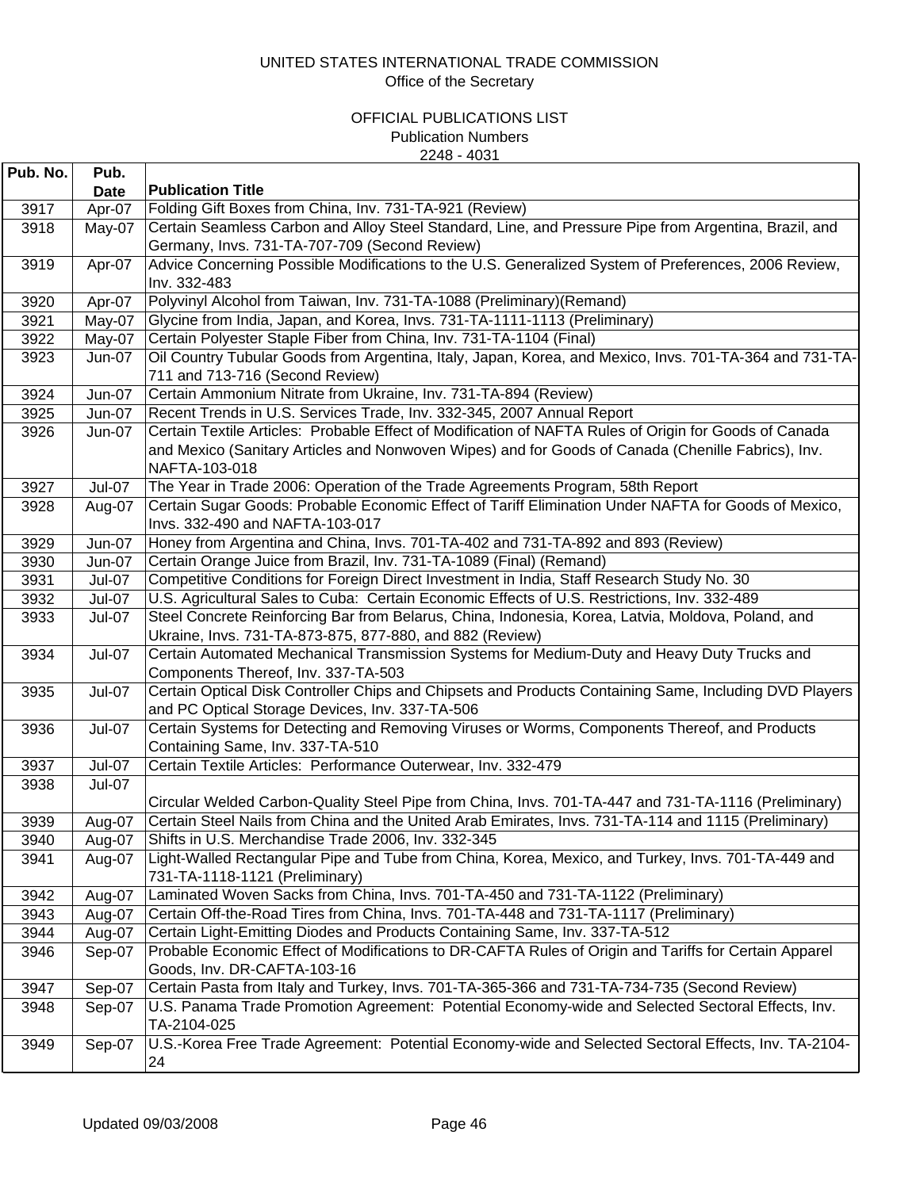UNITED STATES INTERNATIONAL TRADE COMMISSION
Office of the Secretary

OFFICIAL PUBLICATIONS LIST
Publication Numbers
2248 - 4031

| Pub. No. | Pub. Date | Publication Title |
|---|---|---|
| 3917 | Apr-07 | Folding Gift Boxes from China, Inv. 731-TA-921 (Review) |
| 3918 | May-07 | Certain Seamless Carbon and Alloy Steel Standard, Line, and Pressure Pipe from Argentina, Brazil, and Germany, Invs. 731-TA-707-709 (Second Review) |
| 3919 | Apr-07 | Advice Concerning Possible Modifications to the U.S. Generalized System of Preferences, 2006 Review, Inv. 332-483 |
| 3920 | Apr-07 | Polyvinyl Alcohol from Taiwan, Inv. 731-TA-1088 (Preliminary)(Remand) |
| 3921 | May-07 | Glycine from India, Japan, and Korea, Invs. 731-TA-1111-1113 (Preliminary) |
| 3922 | May-07 | Certain Polyester Staple Fiber from China, Inv. 731-TA-1104 (Final) |
| 3923 | Jun-07 | Oil Country Tubular Goods from Argentina, Italy, Japan, Korea, and Mexico, Invs. 701-TA-364 and 731-TA-711 and 713-716 (Second Review) |
| 3924 | Jun-07 | Certain Ammonium Nitrate from Ukraine, Inv. 731-TA-894 (Review) |
| 3925 | Jun-07 | Recent Trends in U.S. Services Trade, Inv. 332-345, 2007 Annual Report |
| 3926 | Jun-07 | Certain Textile Articles: Probable Effect of Modification of NAFTA Rules of Origin for Goods of Canada and Mexico (Sanitary Articles and Nonwoven Wipes) and for Goods of Canada (Chenille Fabrics), Inv. NAFTA-103-018 |
| 3927 | Jul-07 | The Year in Trade 2006: Operation of the Trade Agreements Program, 58th Report |
| 3928 | Aug-07 | Certain Sugar Goods: Probable Economic Effect of Tariff Elimination Under NAFTA for Goods of Mexico, Invs. 332-490 and NAFTA-103-017 |
| 3929 | Jun-07 | Honey from Argentina and China, Invs. 701-TA-402 and 731-TA-892 and 893 (Review) |
| 3930 | Jun-07 | Certain Orange Juice from Brazil, Inv. 731-TA-1089 (Final) (Remand) |
| 3931 | Jul-07 | Competitive Conditions for Foreign Direct Investment in India, Staff Research Study No. 30 |
| 3932 | Jul-07 | U.S. Agricultural Sales to Cuba: Certain Economic Effects of U.S. Restrictions, Inv. 332-489 |
| 3933 | Jul-07 | Steel Concrete Reinforcing Bar from Belarus, China, Indonesia, Korea, Latvia, Moldova, Poland, and Ukraine, Invs. 731-TA-873-875, 877-880, and 882 (Review) |
| 3934 | Jul-07 | Certain Automated Mechanical Transmission Systems for Medium-Duty and Heavy Duty Trucks and Components Thereof, Inv. 337-TA-503 |
| 3935 | Jul-07 | Certain Optical Disk Controller Chips and Chipsets and Products Containing Same, Including DVD Players and PC Optical Storage Devices, Inv. 337-TA-506 |
| 3936 | Jul-07 | Certain Systems for Detecting and Removing Viruses or Worms, Components Thereof, and Products Containing Same, Inv. 337-TA-510 |
| 3937 | Jul-07 | Certain Textile Articles: Performance Outerwear, Inv. 332-479 |
| 3938 | Jul-07 | Circular Welded Carbon-Quality Steel Pipe from China, Invs. 701-TA-447 and 731-TA-1116 (Preliminary) |
| 3939 | Aug-07 | Certain Steel Nails from China and the United Arab Emirates, Invs. 731-TA-114 and 1115 (Preliminary) |
| 3940 | Aug-07 | Shifts in U.S. Merchandise Trade 2006, Inv. 332-345 |
| 3941 | Aug-07 | Light-Walled Rectangular Pipe and Tube from China, Korea, Mexico, and Turkey, Invs. 701-TA-449 and 731-TA-1118-1121 (Preliminary) |
| 3942 | Aug-07 | Laminated Woven Sacks from China, Invs. 701-TA-450 and 731-TA-1122 (Preliminary) |
| 3943 | Aug-07 | Certain Off-the-Road Tires from China, Invs. 701-TA-448 and 731-TA-1117 (Preliminary) |
| 3944 | Aug-07 | Certain Light-Emitting Diodes and Products Containing Same, Inv. 337-TA-512 |
| 3946 | Sep-07 | Probable Economic Effect of Modifications to DR-CAFTA Rules of Origin and Tariffs for Certain Apparel Goods, Inv. DR-CAFTA-103-16 |
| 3947 | Sep-07 | Certain Pasta from Italy and Turkey, Invs. 701-TA-365-366 and 731-TA-734-735 (Second Review) |
| 3948 | Sep-07 | U.S. Panama Trade Promotion Agreement: Potential Economy-wide and Selected Sectoral Effects, Inv. TA-2104-025 |
| 3949 | Sep-07 | U.S.-Korea Free Trade Agreement: Potential Economy-wide and Selected Sectoral Effects, Inv. TA-2104-24 |

Updated 09/03/2008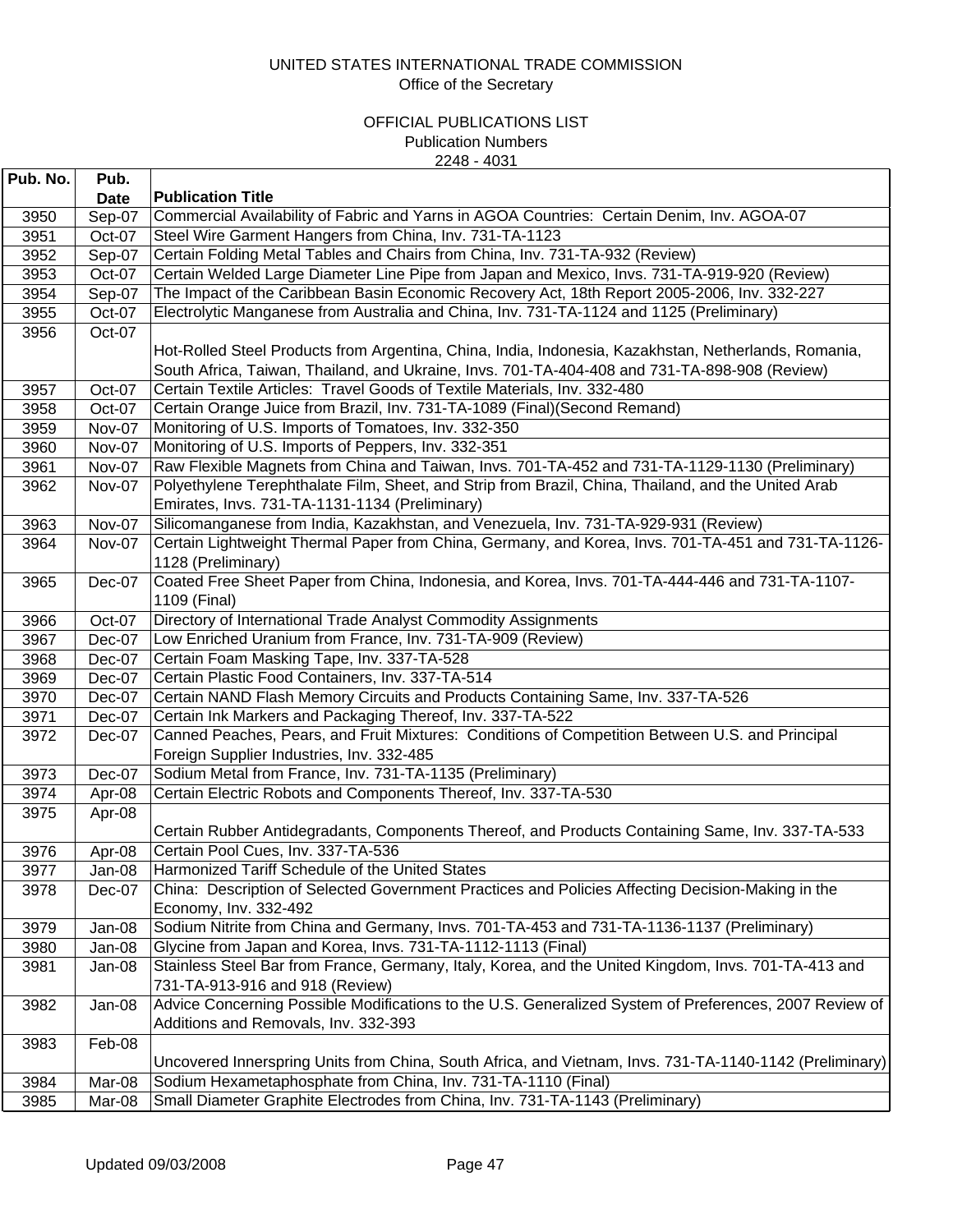# UNITED STATES INTERNATIONAL TRADE COMMISSION

Office of the Secretary

## OFFICIAL PUBLICATIONS LIST

Publication Numbers

2248 - 4031

| Pub. No. | Pub. Date | Publication Title |
|---|---|---|
| 3950 | Sep-07 | Commercial Availability of Fabric and Yarns in AGOA Countries: Certain Denim, Inv. AGOA-07 |
| 3951 | Oct-07 | Steel Wire Garment Hangers from China, Inv. 731-TA-1123 |
| 3952 | Sep-07 | Certain Folding Metal Tables and Chairs from China, Inv. 731-TA-932 (Review) |
| 3953 | Oct-07 | Certain Welded Large Diameter Line Pipe from Japan and Mexico, Invs. 731-TA-919-920 (Review) |
| 3954 | Sep-07 | The Impact of the Caribbean Basin Economic Recovery Act, 18th Report 2005-2006, Inv. 332-227 |
| 3955 | Oct-07 | Electrolytic Manganese from Australia and China, Inv. 731-TA-1124 and 1125 (Preliminary) |
| 3956 | Oct-07 | Hot-Rolled Steel Products from Argentina, China, India, Indonesia, Kazakhstan, Netherlands, Romania, South Africa, Taiwan, Thailand, and Ukraine, Invs. 701-TA-404-408 and 731-TA-898-908 (Review) |
| 3957 | Oct-07 | Certain Textile Articles: Travel Goods of Textile Materials, Inv. 332-480 |
| 3958 | Oct-07 | Certain Orange Juice from Brazil, Inv. 731-TA-1089 (Final)(Second Remand) |
| 3959 | Nov-07 | Monitoring of U.S. Imports of Tomatoes, Inv. 332-350 |
| 3960 | Nov-07 | Monitoring of U.S. Imports of Peppers, Inv. 332-351 |
| 3961 | Nov-07 | Raw Flexible Magnets from China and Taiwan, Invs. 701-TA-452 and 731-TA-1129-1130 (Preliminary) |
| 3962 | Nov-07 | Polyethylene Terephthalate Film, Sheet, and Strip from Brazil, China, Thailand, and the United Arab Emirates, Invs. 731-TA-1131-1134 (Preliminary) |
| 3963 | Nov-07 | Silicomanganese from India, Kazakhstan, and Venezuela, Inv. 731-TA-929-931 (Review) |
| 3964 | Nov-07 | Certain Lightweight Thermal Paper from China, Germany, and Korea, Invs. 701-TA-451 and 731-TA-1126-1128 (Preliminary) |
| 3965 | Dec-07 | Coated Free Sheet Paper from China, Indonesia, and Korea, Invs. 701-TA-444-446 and 731-TA-1107-1109 (Final) |
| 3966 | Oct-07 | Directory of International Trade Analyst Commodity Assignments |
| 3967 | Dec-07 | Low Enriched Uranium from France, Inv. 731-TA-909 (Review) |
| 3968 | Dec-07 | Certain Foam Masking Tape, Inv. 337-TA-528 |
| 3969 | Dec-07 | Certain Plastic Food Containers, Inv. 337-TA-514 |
| 3970 | Dec-07 | Certain NAND Flash Memory Circuits and Products Containing Same, Inv. 337-TA-526 |
| 3971 | Dec-07 | Certain Ink Markers and Packaging Thereof, Inv. 337-TA-522 |
| 3972 | Dec-07 | Canned Peaches, Pears, and Fruit Mixtures: Conditions of Competition Between U.S. and Principal Foreign Supplier Industries, Inv. 332-485 |
| 3973 | Dec-07 | Sodium Metal from France, Inv. 731-TA-1135 (Preliminary) |
| 3974 | Apr-08 | Certain Electric Robots and Components Thereof, Inv. 337-TA-530 |
| 3975 | Apr-08 | Certain Rubber Antidegradants, Components Thereof, and Products Containing Same, Inv. 337-TA-533 |
| 3976 | Apr-08 | Certain Pool Cues, Inv. 337-TA-536 |
| 3977 | Jan-08 | Harmonized Tariff Schedule of the United States |
| 3978 | Dec-07 | China: Description of Selected Government Practices and Policies Affecting Decision-Making in the Economy, Inv. 332-492 |
| 3979 | Jan-08 | Sodium Nitrite from China and Germany, Invs. 701-TA-453 and 731-TA-1136-1137 (Preliminary) |
| 3980 | Jan-08 | Glycine from Japan and Korea, Invs. 731-TA-1112-1113 (Final) |
| 3981 | Jan-08 | Stainless Steel Bar from France, Germany, Italy, Korea, and the United Kingdom, Invs. 701-TA-413 and 731-TA-913-916 and 918 (Review) |
| 3982 | Jan-08 | Advice Concerning Possible Modifications to the U.S. Generalized System of Preferences, 2007 Review of Additions and Removals, Inv. 332-393 |
| 3983 | Feb-08 | Uncovered Innerspring Units from China, South Africa, and Vietnam, Invs. 731-TA-1140-1142 (Preliminary) |
| 3984 | Mar-08 | Sodium Hexametaphosphate from China, Inv. 731-TA-1110 (Final) |
| 3985 | Mar-08 | Small Diameter Graphite Electrodes from China, Inv. 731-TA-1143 (Preliminary) |

Updated 09/03/2008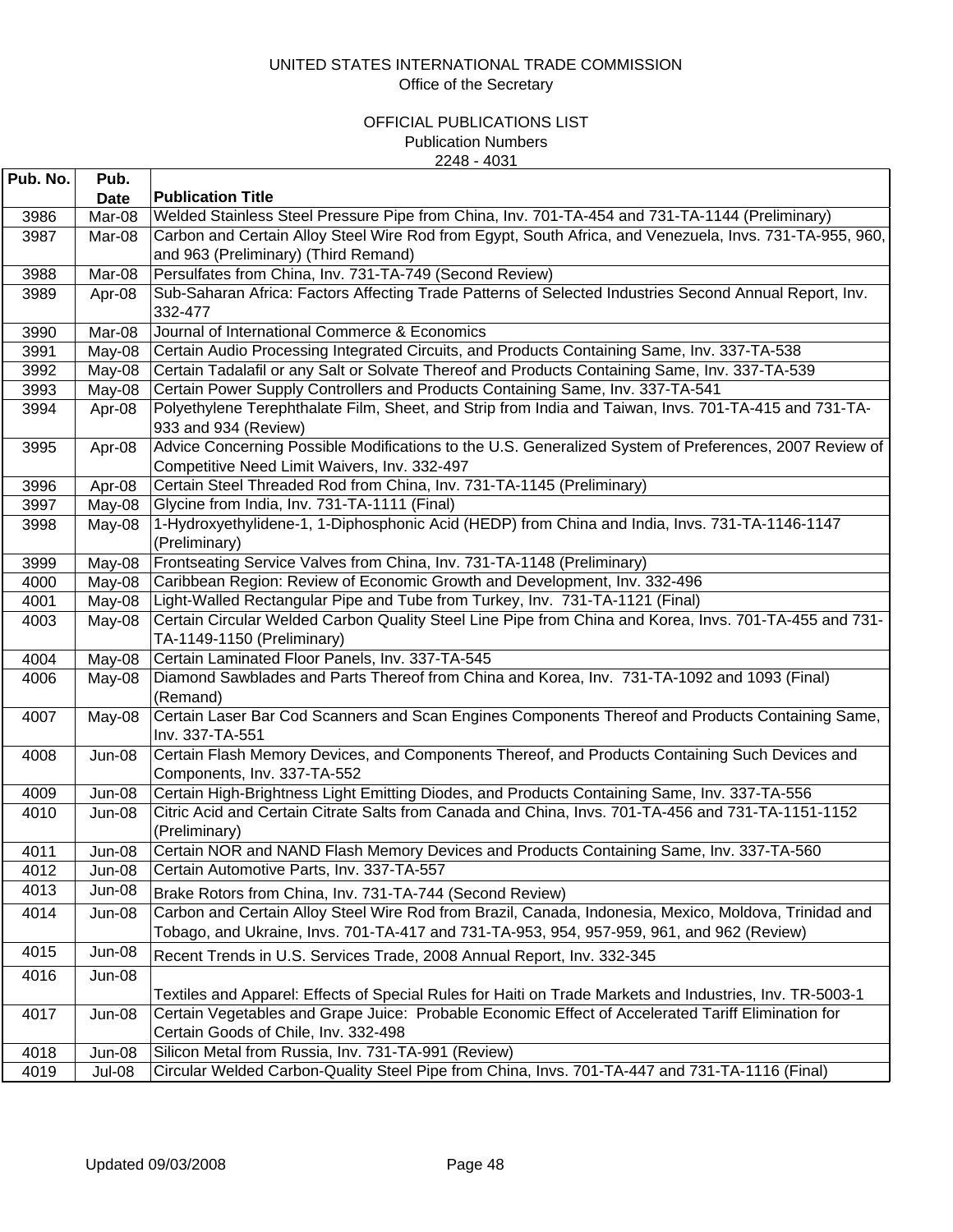UNITED STATES INTERNATIONAL TRADE COMMISSION
Office of the Secretary

OFFICIAL PUBLICATIONS LIST
Publication Numbers
2248 - 4031

| Pub. No. | Pub. Date | Publication Title |
|---|---|---|
| 3986 | Mar-08 | Welded Stainless Steel Pressure Pipe from China, Inv. 701-TA-454 and 731-TA-1144 (Preliminary) |
| 3987 | Mar-08 | Carbon and Certain Alloy Steel Wire Rod from Egypt, South Africa, and Venezuela, Invs. 731-TA-955, 960, and 963 (Preliminary) (Third Remand) |
| 3988 | Mar-08 | Persulfates from China, Inv. 731-TA-749 (Second Review) |
| 3989 | Apr-08 | Sub-Saharan Africa: Factors Affecting Trade Patterns of Selected Industries Second Annual Report, Inv. 332-477 |
| 3990 | Mar-08 | Journal of International Commerce & Economics |
| 3991 | May-08 | Certain Audio Processing Integrated Circuits, and Products Containing Same, Inv. 337-TA-538 |
| 3992 | May-08 | Certain Tadalafil or any Salt or Solvate Thereof and Products Containing Same, Inv. 337-TA-539 |
| 3993 | May-08 | Certain Power Supply Controllers and Products Containing Same, Inv. 337-TA-541 |
| 3994 | Apr-08 | Polyethylene Terephthalate Film, Sheet, and Strip from India and Taiwan, Invs. 701-TA-415 and 731-TA-933 and 934 (Review) |
| 3995 | Apr-08 | Advice Concerning Possible Modifications to the U.S. Generalized System of Preferences, 2007 Review of Competitive Need Limit Waivers, Inv. 332-497 |
| 3996 | Apr-08 | Certain Steel Threaded Rod from China, Inv. 731-TA-1145 (Preliminary) |
| 3997 | May-08 | Glycine from India, Inv. 731-TA-1111 (Final) |
| 3998 | May-08 | 1-Hydroxyethylidene-1, 1-Diphosphonic Acid (HEDP) from China and India, Invs. 731-TA-1146-1147 (Preliminary) |
| 3999 | May-08 | Frontseating Service Valves from China, Inv. 731-TA-1148 (Preliminary) |
| 4000 | May-08 | Caribbean Region: Review of Economic Growth and Development, Inv. 332-496 |
| 4001 | May-08 | Light-Walled Rectangular Pipe and Tube from Turkey, Inv. 731-TA-1121 (Final) |
| 4003 | May-08 | Certain Circular Welded Carbon Quality Steel Line Pipe from China and Korea, Invs. 701-TA-455 and 731-TA-1149-1150 (Preliminary) |
| 4004 | May-08 | Certain Laminated Floor Panels, Inv. 337-TA-545 |
| 4006 | May-08 | Diamond Sawblades and Parts Thereof from China and Korea, Inv. 731-TA-1092 and 1093 (Final) (Remand) |
| 4007 | May-08 | Certain Laser Bar Cod Scanners and Scan Engines Components Thereof and Products Containing Same, Inv. 337-TA-551 |
| 4008 | Jun-08 | Certain Flash Memory Devices, and Components Thereof, and Products Containing Such Devices and Components, Inv. 337-TA-552 |
| 4009 | Jun-08 | Certain High-Brightness Light Emitting Diodes, and Products Containing Same, Inv. 337-TA-556 |
| 4010 | Jun-08 | Citric Acid and Certain Citrate Salts from Canada and China, Invs. 701-TA-456 and 731-TA-1151-1152 (Preliminary) |
| 4011 | Jun-08 | Certain NOR and NAND Flash Memory Devices and Products Containing Same, Inv. 337-TA-560 |
| 4012 | Jun-08 | Certain Automotive Parts, Inv. 337-TA-557 |
| 4013 | Jun-08 | Brake Rotors from China, Inv. 731-TA-744 (Second Review) |
| 4014 | Jun-08 | Carbon and Certain Alloy Steel Wire Rod from Brazil, Canada, Indonesia, Mexico, Moldova, Trinidad and Tobago, and Ukraine, Invs. 701-TA-417 and 731-TA-953, 954, 957-959, 961, and 962 (Review) |
| 4015 | Jun-08 | Recent Trends in U.S. Services Trade, 2008 Annual Report, Inv. 332-345 |
| 4016 | Jun-08 | Textiles and Apparel: Effects of Special Rules for Haiti on Trade Markets and Industries, Inv. TR-5003-1 |
| 4017 | Jun-08 | Certain Vegetables and Grape Juice: Probable Economic Effect of Accelerated Tariff Elimination for Certain Goods of Chile, Inv. 332-498 |
| 4018 | Jun-08 | Silicon Metal from Russia, Inv. 731-TA-991 (Review) |
| 4019 | Jul-08 | Circular Welded Carbon-Quality Steel Pipe from China, Invs. 701-TA-447 and 731-TA-1116 (Final) |

Updated 09/03/2008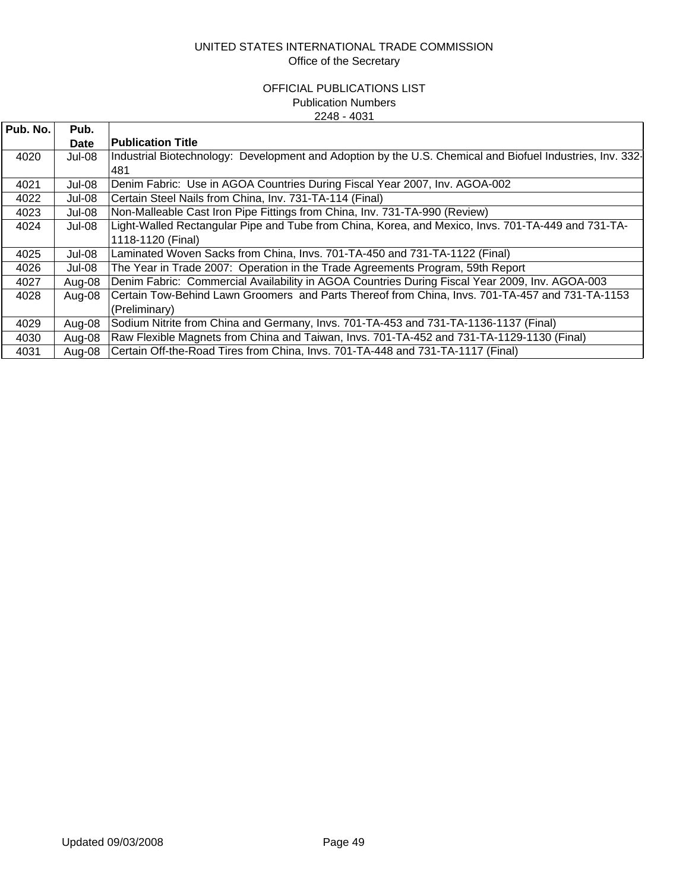UNITED STATES INTERNATIONAL TRADE COMMISSION
Office of the Secretary

OFFICIAL PUBLICATIONS LIST
Publication Numbers
2248 - 4031

| Pub. No. | Pub. Date | Publication Title |
|---|---|---|
| 4020 | Jul-08 | Industrial Biotechnology: Development and Adoption by the U.S. Chemical and Biofuel Industries, Inv. 332-481 |
| 4021 | Jul-08 | Denim Fabric: Use in AGOA Countries During Fiscal Year 2007, Inv. AGOA-002 |
| 4022 | Jul-08 | Certain Steel Nails from China, Inv. 731-TA-114 (Final) |
| 4023 | Jul-08 | Non-Malleable Cast Iron Pipe Fittings from China, Inv. 731-TA-990 (Review) |
| 4024 | Jul-08 | Light-Walled Rectangular Pipe and Tube from China, Korea, and Mexico, Invs. 701-TA-449 and 731-TA-1118-1120 (Final) |
| 4025 | Jul-08 | Laminated Woven Sacks from China, Invs. 701-TA-450 and 731-TA-1122 (Final) |
| 4026 | Jul-08 | The Year in Trade 2007: Operation in the Trade Agreements Program, 59th Report |
| 4027 | Aug-08 | Denim Fabric: Commercial Availability in AGOA Countries During Fiscal Year 2009, Inv. AGOA-003 |
| 4028 | Aug-08 | Certain Tow-Behind Lawn Groomers and Parts Thereof from China, Invs. 701-TA-457 and 731-TA-1153 (Preliminary) |
| 4029 | Aug-08 | Sodium Nitrite from China and Germany, Invs. 701-TA-453 and 731-TA-1136-1137 (Final) |
| 4030 | Aug-08 | Raw Flexible Magnets from China and Taiwan, Invs. 701-TA-452 and 731-TA-1129-1130 (Final) |
| 4031 | Aug-08 | Certain Off-the-Road Tires from China, Invs. 701-TA-448 and 731-TA-1117 (Final) |

Updated 09/03/2008